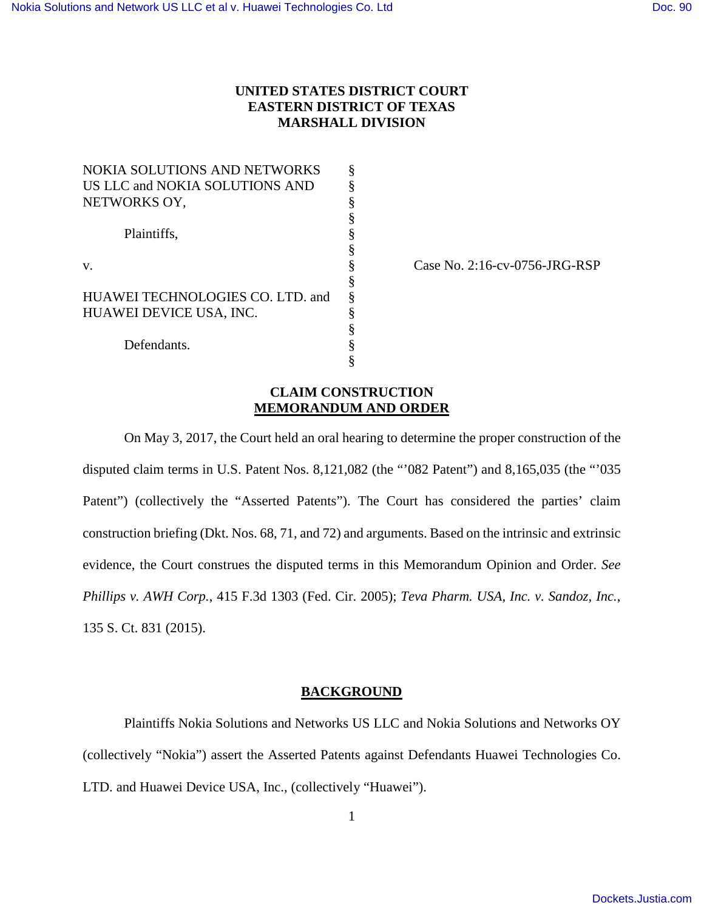**UNITED STATES DISTRICT COURT**
**EASTERN DISTRICT OF TEXAS**
**MARSHALL DIVISION**

| | | |
|---|---|---|
| NOKIA SOLUTIONS AND NETWORKS US LLC and NOKIA SOLUTIONS AND NETWORKS OY, | § | |
| Plaintiffs, | § | |
| v. | § | Case No. 2:16-cv-0756-JRG-RSP |
| HUAWEI TECHNOLOGIES CO. LTD. and HUAWEI DEVICE USA, INC. | § | |
| Defendants. | § | |

**CLAIM CONSTRUCTION**
**MEMORANDUM AND ORDER**

On May 3, 2017, the Court held an oral hearing to determine the proper construction of the disputed claim terms in U.S. Patent Nos. 8,121,082 (the "'082 Patent") and 8,165,035 (the "'035 Patent") (collectively the "Asserted Patents"). The Court has considered the parties' claim construction briefing (Dkt. Nos. 68, 71, and 72) and arguments. Based on the intrinsic and extrinsic evidence, the Court construes the disputed terms in this Memorandum Opinion and Order. *See Phillips v. AWH Corp.*, 415 F.3d 1303 (Fed. Cir. 2005); *Teva Pharm. USA, Inc. v. Sandoz, Inc.*, 135 S. Ct. 831 (2015).

## BACKGROUND

Plaintiffs Nokia Solutions and Networks US LLC and Nokia Solutions and Networks OY (collectively "Nokia") assert the Asserted Patents against Defendants Huawei Technologies Co. LTD. and Huawei Device USA, Inc., (collectively "Huawei").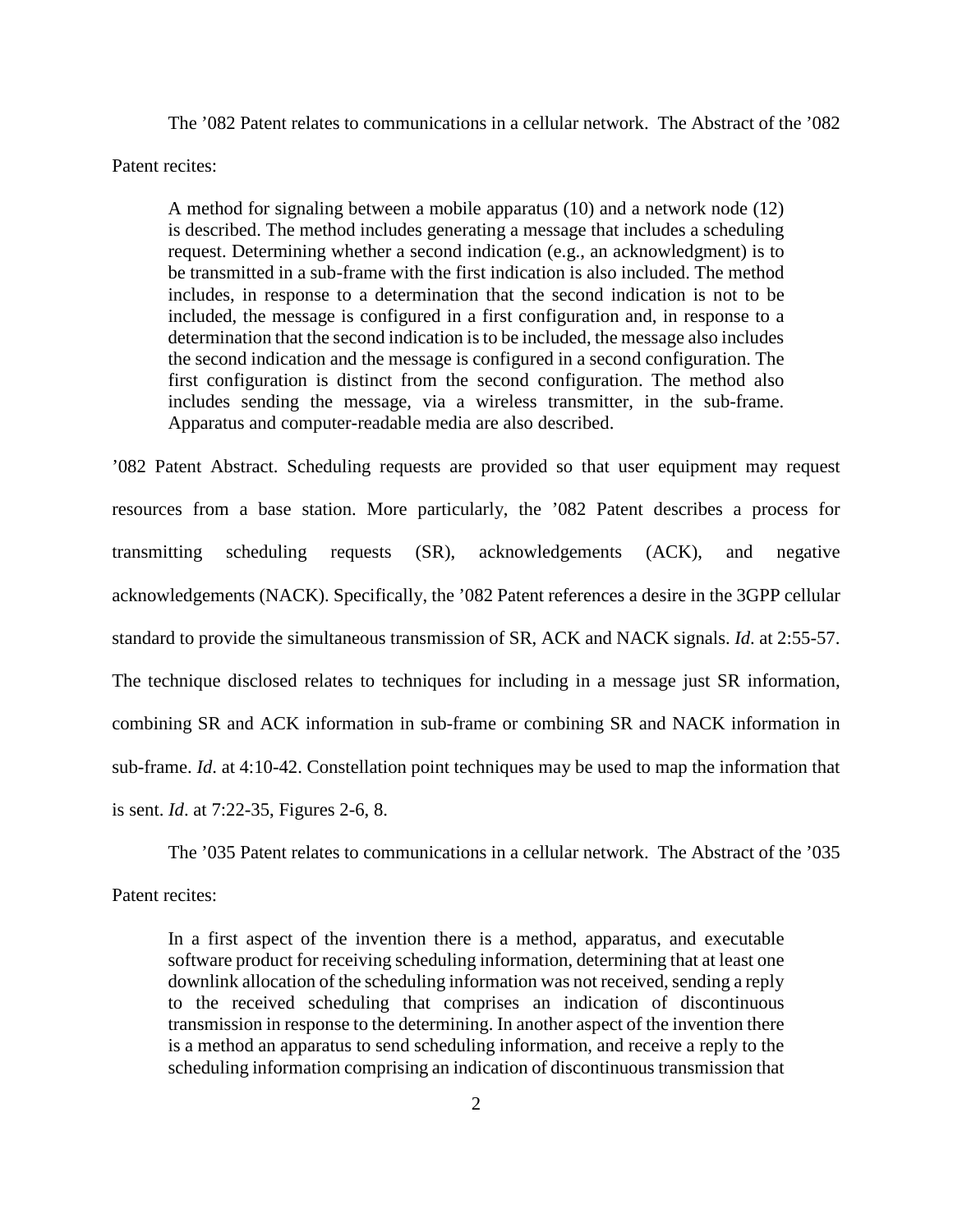The ’082 Patent relates to communications in a cellular network. The Abstract of the ’082 Patent recites:

> A method for signaling between a mobile apparatus (10) and a network node (12) is described. The method includes generating a message that includes a scheduling request. Determining whether a second indication (e.g., an acknowledgment) is to be transmitted in a sub-frame with the first indication is also included. The method includes, in response to a determination that the second indication is not to be included, the message is configured in a first configuration and, in response to a determination that the second indication is to be included, the message also includes the second indication and the message is configured in a second configuration. The first configuration is distinct from the second configuration. The method also includes sending the message, via a wireless transmitter, in the sub-frame. Apparatus and computer-readable media are also described.

’082 Patent Abstract. Scheduling requests are provided so that user equipment may request resources from a base station. More particularly, the ’082 Patent describes a process for transmitting scheduling requests (SR), acknowledgements (ACK), and negative acknowledgements (NACK). Specifically, the ’082 Patent references a desire in the 3GPP cellular standard to provide the simultaneous transmission of SR, ACK and NACK signals. *Id*. at 2:55-57. The technique disclosed relates to techniques for including in a message just SR information, combining SR and ACK information in sub-frame or combining SR and NACK information in sub-frame. *Id*. at 4:10-42. Constellation point techniques may be used to map the information that is sent. *Id*. at 7:22-35, Figures 2-6, 8.

The ’035 Patent relates to communications in a cellular network. The Abstract of the ’035 Patent recites:

> In a first aspect of the invention there is a method, apparatus, and executable software product for receiving scheduling information, determining that at least one downlink allocation of the scheduling information was not received, sending a reply to the received scheduling that comprises an indication of discontinuous transmission in response to the determining. In another aspect of the invention there is a method an apparatus to send scheduling information, and receive a reply to the scheduling information comprising an indication of discontinuous transmission that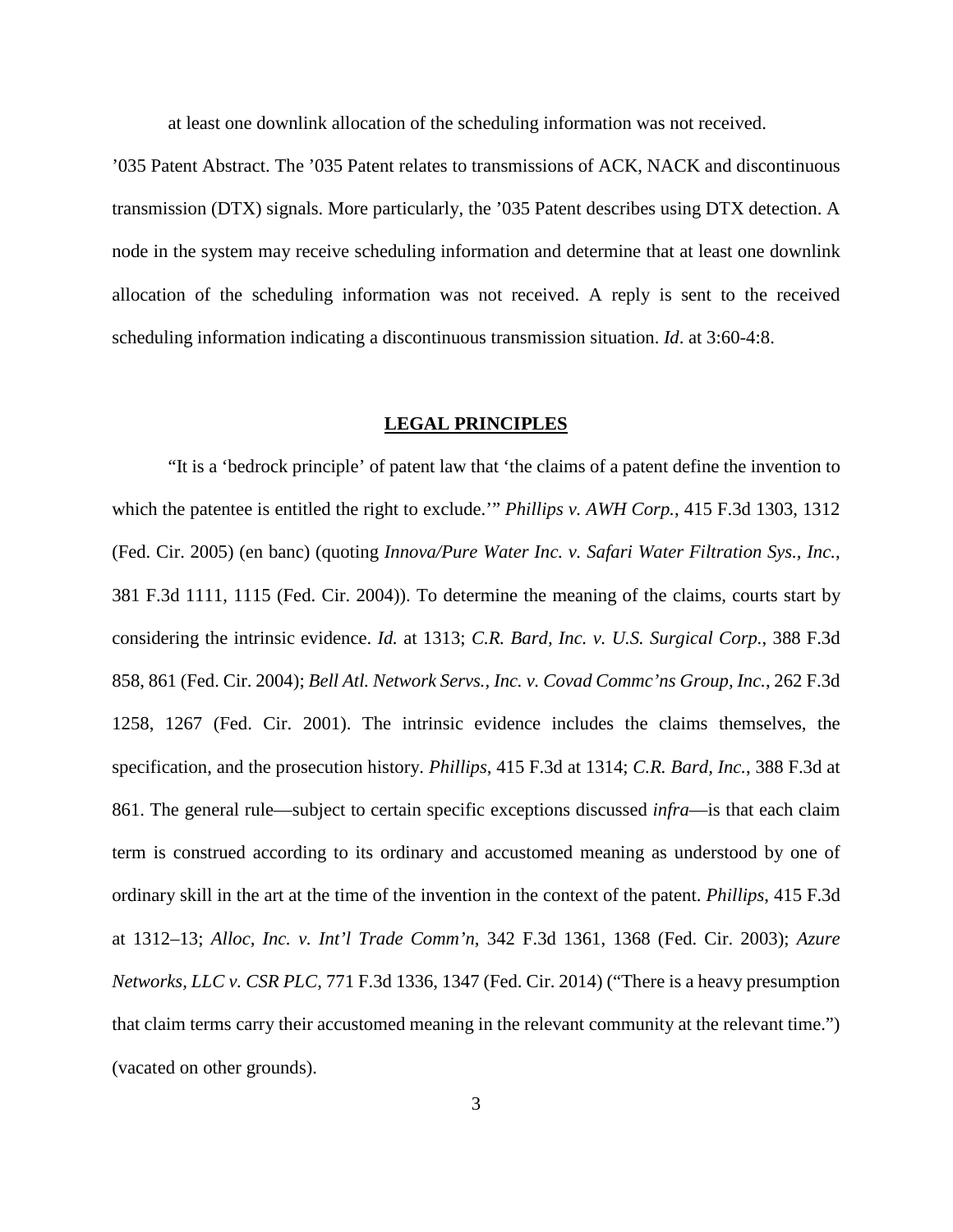at least one downlink allocation of the scheduling information was not received.

’035 Patent Abstract. The ’035 Patent relates to transmissions of ACK, NACK and discontinuous transmission (DTX) signals. More particularly, the ’035 Patent describes using DTX detection. A node in the system may receive scheduling information and determine that at least one downlink allocation of the scheduling information was not received. A reply is sent to the received scheduling information indicating a discontinuous transmission situation. *Id*. at 3:60-4:8.

## LEGAL PRINCIPLES

“It is a ‘bedrock principle’ of patent law that ‘the claims of a patent define the invention to which the patentee is entitled the right to exclude.’” *Phillips v. AWH Corp.*, 415 F.3d 1303, 1312 (Fed. Cir. 2005) (en banc) (quoting *Innova/Pure Water Inc. v. Safari Water Filtration Sys., Inc.*, 381 F.3d 1111, 1115 (Fed. Cir. 2004)). To determine the meaning of the claims, courts start by considering the intrinsic evidence. *Id.* at 1313; *C.R. Bard, Inc. v. U.S. Surgical Corp.*, 388 F.3d 858, 861 (Fed. Cir. 2004); *Bell Atl. Network Servs., Inc. v. Covad Commc’ns Group, Inc.*, 262 F.3d 1258, 1267 (Fed. Cir. 2001). The intrinsic evidence includes the claims themselves, the specification, and the prosecution history. *Phillips*, 415 F.3d at 1314; *C.R. Bard, Inc.*, 388 F.3d at 861. The general rule—subject to certain specific exceptions discussed *infra*—is that each claim term is construed according to its ordinary and accustomed meaning as understood by one of ordinary skill in the art at the time of the invention in the context of the patent. *Phillips*, 415 F.3d at 1312–13; *Alloc, Inc. v. Int’l Trade Comm’n*, 342 F.3d 1361, 1368 (Fed. Cir. 2003); *Azure Networks, LLC v. CSR PLC*, 771 F.3d 1336, 1347 (Fed. Cir. 2014) (“There is a heavy presumption that claim terms carry their accustomed meaning in the relevant community at the relevant time.”) (vacated on other grounds).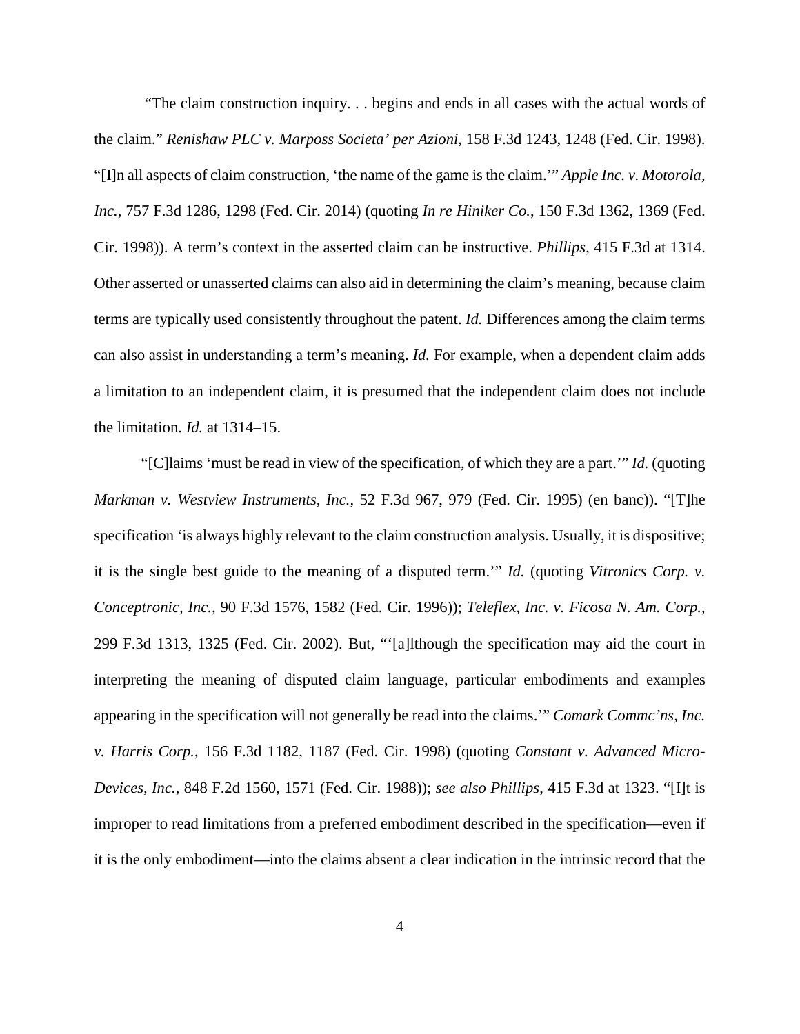"The claim construction inquiry. . . begins and ends in all cases with the actual words of the claim." *Renishaw PLC v. Marposs Societa' per Azioni*, 158 F.3d 1243, 1248 (Fed. Cir. 1998). "[I]n all aspects of claim construction, 'the name of the game is the claim.'" *Apple Inc. v. Motorola, Inc.*, 757 F.3d 1286, 1298 (Fed. Cir. 2014) (quoting *In re Hiniker Co.*, 150 F.3d 1362, 1369 (Fed. Cir. 1998)). A term's context in the asserted claim can be instructive. *Phillips*, 415 F.3d at 1314. Other asserted or unasserted claims can also aid in determining the claim's meaning, because claim terms are typically used consistently throughout the patent. *Id.* Differences among the claim terms can also assist in understanding a term's meaning. *Id.* For example, when a dependent claim adds a limitation to an independent claim, it is presumed that the independent claim does not include the limitation. *Id.* at 1314–15.

"[C]laims 'must be read in view of the specification, of which they are a part.'" *Id.* (quoting *Markman v. Westview Instruments, Inc.*, 52 F.3d 967, 979 (Fed. Cir. 1995) (en banc)). "[T]he specification 'is always highly relevant to the claim construction analysis. Usually, it is dispositive; it is the single best guide to the meaning of a disputed term.'" *Id.* (quoting *Vitronics Corp. v. Conceptronic, Inc.*, 90 F.3d 1576, 1582 (Fed. Cir. 1996)); *Teleflex, Inc. v. Ficosa N. Am. Corp.*, 299 F.3d 1313, 1325 (Fed. Cir. 2002). But, "'[a]lthough the specification may aid the court in interpreting the meaning of disputed claim language, particular embodiments and examples appearing in the specification will not generally be read into the claims.'" *Comark Commc'ns, Inc. v. Harris Corp.*, 156 F.3d 1182, 1187 (Fed. Cir. 1998) (quoting *Constant v. Advanced Micro-Devices, Inc.*, 848 F.2d 1560, 1571 (Fed. Cir. 1988)); *see also Phillips*, 415 F.3d at 1323. "[I]t is improper to read limitations from a preferred embodiment described in the specification—even if it is the only embodiment—into the claims absent a clear indication in the intrinsic record that the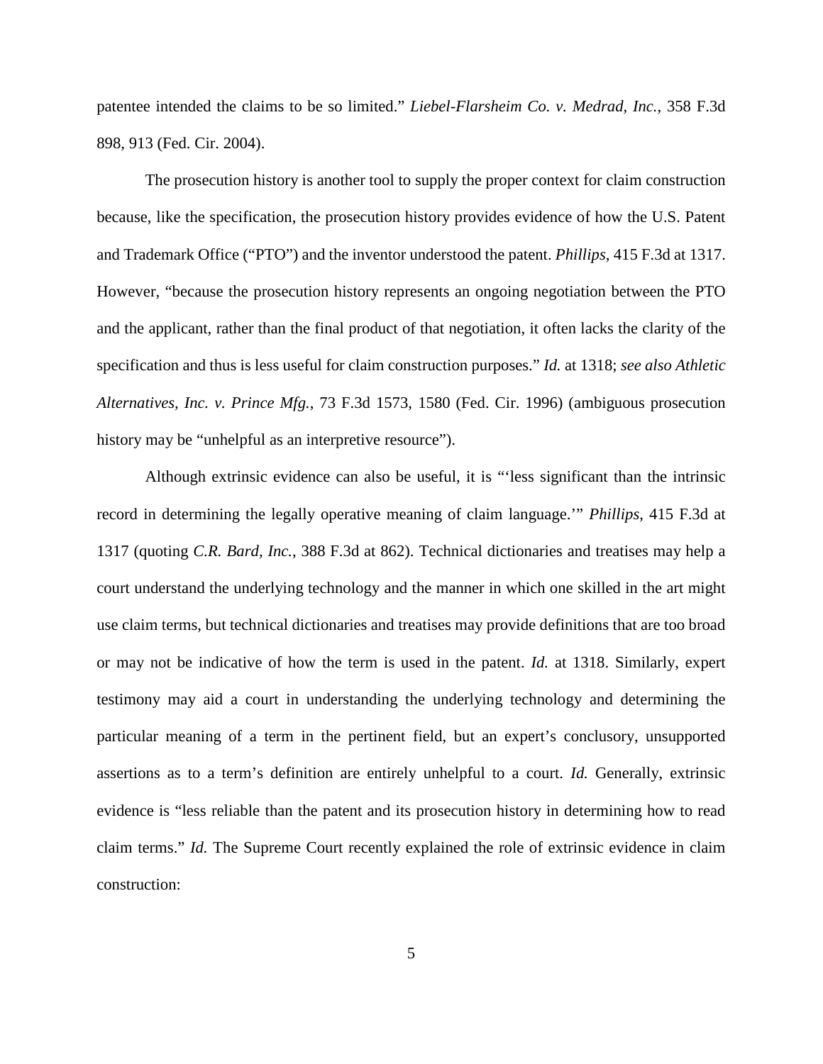patentee intended the claims to be so limited." *Liebel-Flarsheim Co. v. Medrad, Inc.*, 358 F.3d 898, 913 (Fed. Cir. 2004).

The prosecution history is another tool to supply the proper context for claim construction because, like the specification, the prosecution history provides evidence of how the U.S. Patent and Trademark Office ("PTO") and the inventor understood the patent. *Phillips*, 415 F.3d at 1317. However, "because the prosecution history represents an ongoing negotiation between the PTO and the applicant, rather than the final product of that negotiation, it often lacks the clarity of the specification and thus is less useful for claim construction purposes." *Id.* at 1318; *see also Athletic Alternatives, Inc. v. Prince Mfg.*, 73 F.3d 1573, 1580 (Fed. Cir. 1996) (ambiguous prosecution history may be "unhelpful as an interpretive resource").

Although extrinsic evidence can also be useful, it is "'less significant than the intrinsic record in determining the legally operative meaning of claim language.'" *Phillips*, 415 F.3d at 1317 (quoting *C.R. Bard, Inc.*, 388 F.3d at 862). Technical dictionaries and treatises may help a court understand the underlying technology and the manner in which one skilled in the art might use claim terms, but technical dictionaries and treatises may provide definitions that are too broad or may not be indicative of how the term is used in the patent. *Id.* at 1318. Similarly, expert testimony may aid a court in understanding the underlying technology and determining the particular meaning of a term in the pertinent field, but an expert's conclusory, unsupported assertions as to a term's definition are entirely unhelpful to a court. *Id.* Generally, extrinsic evidence is "less reliable than the patent and its prosecution history in determining how to read claim terms." *Id.* The Supreme Court recently explained the role of extrinsic evidence in claim construction: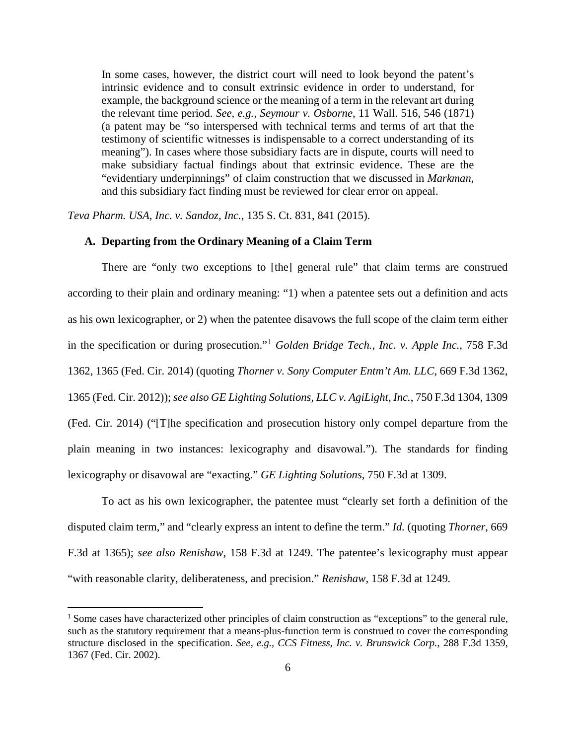> In some cases, however, the district court will need to look beyond the patent's intrinsic evidence and to consult extrinsic evidence in order to understand, for example, the background science or the meaning of a term in the relevant art during the relevant time period. *See, e.g.*, *Seymour v. Osborne*, 11 Wall. 516, 546 (1871) (a patent may be "so interspersed with technical terms and terms of art that the testimony of scientific witnesses is indispensable to a correct understanding of its meaning"). In cases where those subsidiary facts are in dispute, courts will need to make subsidiary factual findings about that extrinsic evidence. These are the "evidentiary underpinnings" of claim construction that we discussed in *Markman*, and this subsidiary fact finding must be reviewed for clear error on appeal.

*Teva Pharm. USA, Inc. v. Sandoz, Inc.*, 135 S. Ct. 831, 841 (2015).

### A. Departing from the Ordinary Meaning of a Claim Term

There are "only two exceptions to [the] general rule" that claim terms are construed according to their plain and ordinary meaning: "1) when a patentee sets out a definition and acts as his own lexicographer, or 2) when the patentee disavows the full scope of the claim term either in the specification or during prosecution."[1] *Golden Bridge Tech., Inc. v. Apple Inc.*, 758 F.3d 1362, 1365 (Fed. Cir. 2014) (quoting *Thorner v. Sony Computer Entm't Am. LLC*, 669 F.3d 1362, 1365 (Fed. Cir. 2012)); *see also GE Lighting Solutions, LLC v. AgiLight, Inc.*, 750 F.3d 1304, 1309 (Fed. Cir. 2014) ("[T]he specification and prosecution history only compel departure from the plain meaning in two instances: lexicography and disavowal."). The standards for finding lexicography or disavowal are "exacting." *GE Lighting Solutions*, 750 F.3d at 1309.

To act as his own lexicographer, the patentee must "clearly set forth a definition of the disputed claim term," and "clearly express an intent to define the term." *Id.* (quoting *Thorner*, 669 F.3d at 1365); *see also Renishaw*, 158 F.3d at 1249. The patentee's lexicography must appear "with reasonable clarity, deliberateness, and precision." *Renishaw*, 158 F.3d at 1249.

[1] Some cases have characterized other principles of claim construction as "exceptions" to the general rule, such as the statutory requirement that a means-plus-function term is construed to cover the corresponding structure disclosed in the specification. *See, e.g.*, *CCS Fitness, Inc. v. Brunswick Corp.*, 288 F.3d 1359, 1367 (Fed. Cir. 2002).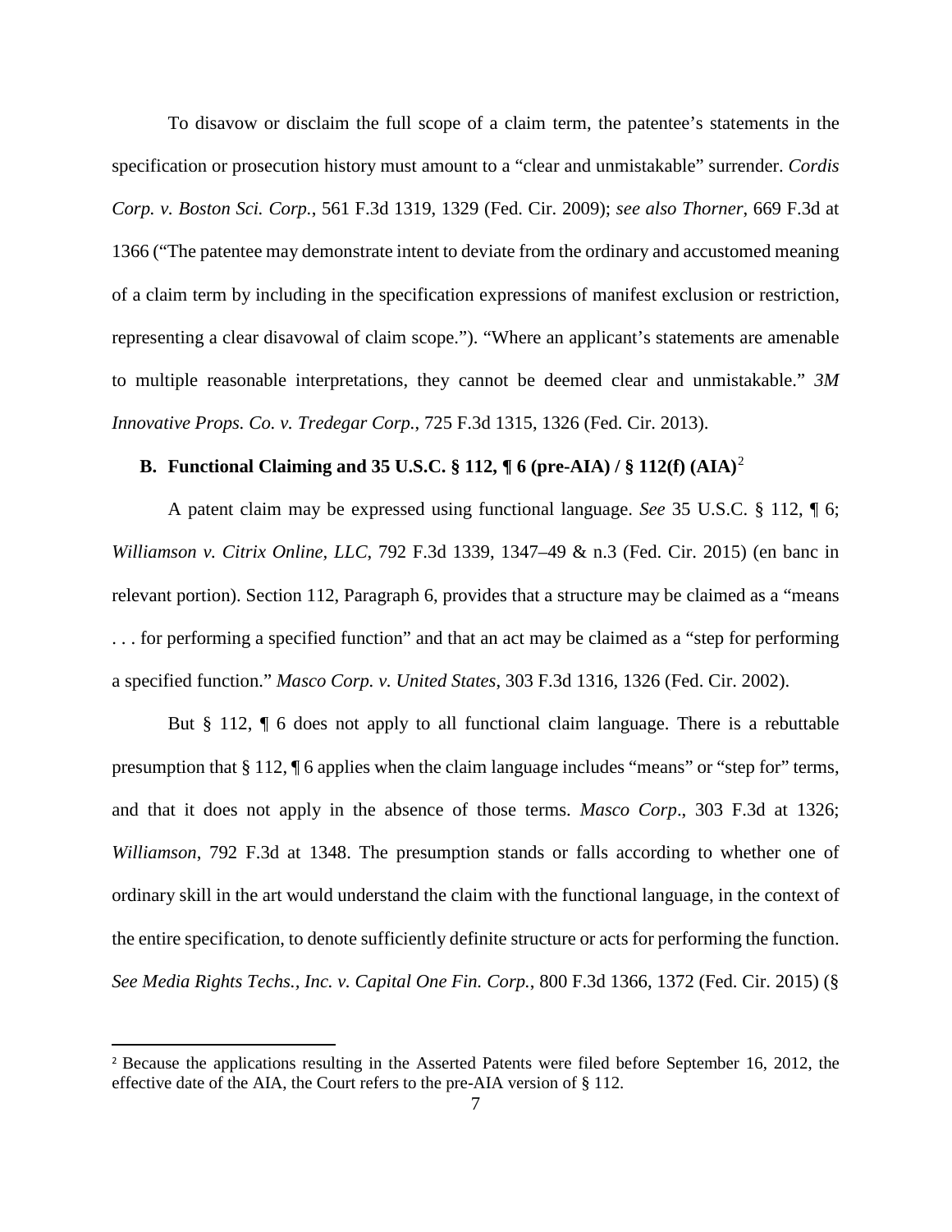To disavow or disclaim the full scope of a claim term, the patentee's statements in the specification or prosecution history must amount to a "clear and unmistakable" surrender. *Cordis Corp. v. Boston Sci. Corp.*, 561 F.3d 1319, 1329 (Fed. Cir. 2009); *see also Thorner*, 669 F.3d at 1366 ("The patentee may demonstrate intent to deviate from the ordinary and accustomed meaning of a claim term by including in the specification expressions of manifest exclusion or restriction, representing a clear disavowal of claim scope."). "Where an applicant's statements are amenable to multiple reasonable interpretations, they cannot be deemed clear and unmistakable." *3M Innovative Props. Co. v. Tredegar Corp.*, 725 F.3d 1315, 1326 (Fed. Cir. 2013).

### B. Functional Claiming and 35 U.S.C. § 112, ¶ 6 (pre-AIA) / § 112(f) (AIA)[2]

A patent claim may be expressed using functional language. *See* 35 U.S.C. § 112, ¶ 6; *Williamson v. Citrix Online, LLC*, 792 F.3d 1339, 1347–49 & n.3 (Fed. Cir. 2015) (en banc in relevant portion). Section 112, Paragraph 6, provides that a structure may be claimed as a "means . . . for performing a specified function" and that an act may be claimed as a "step for performing a specified function." *Masco Corp. v. United States*, 303 F.3d 1316, 1326 (Fed. Cir. 2002).

But § 112, ¶ 6 does not apply to all functional claim language. There is a rebuttable presumption that § 112, ¶ 6 applies when the claim language includes "means" or "step for" terms, and that it does not apply in the absence of those terms. *Masco Corp*., 303 F.3d at 1326; *Williamson*, 792 F.3d at 1348. The presumption stands or falls according to whether one of ordinary skill in the art would understand the claim with the functional language, in the context of the entire specification, to denote sufficiently definite structure or acts for performing the function. *See Media Rights Techs., Inc. v. Capital One Fin. Corp.*, 800 F.3d 1366, 1372 (Fed. Cir. 2015) (§

---

[2] Because the applications resulting in the Asserted Patents were filed before September 16, 2012, the effective date of the AIA, the Court refers to the pre-AIA version of § 112.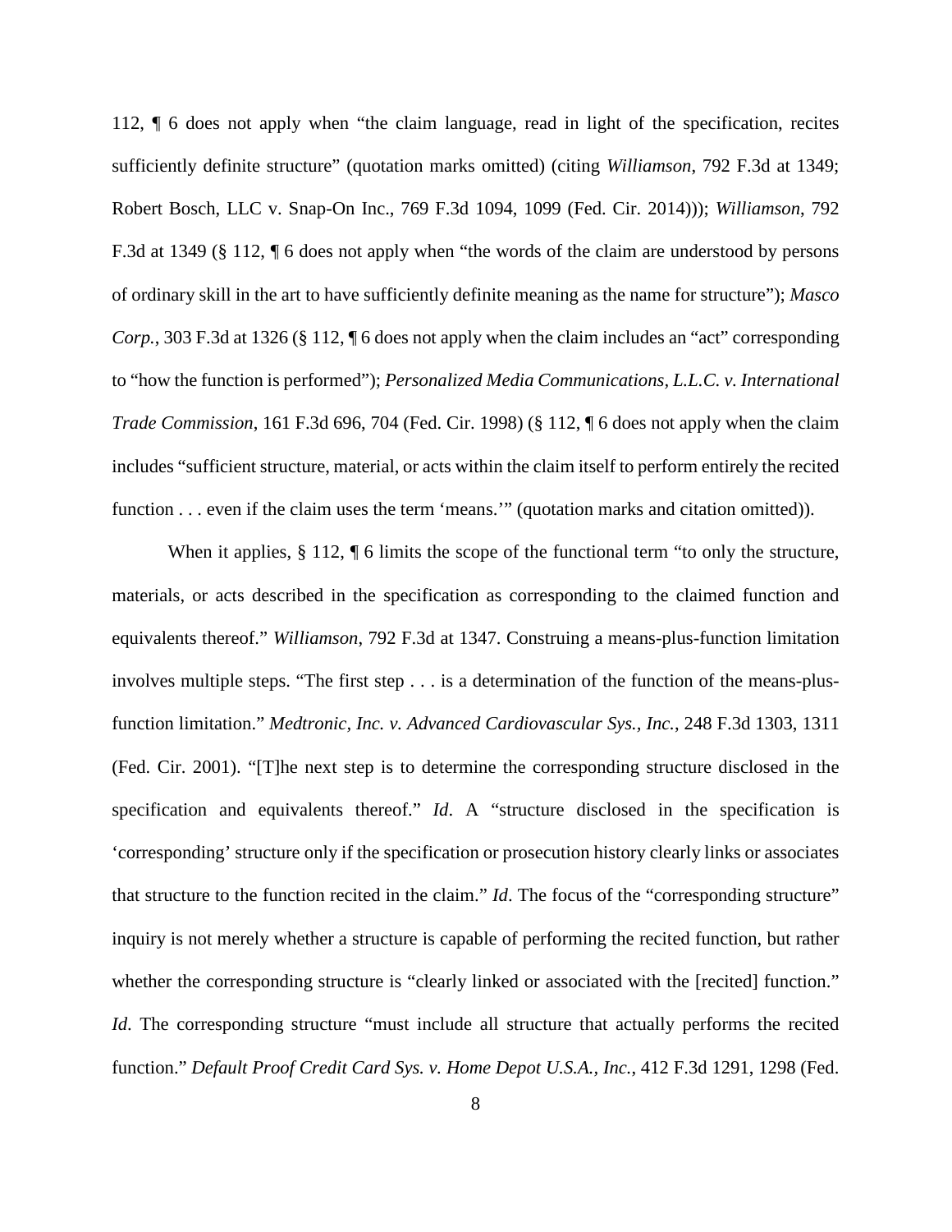112, ¶ 6 does not apply when "the claim language, read in light of the specification, recites sufficiently definite structure" (quotation marks omitted) (citing *Williamson*, 792 F.3d at 1349; Robert Bosch, LLC v. Snap-On Inc., 769 F.3d 1094, 1099 (Fed. Cir. 2014))); *Williamson*, 792 F.3d at 1349 (§ 112, ¶ 6 does not apply when "the words of the claim are understood by persons of ordinary skill in the art to have sufficiently definite meaning as the name for structure"); *Masco Corp.*, 303 F.3d at 1326 (§ 112, ¶ 6 does not apply when the claim includes an "act" corresponding to "how the function is performed"); *Personalized Media Communications, L.L.C. v. International Trade Commission*, 161 F.3d 696, 704 (Fed. Cir. 1998) (§ 112, ¶ 6 does not apply when the claim includes "sufficient structure, material, or acts within the claim itself to perform entirely the recited function . . . even if the claim uses the term 'means.'" (quotation marks and citation omitted)).

When it applies, § 112, ¶ 6 limits the scope of the functional term "to only the structure, materials, or acts described in the specification as corresponding to the claimed function and equivalents thereof." *Williamson*, 792 F.3d at 1347. Construing a means-plus-function limitation involves multiple steps. "The first step . . . is a determination of the function of the means-plus-function limitation." *Medtronic, Inc. v. Advanced Cardiovascular Sys., Inc.*, 248 F.3d 1303, 1311 (Fed. Cir. 2001). "[T]he next step is to determine the corresponding structure disclosed in the specification and equivalents thereof." *Id*. A "structure disclosed in the specification is 'corresponding' structure only if the specification or prosecution history clearly links or associates that structure to the function recited in the claim." *Id*. The focus of the "corresponding structure" inquiry is not merely whether a structure is capable of performing the recited function, but rather whether the corresponding structure is "clearly linked or associated with the [recited] function." *Id*. The corresponding structure "must include all structure that actually performs the recited function." *Default Proof Credit Card Sys. v. Home Depot U.S.A., Inc.*, 412 F.3d 1291, 1298 (Fed.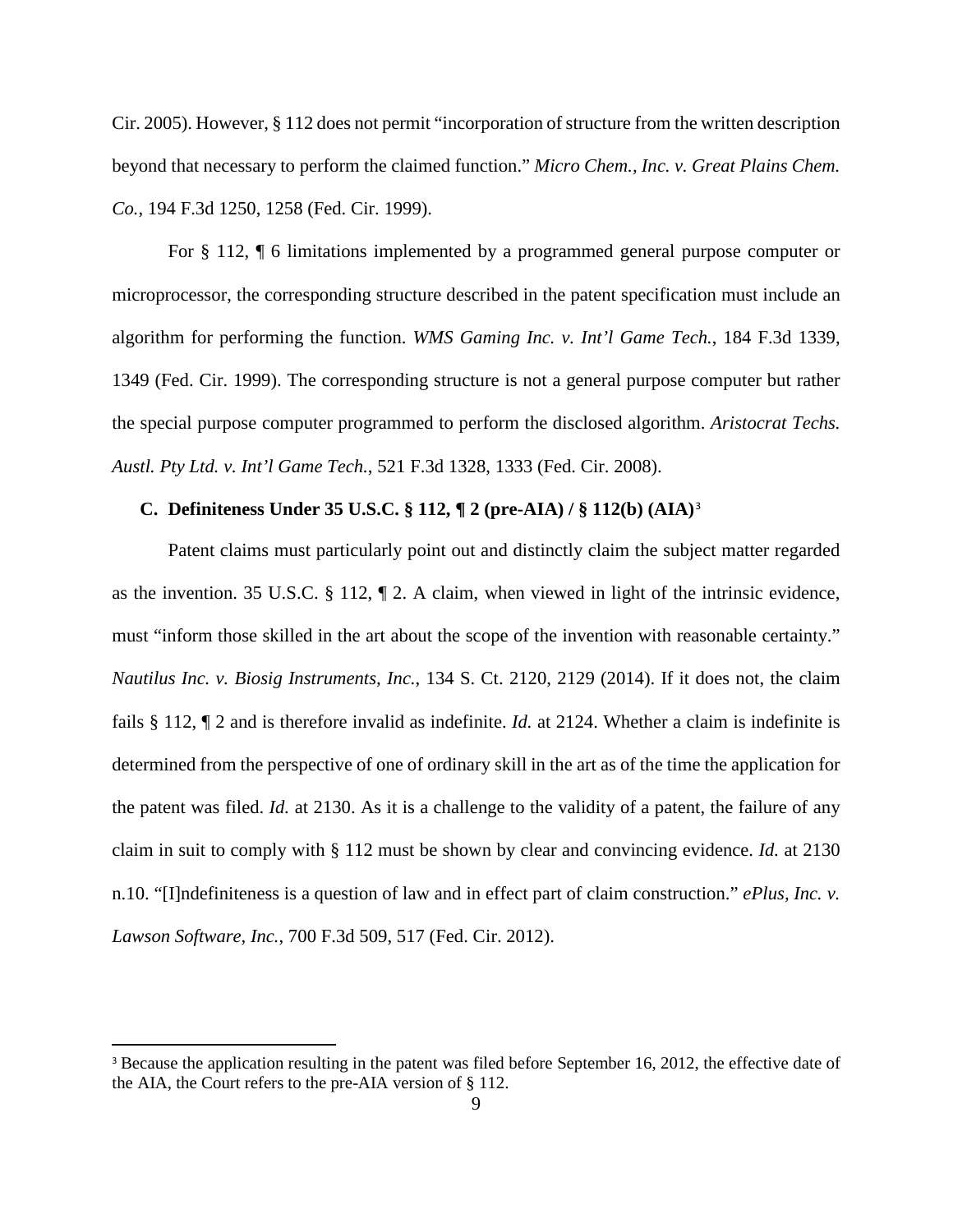Cir. 2005). However, § 112 does not permit "incorporation of structure from the written description beyond that necessary to perform the claimed function." *Micro Chem., Inc. v. Great Plains Chem. Co.*, 194 F.3d 1250, 1258 (Fed. Cir. 1999).

For § 112, ¶ 6 limitations implemented by a programmed general purpose computer or microprocessor, the corresponding structure described in the patent specification must include an algorithm for performing the function. *WMS Gaming Inc. v. Int'l Game Tech.*, 184 F.3d 1339, 1349 (Fed. Cir. 1999). The corresponding structure is not a general purpose computer but rather the special purpose computer programmed to perform the disclosed algorithm. *Aristocrat Techs. Austl. Pty Ltd. v. Int'l Game Tech.*, 521 F.3d 1328, 1333 (Fed. Cir. 2008).

### C. Definiteness Under 35 U.S.C. § 112, ¶ 2 (pre-AIA) / § 112(b) (AIA)[3]

Patent claims must particularly point out and distinctly claim the subject matter regarded as the invention. 35 U.S.C. § 112, ¶ 2. A claim, when viewed in light of the intrinsic evidence, must "inform those skilled in the art about the scope of the invention with reasonable certainty." *Nautilus Inc. v. Biosig Instruments, Inc.*, 134 S. Ct. 2120, 2129 (2014). If it does not, the claim fails § 112, ¶ 2 and is therefore invalid as indefinite. *Id.* at 2124. Whether a claim is indefinite is determined from the perspective of one of ordinary skill in the art as of the time the application for the patent was filed. *Id.* at 2130. As it is a challenge to the validity of a patent, the failure of any claim in suit to comply with § 112 must be shown by clear and convincing evidence. *Id.* at 2130 n.10. "[I]ndefiniteness is a question of law and in effect part of claim construction." *ePlus, Inc. v. Lawson Software, Inc.*, 700 F.3d 509, 517 (Fed. Cir. 2012).

---

[3] Because the application resulting in the patent was filed before September 16, 2012, the effective date of the AIA, the Court refers to the pre-AIA version of § 112.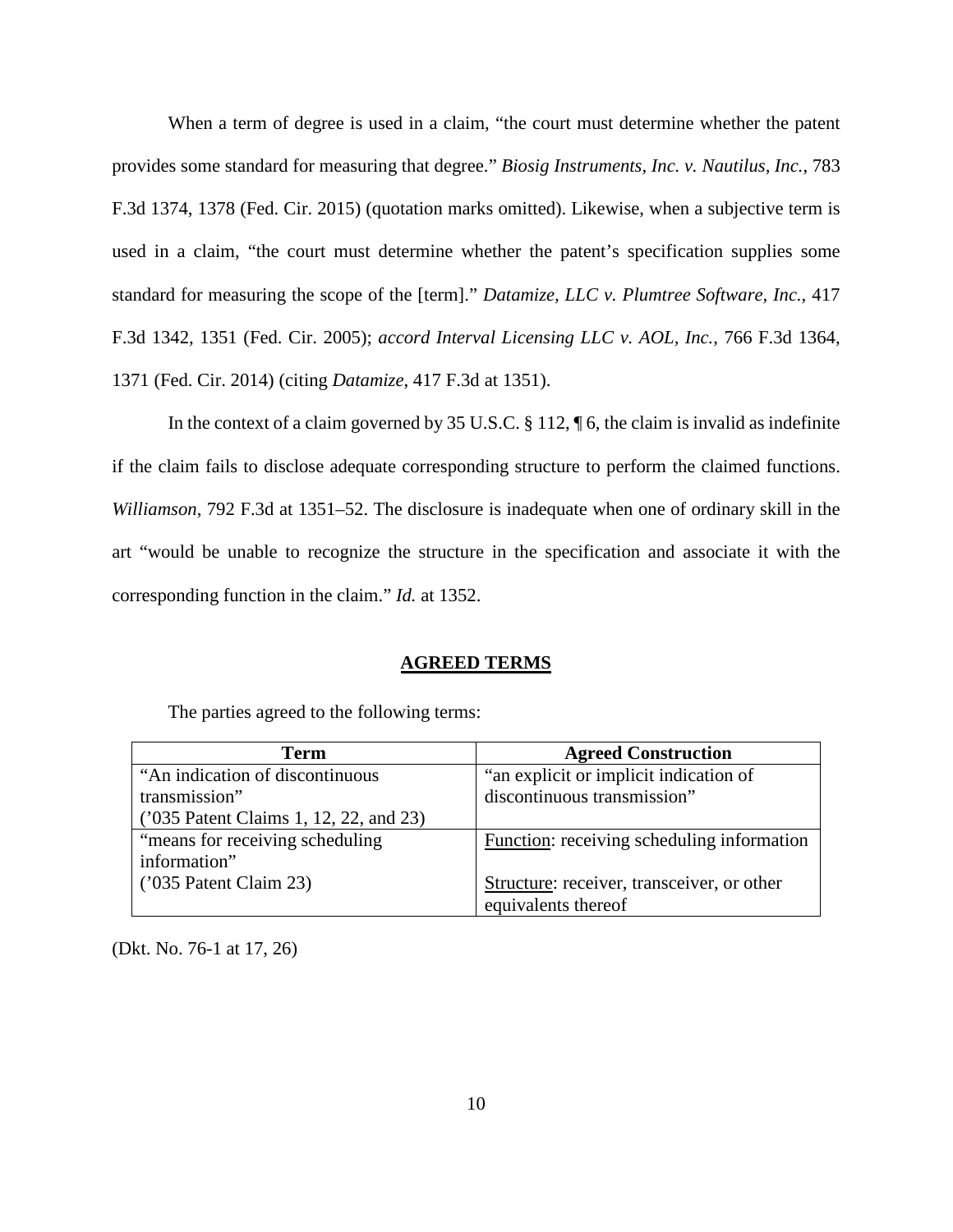When a term of degree is used in a claim, "the court must determine whether the patent provides some standard for measuring that degree." *Biosig Instruments, Inc. v. Nautilus, Inc.*, 783 F.3d 1374, 1378 (Fed. Cir. 2015) (quotation marks omitted). Likewise, when a subjective term is used in a claim, "the court must determine whether the patent's specification supplies some standard for measuring the scope of the [term]." *Datamize, LLC v. Plumtree Software, Inc.*, 417 F.3d 1342, 1351 (Fed. Cir. 2005); *accord Interval Licensing LLC v. AOL, Inc.*, 766 F.3d 1364, 1371 (Fed. Cir. 2014) (citing *Datamize*, 417 F.3d at 1351).

In the context of a claim governed by 35 U.S.C. § 112, ¶ 6, the claim is invalid as indefinite if the claim fails to disclose adequate corresponding structure to perform the claimed functions. *Williamson*, 792 F.3d at 1351–52. The disclosure is inadequate when one of ordinary skill in the art "would be unable to recognize the structure in the specification and associate it with the corresponding function in the claim." *Id.* at 1352.

## AGREED TERMS

The parties agreed to the following terms:

| Term | Agreed Construction |
|---|---|
| "An indication of discontinuous transmission" ('035 Patent Claims 1, 12, 22, and 23) | "an explicit or implicit indication of discontinuous transmission" |
| "means for receiving scheduling information" ('035 Patent Claim 23) | Function: receiving scheduling information<br><br>Structure: receiver, transceiver, or other equivalents thereof |

(Dkt. No. 76-1 at 17, 26)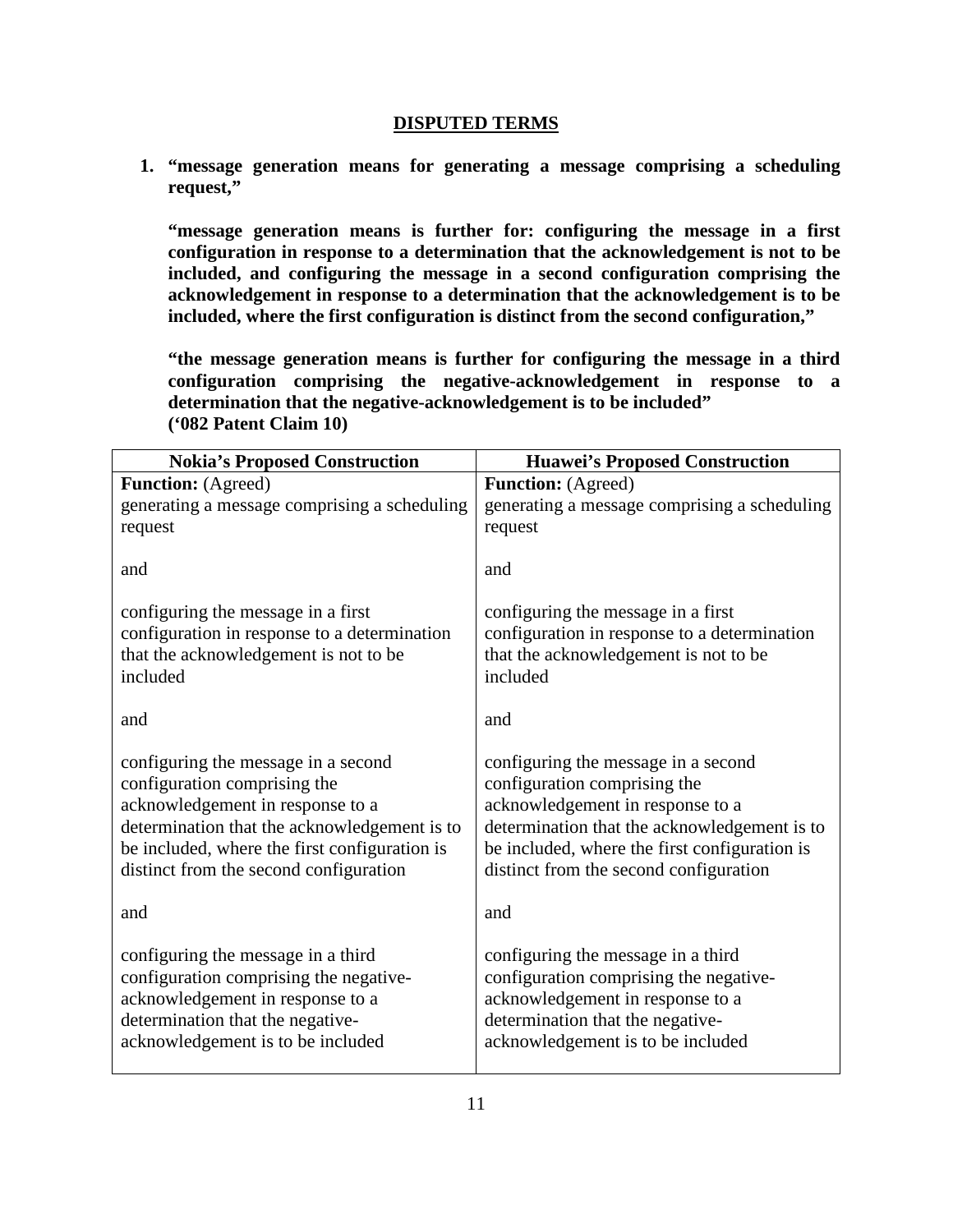## DISPUTED TERMS

1. **"message generation means for generating a message comprising a scheduling request,"**

   **"message generation means is further for: configuring the message in a first configuration in response to a determination that the acknowledgement is not to be included, and configuring the message in a second configuration comprising the acknowledgement in response to a determination that the acknowledgement is to be included, where the first configuration is distinct from the second configuration,"**

   **"the message generation means is further for configuring the message in a third configuration comprising the negative-acknowledgement in response to a determination that the negative-acknowledgement is to be included"**
   **('082 Patent Claim 10)**

| Nokia's Proposed Construction | Huawei's Proposed Construction |
| --- | --- |
| **Function:** (Agreed)<br>generating a message comprising a scheduling request<br><br>and<br><br>configuring the message in a first configuration in response to a determination that the acknowledgement is not to be included<br><br>and<br><br>configuring the message in a second configuration comprising the acknowledgement in response to a determination that the acknowledgement is to be included, where the first configuration is distinct from the second configuration<br><br>and<br><br>configuring the message in a third configuration comprising the negative-acknowledgement in response to a determination that the negative-acknowledgement is to be included | **Function:** (Agreed)<br>generating a message comprising a scheduling request<br><br>and<br><br>configuring the message in a first configuration in response to a determination that the acknowledgement is not to be included<br><br>and<br><br>configuring the message in a second configuration comprising the acknowledgement in response to a determination that the acknowledgement is to be included, where the first configuration is distinct from the second configuration<br><br>and<br><br>configuring the message in a third configuration comprising the negative-acknowledgement in response to a determination that the negative-acknowledgement is to be included |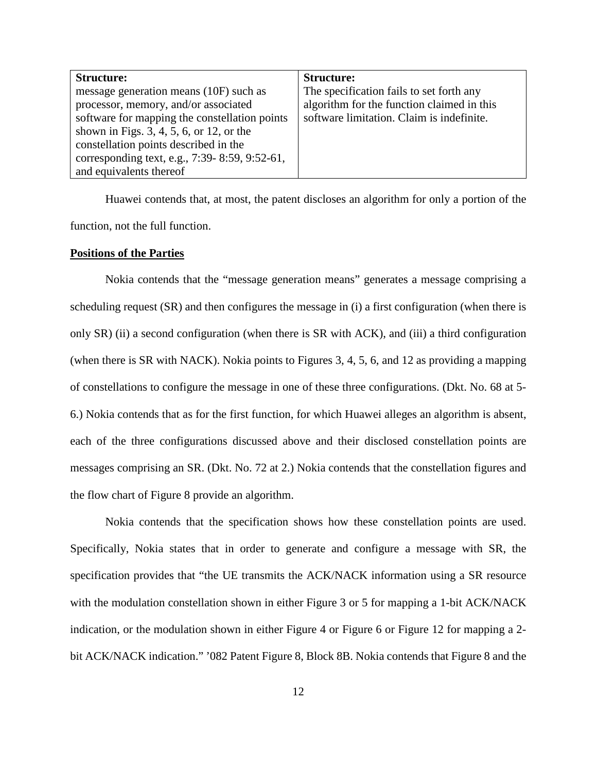| **Structure:** message generation means (10F) such as processor, memory, and/or associated software for mapping the constellation points shown in Figs. 3, 4, 5, 6, or 12, or the constellation points described in the corresponding text, e.g., 7:39- 8:59, 9:52-61, and equivalents thereof | **Structure:** The specification fails to set forth any algorithm for the function claimed in this software limitation. Claim is indefinite. |
|---|---|

Huawei contends that, at most, the patent discloses an algorithm for only a portion of the function, not the full function.

**Positions of the Parties**

Nokia contends that the "message generation means" generates a message comprising a scheduling request (SR) and then configures the message in (i) a first configuration (when there is only SR) (ii) a second configuration (when there is SR with ACK), and (iii) a third configuration (when there is SR with NACK). Nokia points to Figures 3, 4, 5, 6, and 12 as providing a mapping of constellations to configure the message in one of these three configurations. (Dkt. No. 68 at 5-6.) Nokia contends that as for the first function, for which Huawei alleges an algorithm is absent, each of the three configurations discussed above and their disclosed constellation points are messages comprising an SR. (Dkt. No. 72 at 2.) Nokia contends that the constellation figures and the flow chart of Figure 8 provide an algorithm.

Nokia contends that the specification shows how these constellation points are used. Specifically, Nokia states that in order to generate and configure a message with SR, the specification provides that "the UE transmits the ACK/NACK information using a SR resource with the modulation constellation shown in either Figure 3 or 5 for mapping a 1-bit ACK/NACK indication, or the modulation shown in either Figure 4 or Figure 6 or Figure 12 for mapping a 2-bit ACK/NACK indication." '082 Patent Figure 8, Block 8B. Nokia contends that Figure 8 and the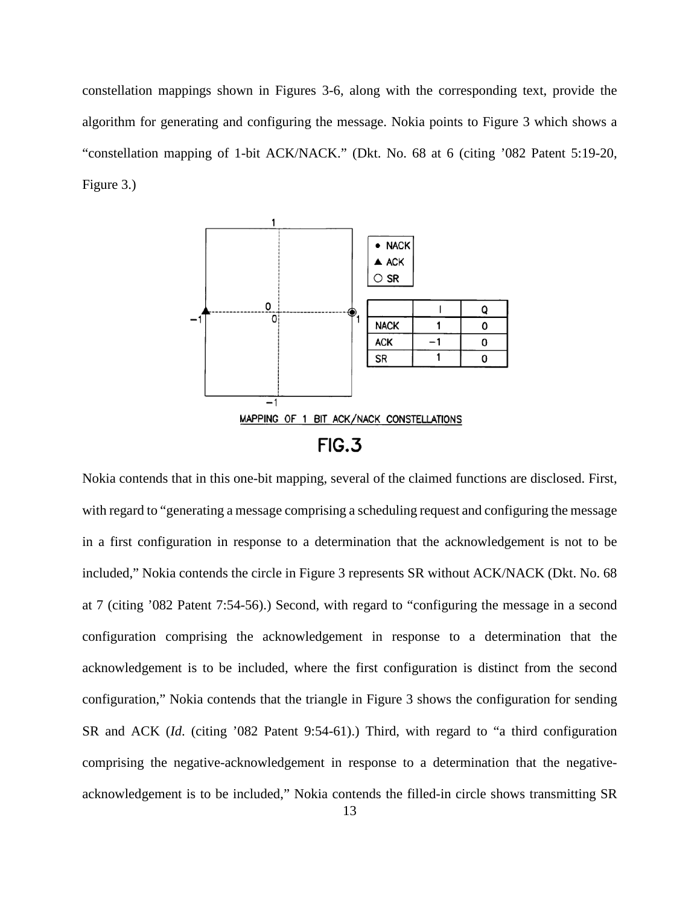constellation mappings shown in Figures 3-6, along with the corresponding text, provide the algorithm for generating and configuring the message. Nokia points to Figure 3 which shows a "constellation mapping of 1-bit ACK/NACK." (Dkt. No. 68 at 6 (citing '082 Patent 5:19-20, Figure 3.)

| | I | Q |
|---|---|---|
| NACK | 1 | 0 |
| ACK | −1 | 0 |
| SR | 1 | 0 |

MAPPING OF 1 BIT ACK/NACK CONSTELLATIONS

FIG.3

Nokia contends that in this one-bit mapping, several of the claimed functions are disclosed. First, with regard to "generating a message comprising a scheduling request and configuring the message in a first configuration in response to a determination that the acknowledgement is not to be included," Nokia contends the circle in Figure 3 represents SR without ACK/NACK (Dkt. No. 68 at 7 (citing '082 Patent 7:54-56).) Second, with regard to "configuring the message in a second configuration comprising the acknowledgement in response to a determination that the acknowledgement is to be included, where the first configuration is distinct from the second configuration," Nokia contends that the triangle in Figure 3 shows the configuration for sending SR and ACK (*Id*. (citing '082 Patent 9:54-61).) Third, with regard to "a third configuration comprising the negative-acknowledgement in response to a determination that the negative-acknowledgement is to be included," Nokia contends the filled-in circle shows transmitting SR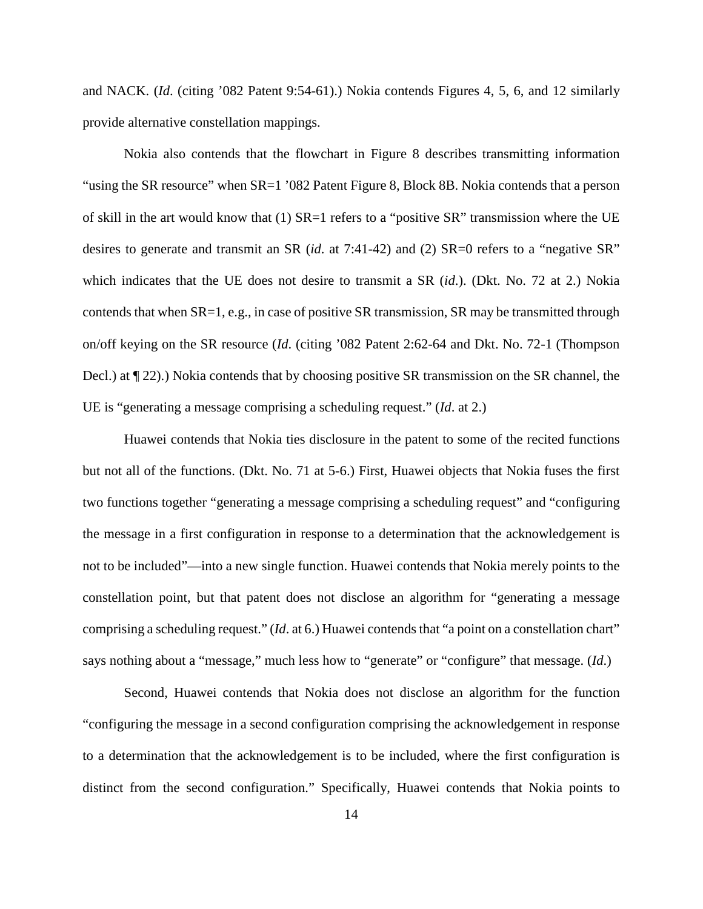and NACK. (*Id*. (citing '082 Patent 9:54-61).) Nokia contends Figures 4, 5, 6, and 12 similarly provide alternative constellation mappings.

Nokia also contends that the flowchart in Figure 8 describes transmitting information "using the SR resource" when SR=1 '082 Patent Figure 8, Block 8B. Nokia contends that a person of skill in the art would know that (1) SR=1 refers to a "positive SR" transmission where the UE desires to generate and transmit an SR (*id*. at 7:41-42) and (2) SR=0 refers to a "negative SR" which indicates that the UE does not desire to transmit a SR (*id*.). (Dkt. No. 72 at 2.) Nokia contends that when SR=1, e.g., in case of positive SR transmission, SR may be transmitted through on/off keying on the SR resource (*Id*. (citing '082 Patent 2:62-64 and Dkt. No. 72-1 (Thompson Decl.) at ¶ 22).) Nokia contends that by choosing positive SR transmission on the SR channel, the UE is "generating a message comprising a scheduling request." (*Id*. at 2.)

Huawei contends that Nokia ties disclosure in the patent to some of the recited functions but not all of the functions. (Dkt. No. 71 at 5-6.) First, Huawei objects that Nokia fuses the first two functions together "generating a message comprising a scheduling request" and "configuring the message in a first configuration in response to a determination that the acknowledgement is not to be included"—into a new single function. Huawei contends that Nokia merely points to the constellation point, but that patent does not disclose an algorithm for "generating a message comprising a scheduling request." (*Id*. at 6.) Huawei contends that "a point on a constellation chart" says nothing about a "message," much less how to "generate" or "configure" that message. (*Id*.)

Second, Huawei contends that Nokia does not disclose an algorithm for the function "configuring the message in a second configuration comprising the acknowledgement in response to a determination that the acknowledgement is to be included, where the first configuration is distinct from the second configuration." Specifically, Huawei contends that Nokia points to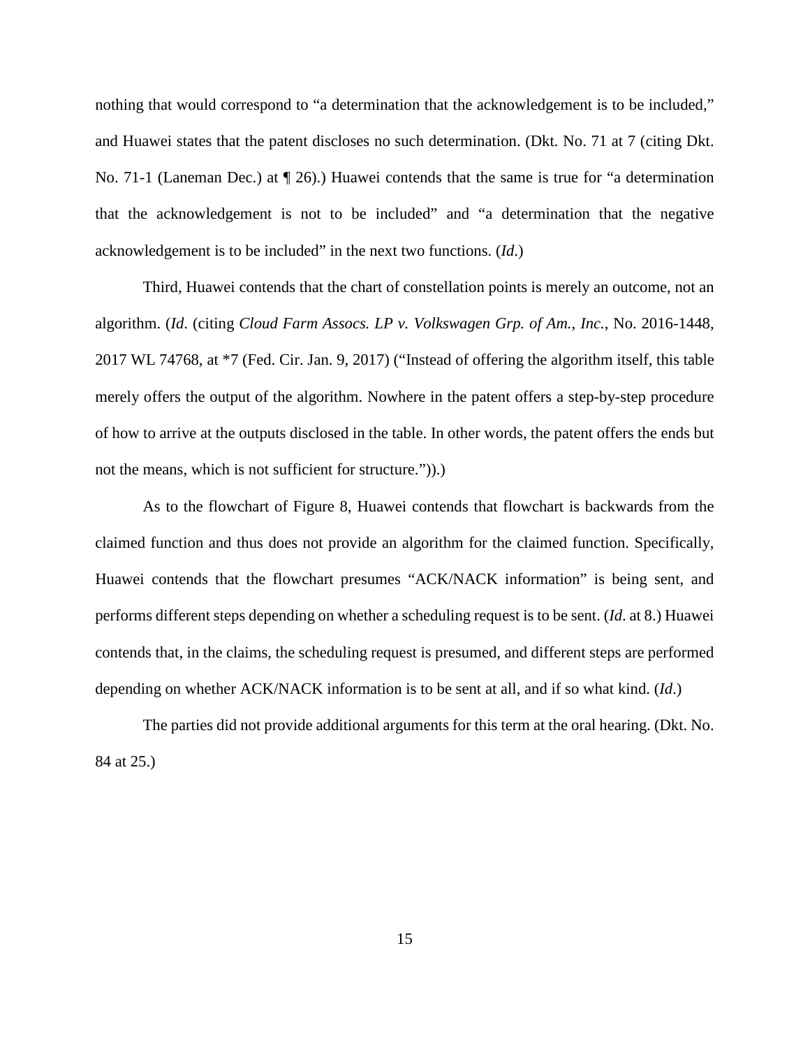nothing that would correspond to "a determination that the acknowledgement is to be included," and Huawei states that the patent discloses no such determination. (Dkt. No. 71 at 7 (citing Dkt. No. 71-1 (Laneman Dec.) at ¶ 26).) Huawei contends that the same is true for "a determination that the acknowledgement is not to be included" and "a determination that the negative acknowledgement is to be included" in the next two functions. (*Id.*)

Third, Huawei contends that the chart of constellation points is merely an outcome, not an algorithm. (*Id.* (citing *Cloud Farm Assocs. LP v. Volkswagen Grp. of Am., Inc.*, No. 2016-1448, 2017 WL 74768, at *7 (Fed. Cir. Jan. 9, 2017) ("Instead of offering the algorithm itself, this table merely offers the output of the algorithm. Nowhere in the patent offers a step-by-step procedure of how to arrive at the outputs disclosed in the table. In other words, the patent offers the ends but not the means, which is not sufficient for structure.")).)

As to the flowchart of Figure 8, Huawei contends that flowchart is backwards from the claimed function and thus does not provide an algorithm for the claimed function. Specifically, Huawei contends that the flowchart presumes "ACK/NACK information" is being sent, and performs different steps depending on whether a scheduling request is to be sent. (*Id.* at 8.) Huawei contends that, in the claims, the scheduling request is presumed, and different steps are performed depending on whether ACK/NACK information is to be sent at all, and if so what kind. (*Id.*)

The parties did not provide additional arguments for this term at the oral hearing. (Dkt. No. 84 at 25.)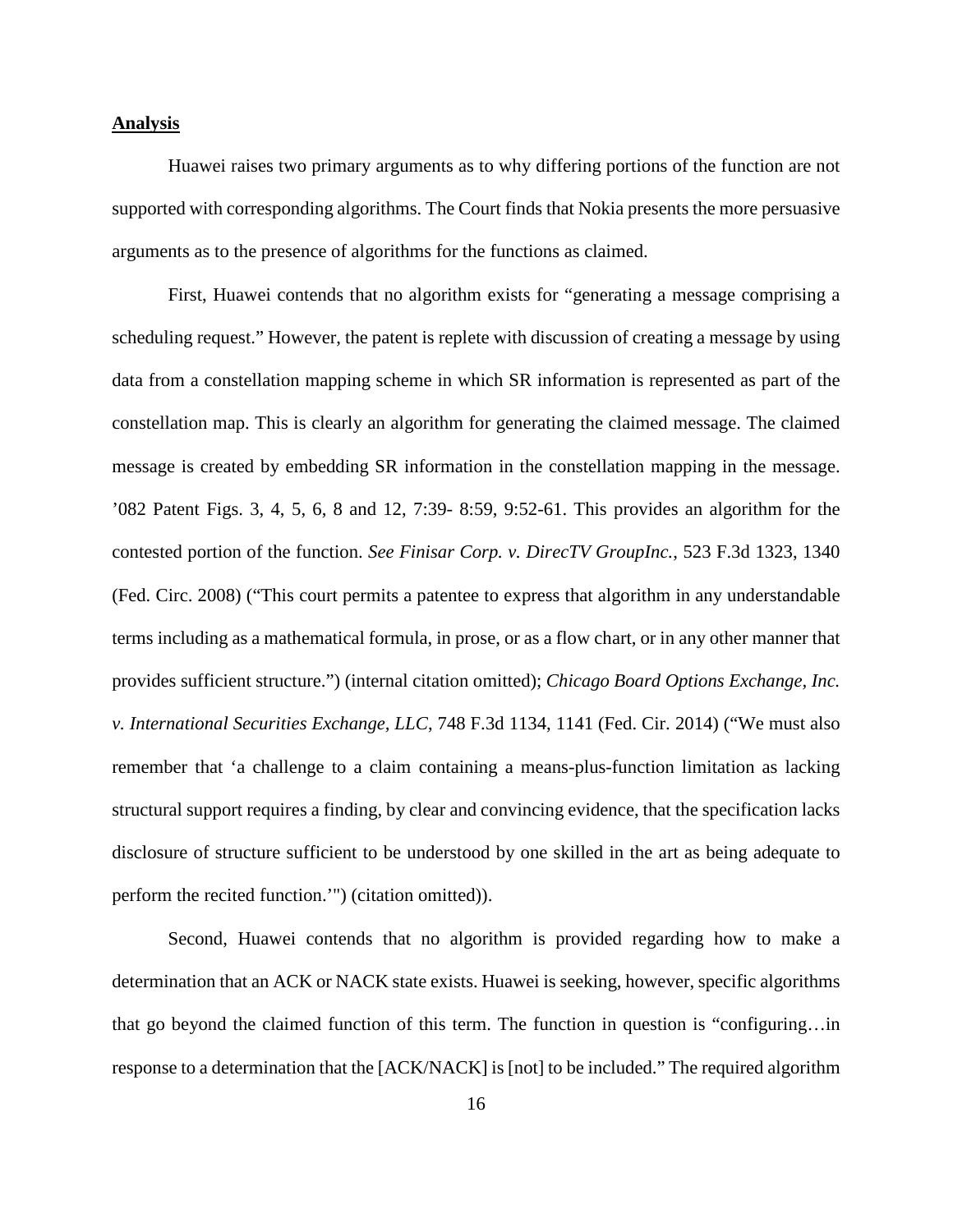## **Analysis**

Huawei raises two primary arguments as to why differing portions of the function are not supported with corresponding algorithms. The Court finds that Nokia presents the more persuasive arguments as to the presence of algorithms for the functions as claimed.

First, Huawei contends that no algorithm exists for "generating a message comprising a scheduling request." However, the patent is replete with discussion of creating a message by using data from a constellation mapping scheme in which SR information is represented as part of the constellation map. This is clearly an algorithm for generating the claimed message. The claimed message is created by embedding SR information in the constellation mapping in the message. '082 Patent Figs. 3, 4, 5, 6, 8 and 12, 7:39- 8:59, 9:52-61. This provides an algorithm for the contested portion of the function. *See Finisar Corp. v. DirecTV GroupInc.*, 523 F.3d 1323, 1340 (Fed. Circ. 2008) ("This court permits a patentee to express that algorithm in any understandable terms including as a mathematical formula, in prose, or as a flow chart, or in any other manner that provides sufficient structure.") (internal citation omitted); *Chicago Board Options Exchange, Inc. v. International Securities Exchange, LLC*, 748 F.3d 1134, 1141 (Fed. Cir. 2014) ("We must also remember that 'a challenge to a claim containing a means-plus-function limitation as lacking structural support requires a finding, by clear and convincing evidence, that the specification lacks disclosure of structure sufficient to be understood by one skilled in the art as being adequate to perform the recited function.'") (citation omitted)).

Second, Huawei contends that no algorithm is provided regarding how to make a determination that an ACK or NACK state exists. Huawei is seeking, however, specific algorithms that go beyond the claimed function of this term. The function in question is "configuring…in response to a determination that the [ACK/NACK] is [not] to be included." The required algorithm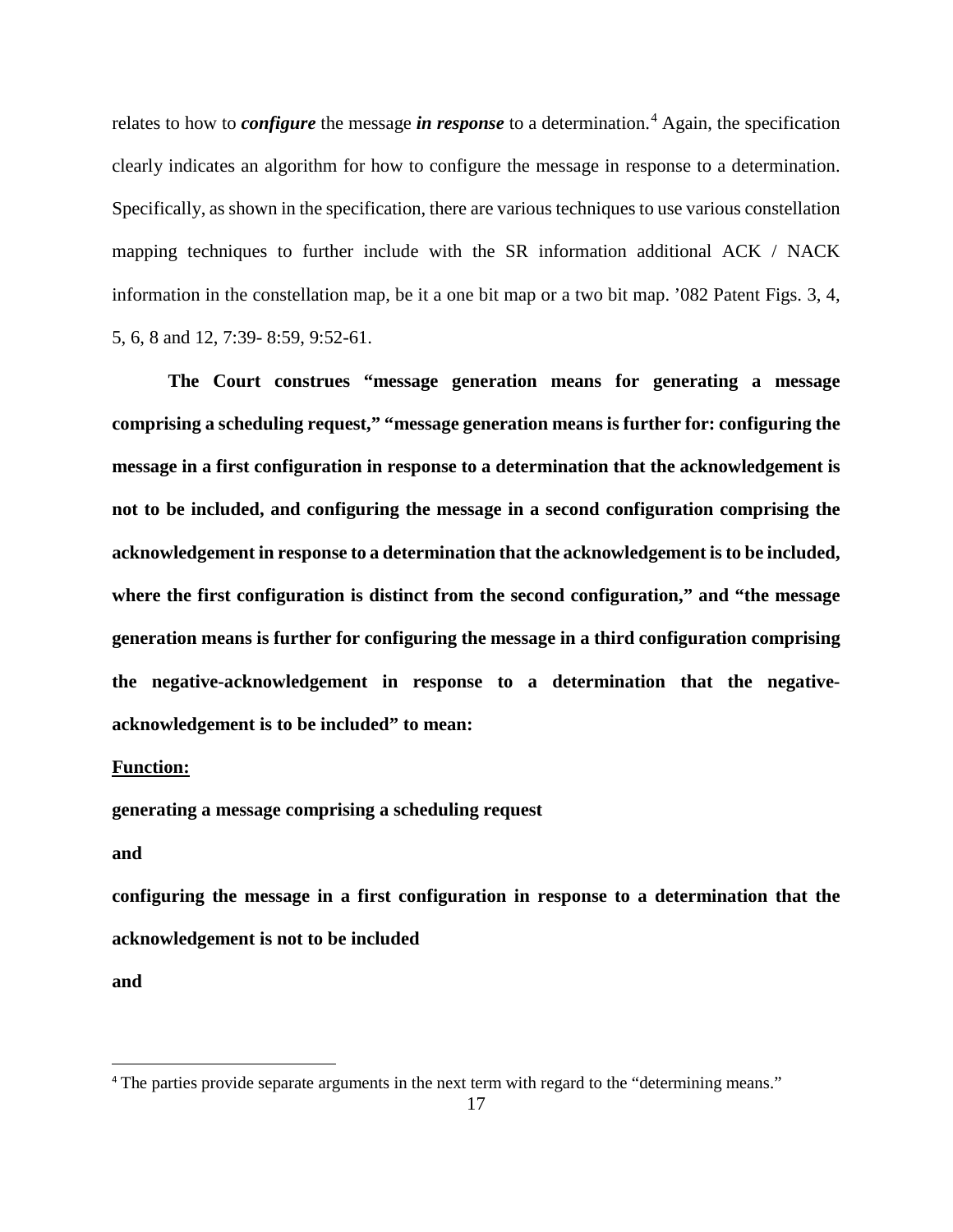relates to how to ***configure*** the message ***in response*** to a determination.[4] Again, the specification clearly indicates an algorithm for how to configure the message in response to a determination. Specifically, as shown in the specification, there are various techniques to use various constellation mapping techniques to further include with the SR information additional ACK / NACK information in the constellation map, be it a one bit map or a two bit map. '082 Patent Figs. 3, 4, 5, 6, 8 and 12, 7:39- 8:59, 9:52-61.

**The Court construes "message generation means for generating a message comprising a scheduling request," "message generation means is further for: configuring the message in a first configuration in response to a determination that the acknowledgement is not to be included, and configuring the message in a second configuration comprising the acknowledgement in response to a determination that the acknowledgement is to be included, where the first configuration is distinct from the second configuration," and "the message generation means is further for configuring the message in a third configuration comprising the negative-acknowledgement in response to a determination that the negative-acknowledgement is to be included" to mean:**

**Function:**

**generating a message comprising a scheduling request**

**and**

**configuring the message in a first configuration in response to a determination that the acknowledgement is not to be included**

**and**

[4] The parties provide separate arguments in the next term with regard to the "determining means."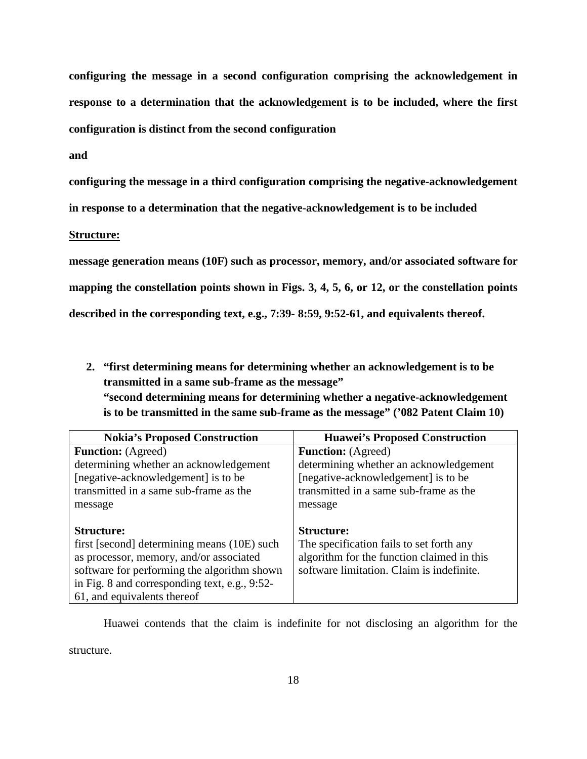**configuring the message in a second configuration comprising the acknowledgement in response to a determination that the acknowledgement is to be included, where the first configuration is distinct from the second configuration**

**and**

**configuring the message in a third configuration comprising the negative-acknowledgement in response to a determination that the negative-acknowledgement is to be included**

**Structure:**

**message generation means (10F) such as processor, memory, and/or associated software for mapping the constellation points shown in Figs. 3, 4, 5, 6, or 12, or the constellation points described in the corresponding text, e.g., 7:39- 8:59, 9:52-61, and equivalents thereof.**

2. **"first determining means for determining whether an acknowledgement is to be transmitted in a same sub-frame as the message"**
   **"second determining means for determining whether a negative-acknowledgement is to be transmitted in the same sub-frame as the message" ('082 Patent Claim 10)**

| Nokia's Proposed Construction | Huawei's Proposed Construction |
|---|---|
| **Function:** (Agreed)<br>determining whether an acknowledgement [negative-acknowledgement] is to be transmitted in a same sub-frame as the message<br><br>**Structure:**<br>first [second] determining means (10E) such as processor, memory, and/or associated software for performing the algorithm shown in Fig. 8 and corresponding text, e.g., 9:52-61, and equivalents thereof | **Function:** (Agreed)<br>determining whether an acknowledgement [negative-acknowledgement] is to be transmitted in a same sub-frame as the message<br><br>**Structure:**<br>The specification fails to set forth any algorithm for the function claimed in this software limitation. Claim is indefinite. |

Huawei contends that the claim is indefinite for not disclosing an algorithm for the structure.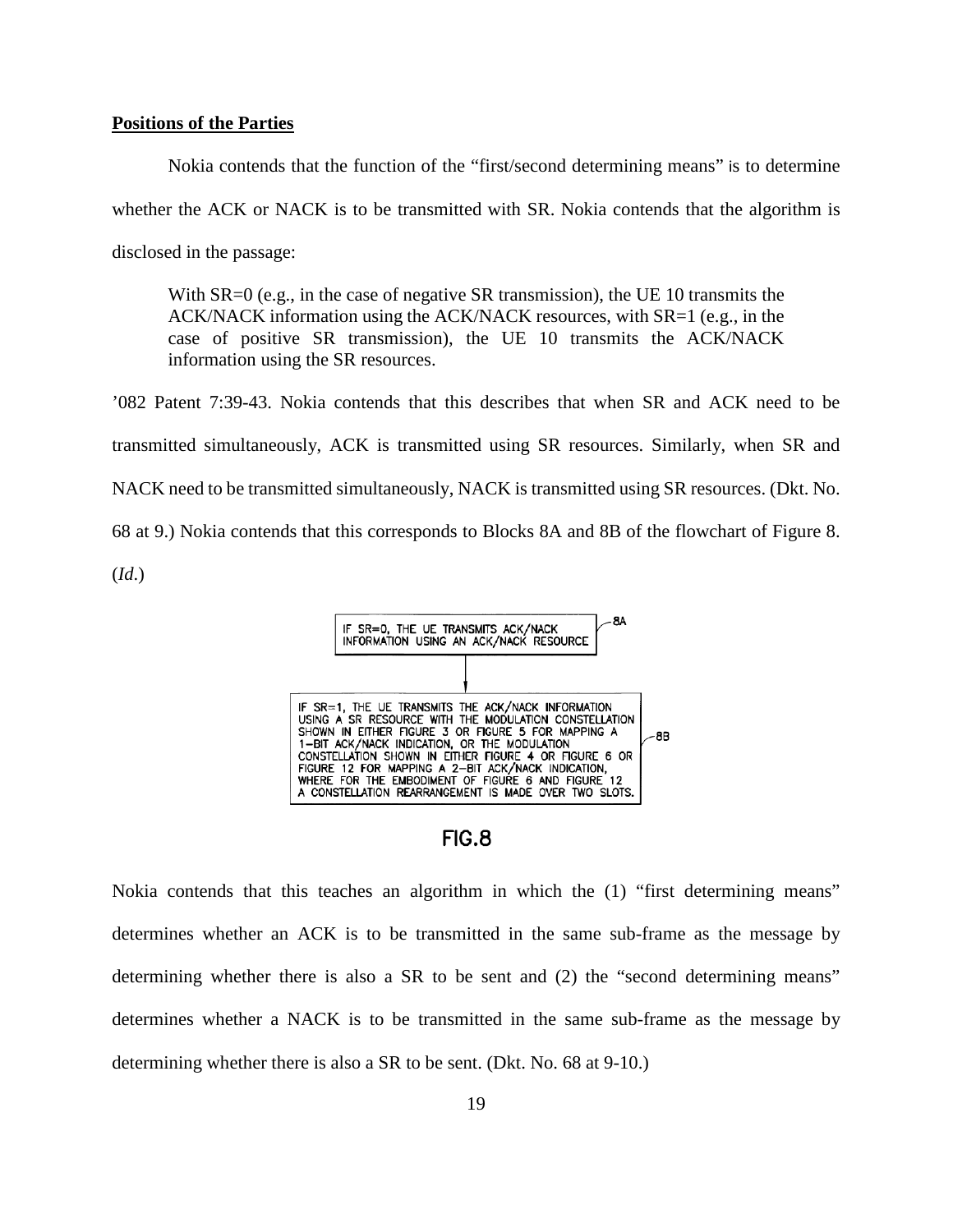**Positions of the Parties**

Nokia contends that the function of the "first/second determining means" is to determine whether the ACK or NACK is to be transmitted with SR. Nokia contends that the algorithm is disclosed in the passage:

> With SR=0 (e.g., in the case of negative SR transmission), the UE 10 transmits the ACK/NACK information using the ACK/NACK resources, with SR=1 (e.g., in the case of positive SR transmission), the UE 10 transmits the ACK/NACK information using the SR resources.

'082 Patent 7:39-43. Nokia contends that this describes that when SR and ACK need to be transmitted simultaneously, ACK is transmitted using SR resources. Similarly, when SR and NACK need to be transmitted simultaneously, NACK is transmitted using SR resources. (Dkt. No. 68 at 9.) Nokia contends that this corresponds to Blocks 8A and 8B of the flowchart of Figure 8. (*Id.*)

IF SR=0, THE UE TRANSMITS ACK/NACK INFORMATION USING AN ACK/NACK RESOURCE — 8A

IF SR=1, THE UE TRANSMITS THE ACK/NACK INFORMATION USING A SR RESOURCE WITH THE MODULATION CONSTELLATION SHOWN IN EITHER FIGURE 3 OR FIGURE 5 FOR MAPPING A 1-BIT ACK/NACK INDICATION, OR THE MODULATION CONSTELLATION SHOWN IN EITHER FIGURE 4 OR FIGURE 6 OR FIGURE 12 FOR MAPPING A 2-BIT ACK/NACK INDICATION, WHERE FOR THE EMBODIMENT OF FIGURE 6 AND FIGURE 12 A CONSTELLATION REARRANGEMENT IS MADE OVER TWO SLOTS. — 8B

FIG.8

Nokia contends that this teaches an algorithm in which the (1) "first determining means" determines whether an ACK is to be transmitted in the same sub-frame as the message by determining whether there is also a SR to be sent and (2) the "second determining means" determines whether a NACK is to be transmitted in the same sub-frame as the message by determining whether there is also a SR to be sent. (Dkt. No. 68 at 9-10.)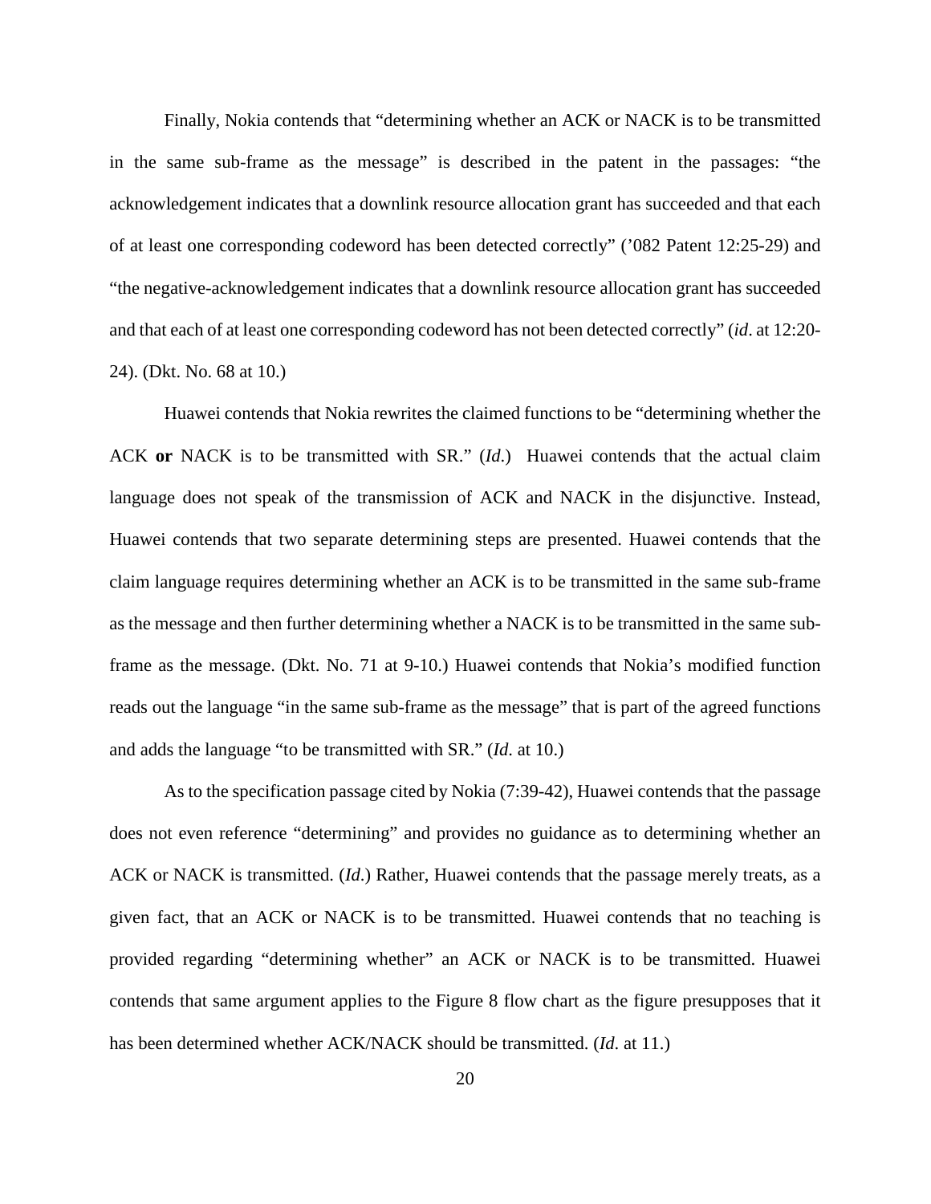Finally, Nokia contends that "determining whether an ACK or NACK is to be transmitted in the same sub-frame as the message" is described in the patent in the passages: "the acknowledgement indicates that a downlink resource allocation grant has succeeded and that each of at least one corresponding codeword has been detected correctly" ('082 Patent 12:25-29) and "the negative-acknowledgement indicates that a downlink resource allocation grant has succeeded and that each of at least one corresponding codeword has not been detected correctly" (*id*. at 12:20-24). (Dkt. No. 68 at 10.)

Huawei contends that Nokia rewrites the claimed functions to be "determining whether the ACK **or** NACK is to be transmitted with SR." (*Id*.) Huawei contends that the actual claim language does not speak of the transmission of ACK and NACK in the disjunctive. Instead, Huawei contends that two separate determining steps are presented. Huawei contends that the claim language requires determining whether an ACK is to be transmitted in the same sub-frame as the message and then further determining whether a NACK is to be transmitted in the same sub-frame as the message. (Dkt. No. 71 at 9-10.) Huawei contends that Nokia's modified function reads out the language "in the same sub-frame as the message" that is part of the agreed functions and adds the language "to be transmitted with SR." (*Id*. at 10.)

As to the specification passage cited by Nokia (7:39-42), Huawei contends that the passage does not even reference "determining" and provides no guidance as to determining whether an ACK or NACK is transmitted. (*Id*.) Rather, Huawei contends that the passage merely treats, as a given fact, that an ACK or NACK is to be transmitted. Huawei contends that no teaching is provided regarding "determining whether" an ACK or NACK is to be transmitted. Huawei contends that same argument applies to the Figure 8 flow chart as the figure presupposes that it has been determined whether ACK/NACK should be transmitted. (*Id*. at 11.)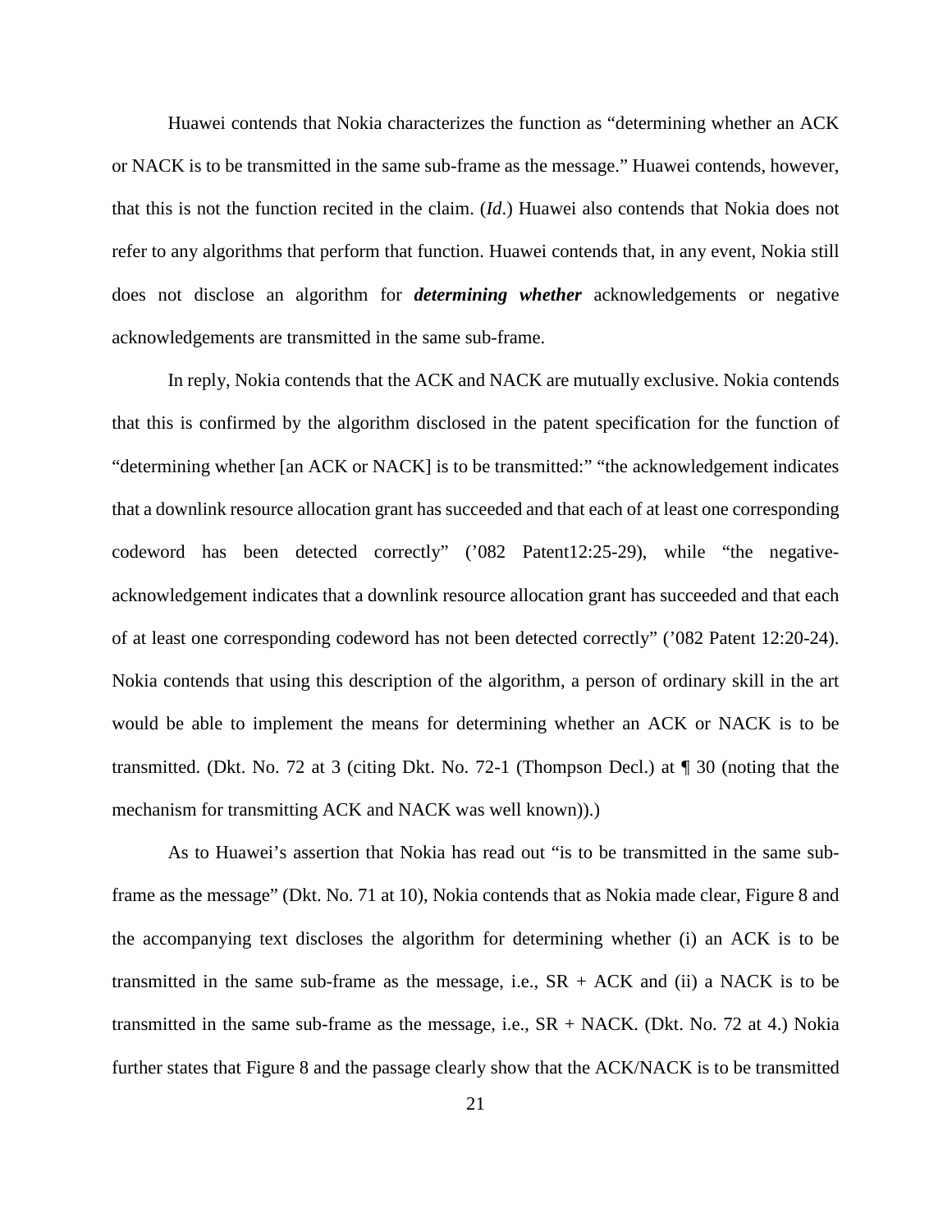Huawei contends that Nokia characterizes the function as "determining whether an ACK or NACK is to be transmitted in the same sub-frame as the message." Huawei contends, however, that this is not the function recited in the claim. (*Id*.) Huawei also contends that Nokia does not refer to any algorithms that perform that function. Huawei contends that, in any event, Nokia still does not disclose an algorithm for ***determining whether*** acknowledgements or negative acknowledgements are transmitted in the same sub-frame.

In reply, Nokia contends that the ACK and NACK are mutually exclusive. Nokia contends that this is confirmed by the algorithm disclosed in the patent specification for the function of "determining whether [an ACK or NACK] is to be transmitted:" "the acknowledgement indicates that a downlink resource allocation grant has succeeded and that each of at least one corresponding codeword has been detected correctly" ('082 Patent12:25-29), while "the negative-acknowledgement indicates that a downlink resource allocation grant has succeeded and that each of at least one corresponding codeword has not been detected correctly" ('082 Patent 12:20-24). Nokia contends that using this description of the algorithm, a person of ordinary skill in the art would be able to implement the means for determining whether an ACK or NACK is to be transmitted. (Dkt. No. 72 at 3 (citing Dkt. No. 72-1 (Thompson Decl.) at ¶ 30 (noting that the mechanism for transmitting ACK and NACK was well known)).)

As to Huawei's assertion that Nokia has read out "is to be transmitted in the same sub-frame as the message" (Dkt. No. 71 at 10), Nokia contends that as Nokia made clear, Figure 8 and the accompanying text discloses the algorithm for determining whether (i) an ACK is to be transmitted in the same sub-frame as the message, i.e., SR + ACK and (ii) a NACK is to be transmitted in the same sub-frame as the message, i.e., SR + NACK. (Dkt. No. 72 at 4.) Nokia further states that Figure 8 and the passage clearly show that the ACK/NACK is to be transmitted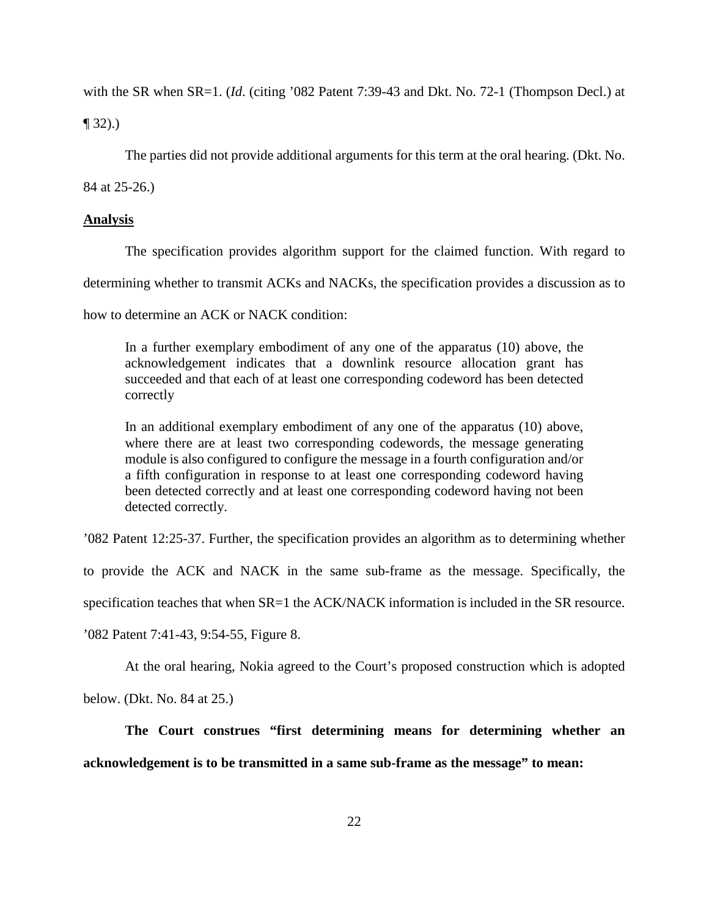with the SR when SR=1. (*Id*. (citing '082 Patent 7:39-43 and Dkt. No. 72-1 (Thompson Decl.) at ¶ 32).)

The parties did not provide additional arguments for this term at the oral hearing. (Dkt. No. 84 at 25-26.)

**Analysis**

The specification provides algorithm support for the claimed function. With regard to determining whether to transmit ACKs and NACKs, the specification provides a discussion as to how to determine an ACK or NACK condition:

> In a further exemplary embodiment of any one of the apparatus (10) above, the acknowledgement indicates that a downlink resource allocation grant has succeeded and that each of at least one corresponding codeword has been detected correctly
>
> In an additional exemplary embodiment of any one of the apparatus (10) above, where there are at least two corresponding codewords, the message generating module is also configured to configure the message in a fourth configuration and/or a fifth configuration in response to at least one corresponding codeword having been detected correctly and at least one corresponding codeword having not been detected correctly.

'082 Patent 12:25-37. Further, the specification provides an algorithm as to determining whether to provide the ACK and NACK in the same sub-frame as the message. Specifically, the specification teaches that when SR=1 the ACK/NACK information is included in the SR resource. '082 Patent 7:41-43, 9:54-55, Figure 8.

At the oral hearing, Nokia agreed to the Court's proposed construction which is adopted below. (Dkt. No. 84 at 25.)

**The Court construes "first determining means for determining whether an acknowledgement is to be transmitted in a same sub-frame as the message" to mean:**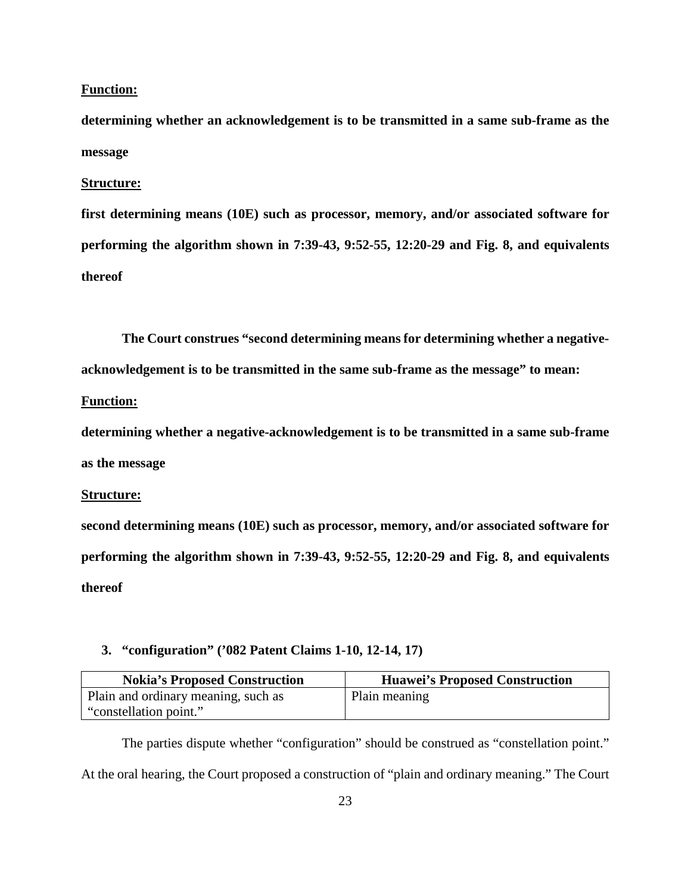**Function:**

**determining whether an acknowledgement is to be transmitted in a same sub-frame as the message**

**Structure:**

**first determining means (10E) such as processor, memory, and/or associated software for performing the algorithm shown in 7:39-43, 9:52-55, 12:20-29 and Fig. 8, and equivalents thereof**

**The Court construes "second determining means for determining whether a negative-acknowledgement is to be transmitted in the same sub-frame as the message" to mean:**

**Function:**

**determining whether a negative-acknowledgement is to be transmitted in a same sub-frame as the message**

**Structure:**

**second determining means (10E) such as processor, memory, and/or associated software for performing the algorithm shown in 7:39-43, 9:52-55, 12:20-29 and Fig. 8, and equivalents thereof**

### 3. "configuration" ('082 Patent Claims 1-10, 12-14, 17)

| Nokia's Proposed Construction | Huawei's Proposed Construction |
|---|---|
| Plain and ordinary meaning, such as "constellation point." | Plain meaning |

The parties dispute whether "configuration" should be construed as "constellation point." At the oral hearing, the Court proposed a construction of "plain and ordinary meaning." The Court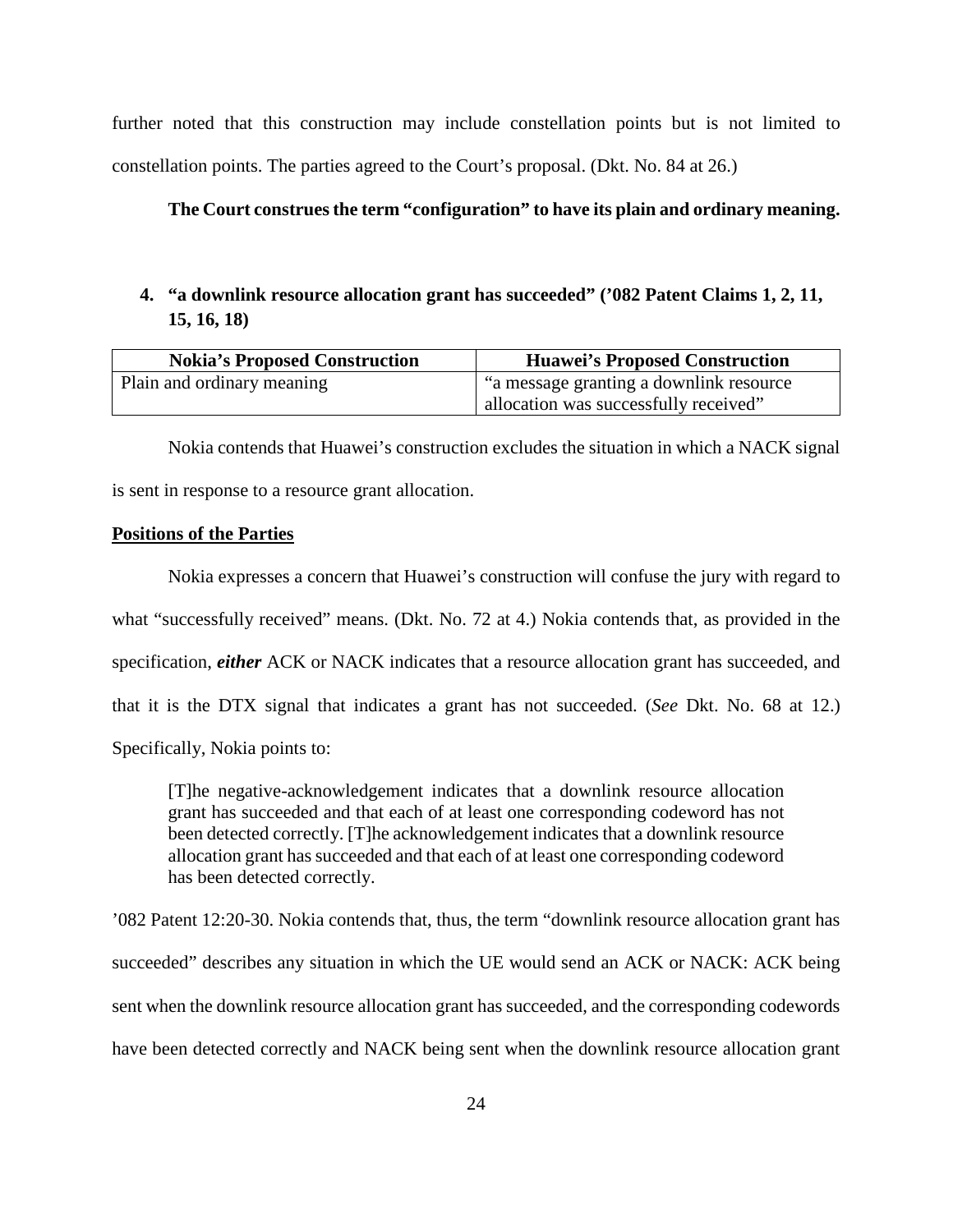further noted that this construction may include constellation points but is not limited to constellation points. The parties agreed to the Court's proposal. (Dkt. No. 84 at 26.)

**The Court construes the term "configuration" to have its plain and ordinary meaning.**

### 4. "a downlink resource allocation grant has succeeded" ('082 Patent Claims 1, 2, 11, 15, 16, 18)

| Nokia's Proposed Construction | Huawei's Proposed Construction |
|---|---|
| Plain and ordinary meaning | "a message granting a downlink resource allocation was successfully received" |

Nokia contends that Huawei's construction excludes the situation in which a NACK signal is sent in response to a resource grant allocation.

**<u>Positions of the Parties</u>**

Nokia expresses a concern that Huawei's construction will confuse the jury with regard to what "successfully received" means. (Dkt. No. 72 at 4.) Nokia contends that, as provided in the specification, ***either*** ACK or NACK indicates that a resource allocation grant has succeeded, and that it is the DTX signal that indicates a grant has not succeeded. (*See* Dkt. No. 68 at 12.) Specifically, Nokia points to:

> [T]he negative-acknowledgement indicates that a downlink resource allocation grant has succeeded and that each of at least one corresponding codeword has not been detected correctly. [T]he acknowledgement indicates that a downlink resource allocation grant has succeeded and that each of at least one corresponding codeword has been detected correctly.

'082 Patent 12:20-30. Nokia contends that, thus, the term "downlink resource allocation grant has succeeded" describes any situation in which the UE would send an ACK or NACK: ACK being sent when the downlink resource allocation grant has succeeded, and the corresponding codewords have been detected correctly and NACK being sent when the downlink resource allocation grant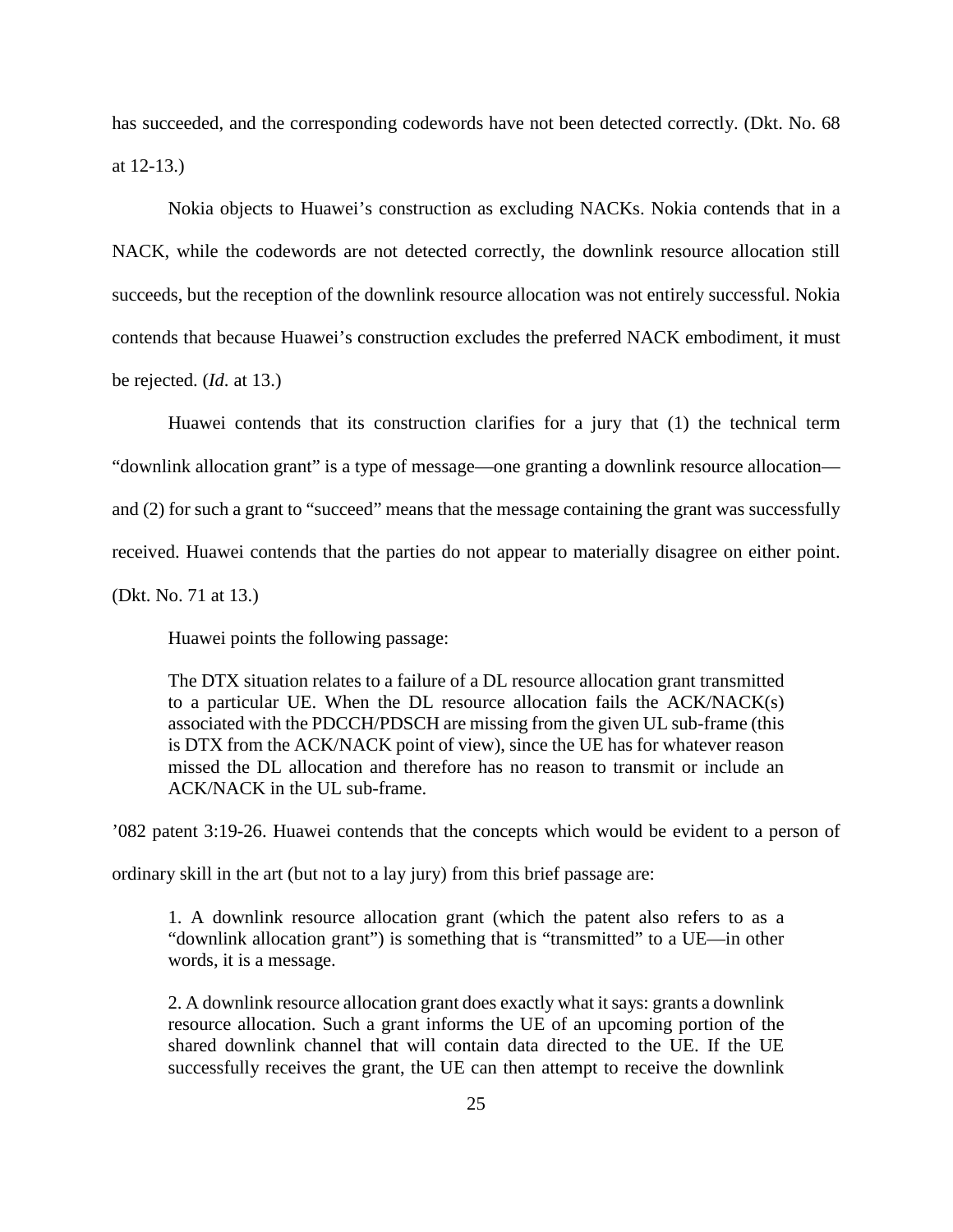has succeeded, and the corresponding codewords have not been detected correctly. (Dkt. No. 68 at 12-13.)

Nokia objects to Huawei's construction as excluding NACKs. Nokia contends that in a NACK, while the codewords are not detected correctly, the downlink resource allocation still succeeds, but the reception of the downlink resource allocation was not entirely successful. Nokia contends that because Huawei's construction excludes the preferred NACK embodiment, it must be rejected. (*Id.* at 13.)

Huawei contends that its construction clarifies for a jury that (1) the technical term "downlink allocation grant" is a type of message—one granting a downlink resource allocation—and (2) for such a grant to "succeed" means that the message containing the grant was successfully received. Huawei contends that the parties do not appear to materially disagree on either point. (Dkt. No. 71 at 13.)

Huawei points the following passage:

> The DTX situation relates to a failure of a DL resource allocation grant transmitted to a particular UE. When the DL resource allocation fails the ACK/NACK(s) associated with the PDCCH/PDSCH are missing from the given UL sub-frame (this is DTX from the ACK/NACK point of view), since the UE has for whatever reason missed the DL allocation and therefore has no reason to transmit or include an ACK/NACK in the UL sub-frame.

'082 patent 3:19-26. Huawei contends that the concepts which would be evident to a person of ordinary skill in the art (but not to a lay jury) from this brief passage are:

> 1. A downlink resource allocation grant (which the patent also refers to as a "downlink allocation grant") is something that is "transmitted" to a UE—in other words, it is a message.
>
> 2. A downlink resource allocation grant does exactly what it says: grants a downlink resource allocation. Such a grant informs the UE of an upcoming portion of the shared downlink channel that will contain data directed to the UE. If the UE successfully receives the grant, the UE can then attempt to receive the downlink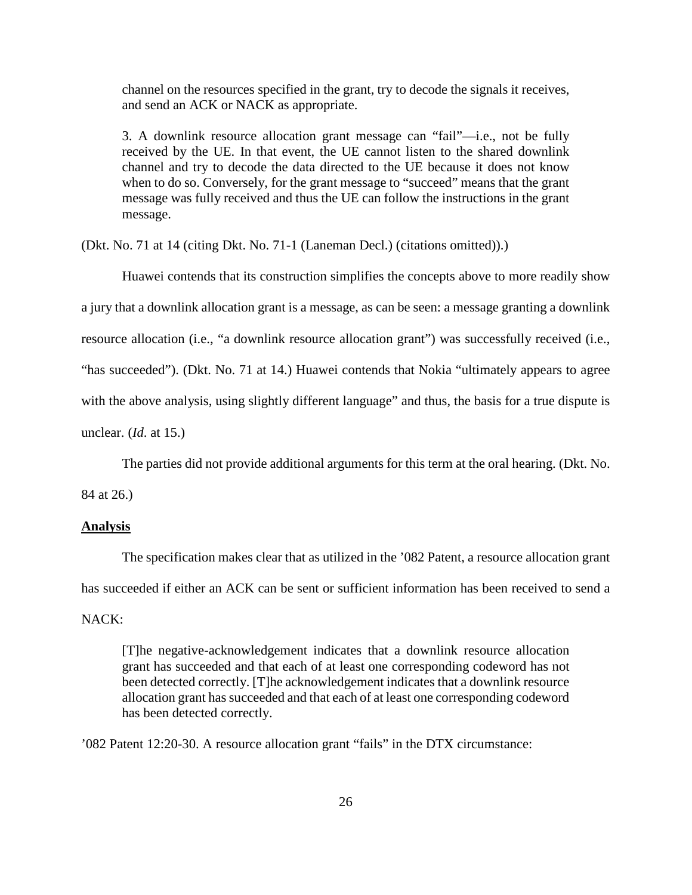> channel on the resources specified in the grant, try to decode the signals it receives, and send an ACK or NACK as appropriate.
>
> 3. A downlink resource allocation grant message can "fail"—i.e., not be fully received by the UE. In that event, the UE cannot listen to the shared downlink channel and try to decode the data directed to the UE because it does not know when to do so. Conversely, for the grant message to "succeed" means that the grant message was fully received and thus the UE can follow the instructions in the grant message.

(Dkt. No. 71 at 14 (citing Dkt. No. 71-1 (Laneman Decl.) (citations omitted)).)

Huawei contends that its construction simplifies the concepts above to more readily show a jury that a downlink allocation grant is a message, as can be seen: a message granting a downlink resource allocation (i.e., "a downlink resource allocation grant") was successfully received (i.e., "has succeeded"). (Dkt. No. 71 at 14.) Huawei contends that Nokia "ultimately appears to agree with the above analysis, using slightly different language" and thus, the basis for a true dispute is unclear. (*Id.* at 15.)

The parties did not provide additional arguments for this term at the oral hearing. (Dkt. No. 84 at 26.)

**Analysis**

The specification makes clear that as utilized in the '082 Patent, a resource allocation grant has succeeded if either an ACK can be sent or sufficient information has been received to send a NACK:

> [T]he negative-acknowledgement indicates that a downlink resource allocation grant has succeeded and that each of at least one corresponding codeword has not been detected correctly. [T]he acknowledgement indicates that a downlink resource allocation grant has succeeded and that each of at least one corresponding codeword has been detected correctly.

'082 Patent 12:20-30. A resource allocation grant "fails" in the DTX circumstance: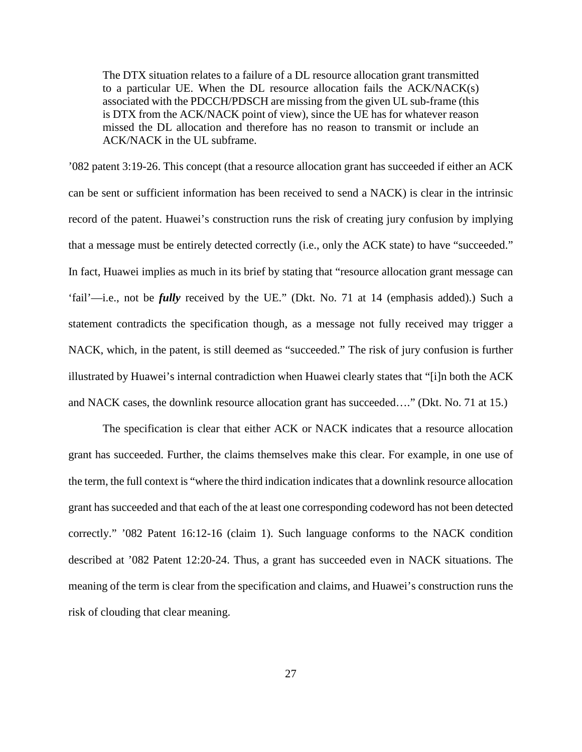> The DTX situation relates to a failure of a DL resource allocation grant transmitted to a particular UE. When the DL resource allocation fails the ACK/NACK(s) associated with the PDCCH/PDSCH are missing from the given UL sub-frame (this is DTX from the ACK/NACK point of view), since the UE has for whatever reason missed the DL allocation and therefore has no reason to transmit or include an ACK/NACK in the UL subframe.

'082 patent 3:19-26. This concept (that a resource allocation grant has succeeded if either an ACK can be sent or sufficient information has been received to send a NACK) is clear in the intrinsic record of the patent. Huawei's construction runs the risk of creating jury confusion by implying that a message must be entirely detected correctly (i.e., only the ACK state) to have "succeeded." In fact, Huawei implies as much in its brief by stating that "resource allocation grant message can 'fail'—i.e., not be ***fully*** received by the UE." (Dkt. No. 71 at 14 (emphasis added).) Such a statement contradicts the specification though, as a message not fully received may trigger a NACK, which, in the patent, is still deemed as "succeeded." The risk of jury confusion is further illustrated by Huawei's internal contradiction when Huawei clearly states that "[i]n both the ACK and NACK cases, the downlink resource allocation grant has succeeded…." (Dkt. No. 71 at 15.)

The specification is clear that either ACK or NACK indicates that a resource allocation grant has succeeded. Further, the claims themselves make this clear. For example, in one use of the term, the full context is "where the third indication indicates that a downlink resource allocation grant has succeeded and that each of the at least one corresponding codeword has not been detected correctly." '082 Patent 16:12-16 (claim 1). Such language conforms to the NACK condition described at '082 Patent 12:20-24. Thus, a grant has succeeded even in NACK situations. The meaning of the term is clear from the specification and claims, and Huawei's construction runs the risk of clouding that clear meaning.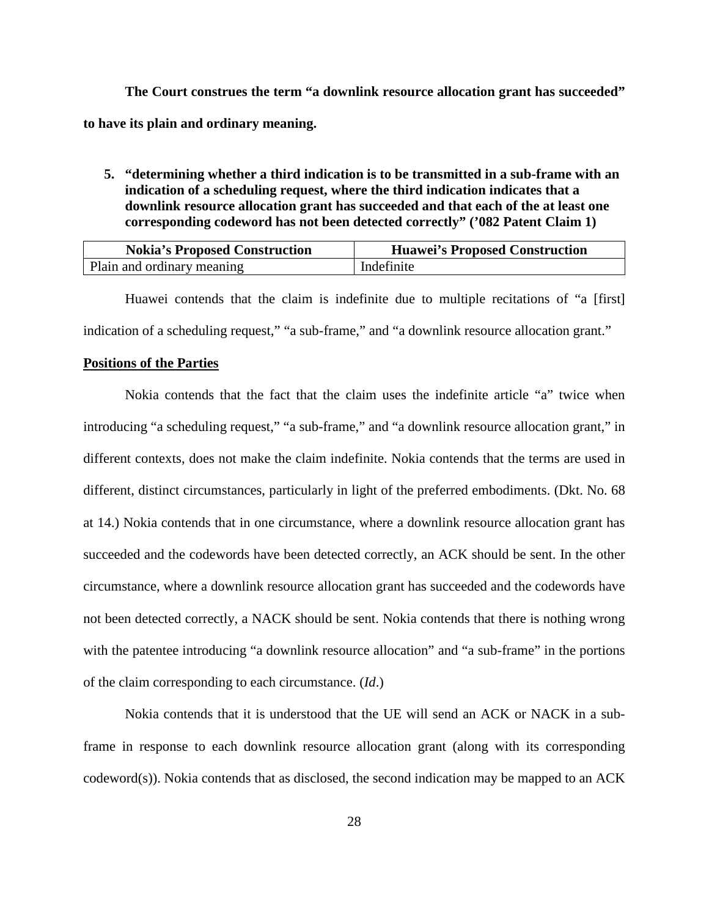**The Court construes the term "a downlink resource allocation grant has succeeded" to have its plain and ordinary meaning.**

5. **"determining whether a third indication is to be transmitted in a sub-frame with an indication of a scheduling request, where the third indication indicates that a downlink resource allocation grant has succeeded and that each of the at least one corresponding codeword has not been detected correctly" ('082 Patent Claim 1)**

| Nokia's Proposed Construction | Huawei's Proposed Construction |
|---|---|
| Plain and ordinary meaning | Indefinite |

Huawei contends that the claim is indefinite due to multiple recitations of "a [first] indication of a scheduling request," "a sub-frame," and "a downlink resource allocation grant."

**Positions of the Parties**

Nokia contends that the fact that the claim uses the indefinite article "a" twice when introducing "a scheduling request," "a sub-frame," and "a downlink resource allocation grant," in different contexts, does not make the claim indefinite. Nokia contends that the terms are used in different, distinct circumstances, particularly in light of the preferred embodiments. (Dkt. No. 68 at 14.) Nokia contends that in one circumstance, where a downlink resource allocation grant has succeeded and the codewords have been detected correctly, an ACK should be sent. In the other circumstance, where a downlink resource allocation grant has succeeded and the codewords have not been detected correctly, a NACK should be sent. Nokia contends that there is nothing wrong with the patentee introducing "a downlink resource allocation" and "a sub-frame" in the portions of the claim corresponding to each circumstance. (*Id*.)

Nokia contends that it is understood that the UE will send an ACK or NACK in a sub-frame in response to each downlink resource allocation grant (along with its corresponding codeword(s)). Nokia contends that as disclosed, the second indication may be mapped to an ACK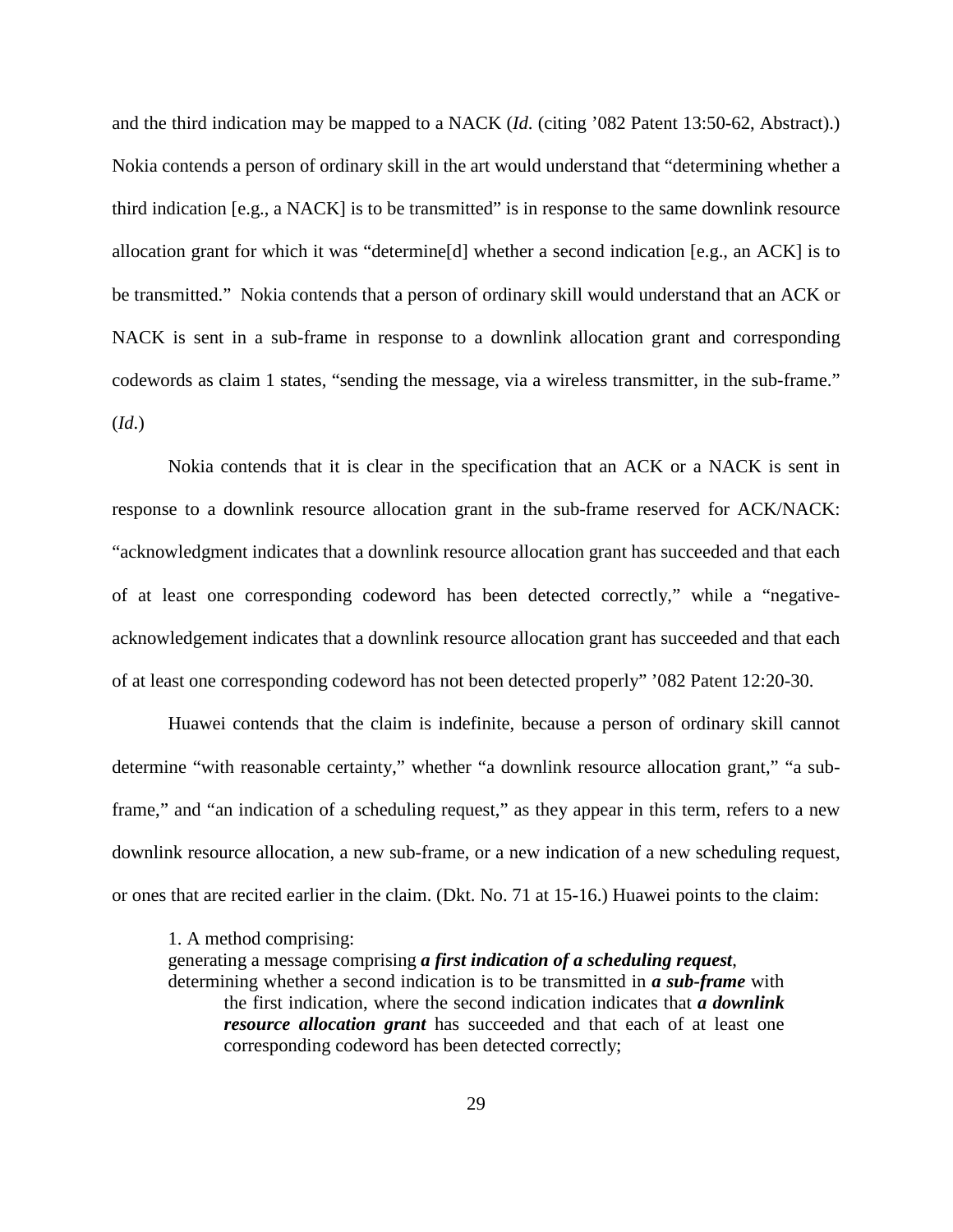and the third indication may be mapped to a NACK (*Id*. (citing '082 Patent 13:50-62, Abstract).) Nokia contends a person of ordinary skill in the art would understand that "determining whether a third indication [e.g., a NACK] is to be transmitted" is in response to the same downlink resource allocation grant for which it was "determine[d] whether a second indication [e.g., an ACK] is to be transmitted." Nokia contends that a person of ordinary skill would understand that an ACK or NACK is sent in a sub-frame in response to a downlink allocation grant and corresponding codewords as claim 1 states, "sending the message, via a wireless transmitter, in the sub-frame." (*Id*.)

Nokia contends that it is clear in the specification that an ACK or a NACK is sent in response to a downlink resource allocation grant in the sub-frame reserved for ACK/NACK: "acknowledgment indicates that a downlink resource allocation grant has succeeded and that each of at least one corresponding codeword has been detected correctly," while a "negative-acknowledgement indicates that a downlink resource allocation grant has succeeded and that each of at least one corresponding codeword has not been detected properly" '082 Patent 12:20-30.

Huawei contends that the claim is indefinite, because a person of ordinary skill cannot determine "with reasonable certainty," whether "a downlink resource allocation grant," "a sub-frame," and "an indication of a scheduling request," as they appear in this term, refers to a new downlink resource allocation, a new sub-frame, or a new indication of a new scheduling request, or ones that are recited earlier in the claim. (Dkt. No. 71 at 15-16.) Huawei points to the claim:

> 1. A method comprising:
> generating a message comprising ***a first indication of a scheduling request***,
> determining whether a second indication is to be transmitted in ***a sub-frame*** with the first indication, where the second indication indicates that ***a downlink resource allocation grant*** has succeeded and that each of at least one corresponding codeword has been detected correctly;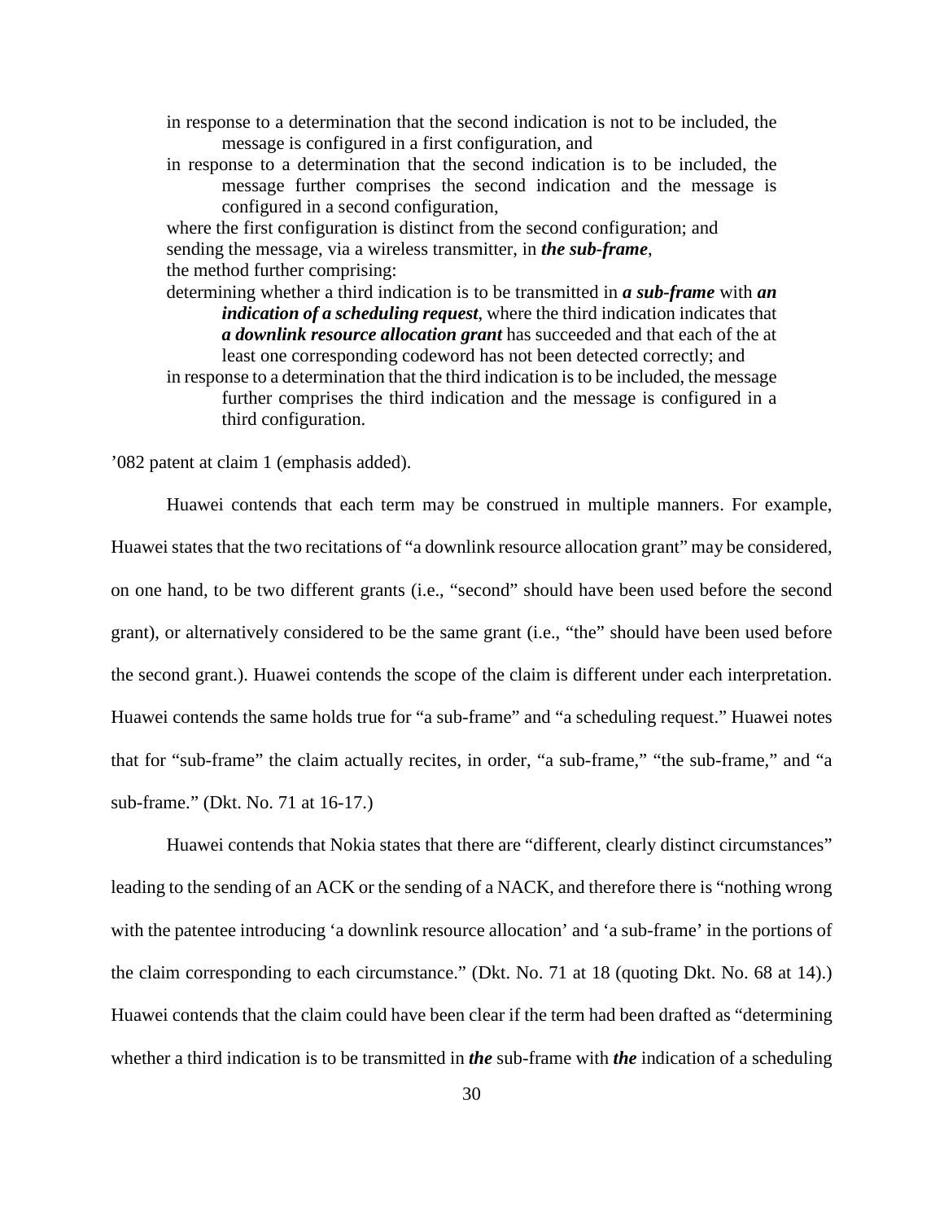> in response to a determination that the second indication is not to be included, the message is configured in a first configuration, and
>
> in response to a determination that the second indication is to be included, the message further comprises the second indication and the message is configured in a second configuration,
>
> where the first configuration is distinct from the second configuration; and
>
> sending the message, via a wireless transmitter, in ***the sub-frame***,
>
> the method further comprising:
>
> determining whether a third indication is to be transmitted in ***a sub-frame*** with ***an indication of a scheduling request***, where the third indication indicates that ***a downlink resource allocation grant*** has succeeded and that each of the at least one corresponding codeword has not been detected correctly; and
>
> in response to a determination that the third indication is to be included, the message further comprises the third indication and the message is configured in a third configuration.

'082 patent at claim 1 (emphasis added).

Huawei contends that each term may be construed in multiple manners. For example, Huawei states that the two recitations of "a downlink resource allocation grant" may be considered, on one hand, to be two different grants (i.e., "second" should have been used before the second grant), or alternatively considered to be the same grant (i.e., "the" should have been used before the second grant.). Huawei contends the scope of the claim is different under each interpretation. Huawei contends the same holds true for "a sub-frame" and "a scheduling request." Huawei notes that for "sub-frame" the claim actually recites, in order, "a sub-frame," "the sub-frame," and "a sub-frame." (Dkt. No. 71 at 16-17.)

Huawei contends that Nokia states that there are "different, clearly distinct circumstances" leading to the sending of an ACK or the sending of a NACK, and therefore there is "nothing wrong with the patentee introducing 'a downlink resource allocation' and 'a sub-frame' in the portions of the claim corresponding to each circumstance." (Dkt. No. 71 at 18 (quoting Dkt. No. 68 at 14).) Huawei contends that the claim could have been clear if the term had been drafted as "determining whether a third indication is to be transmitted in ***the*** sub-frame with ***the*** indication of a scheduling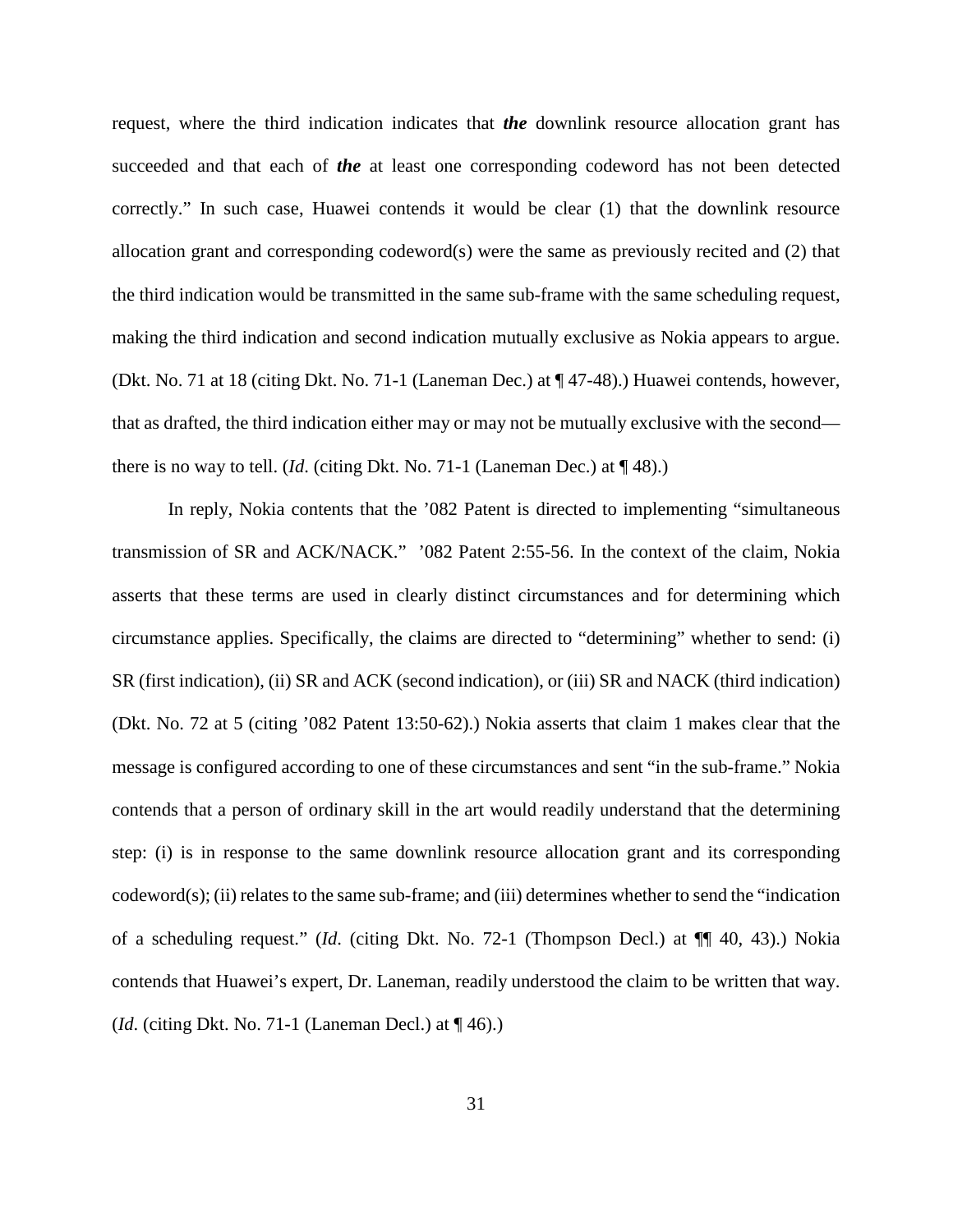request, where the third indication indicates that ***the*** downlink resource allocation grant has succeeded and that each of ***the*** at least one corresponding codeword has not been detected correctly." In such case, Huawei contends it would be clear (1) that the downlink resource allocation grant and corresponding codeword(s) were the same as previously recited and (2) that the third indication would be transmitted in the same sub-frame with the same scheduling request, making the third indication and second indication mutually exclusive as Nokia appears to argue. (Dkt. No. 71 at 18 (citing Dkt. No. 71-1 (Laneman Dec.) at ¶ 47-48).) Huawei contends, however, that as drafted, the third indication either may or may not be mutually exclusive with the second—there is no way to tell. (*Id*. (citing Dkt. No. 71-1 (Laneman Dec.) at ¶ 48).)

In reply, Nokia contents that the '082 Patent is directed to implementing "simultaneous transmission of SR and ACK/NACK." '082 Patent 2:55-56. In the context of the claim, Nokia asserts that these terms are used in clearly distinct circumstances and for determining which circumstance applies. Specifically, the claims are directed to "determining" whether to send: (i) SR (first indication), (ii) SR and ACK (second indication), or (iii) SR and NACK (third indication) (Dkt. No. 72 at 5 (citing '082 Patent 13:50-62).) Nokia asserts that claim 1 makes clear that the message is configured according to one of these circumstances and sent "in the sub-frame." Nokia contends that a person of ordinary skill in the art would readily understand that the determining step: (i) is in response to the same downlink resource allocation grant and its corresponding codeword(s); (ii) relates to the same sub-frame; and (iii) determines whether to send the "indication of a scheduling request." (*Id*. (citing Dkt. No. 72-1 (Thompson Decl.) at ¶¶ 40, 43).) Nokia contends that Huawei's expert, Dr. Laneman, readily understood the claim to be written that way. (*Id*. (citing Dkt. No. 71-1 (Laneman Decl.) at ¶ 46).)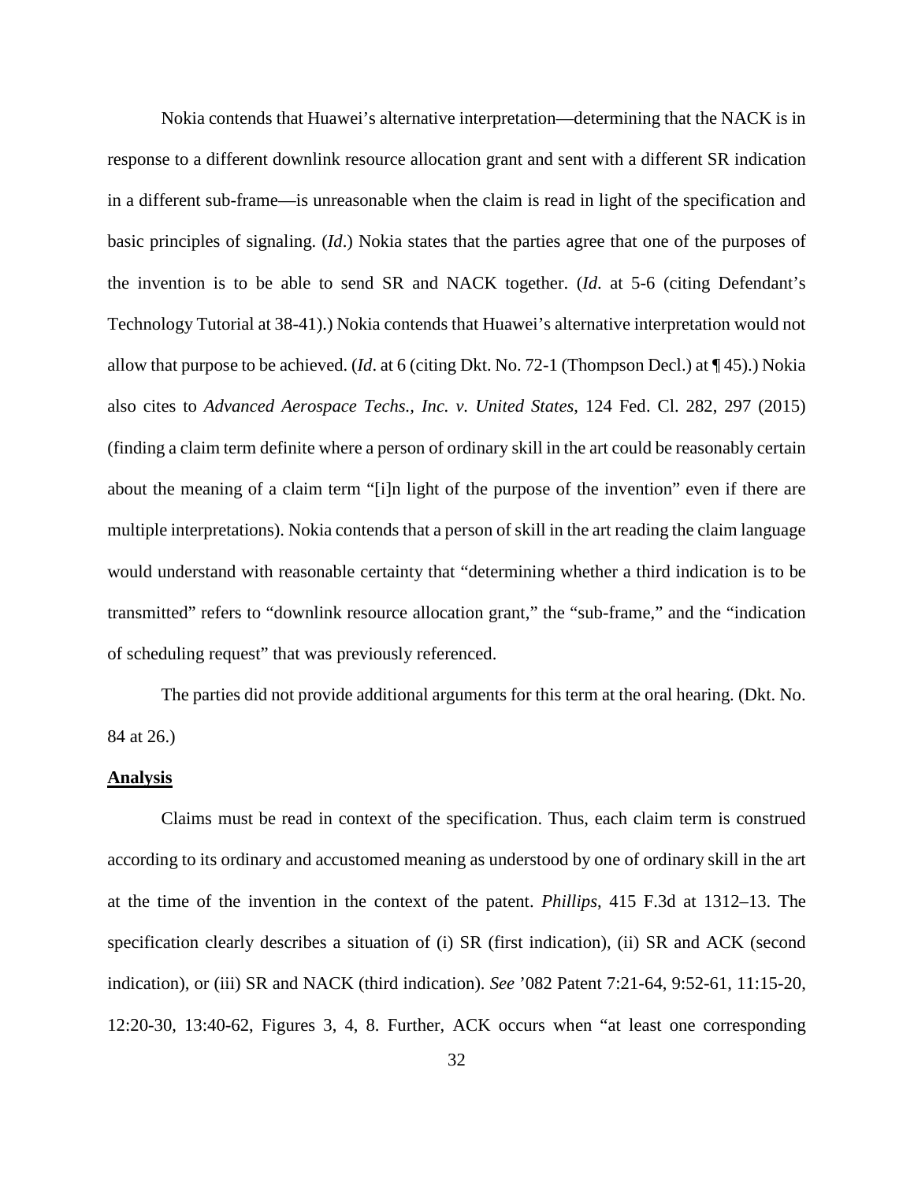Nokia contends that Huawei's alternative interpretation—determining that the NACK is in response to a different downlink resource allocation grant and sent with a different SR indication in a different sub-frame—is unreasonable when the claim is read in light of the specification and basic principles of signaling. (*Id*.) Nokia states that the parties agree that one of the purposes of the invention is to be able to send SR and NACK together. (*Id*. at 5-6 (citing Defendant's Technology Tutorial at 38-41).) Nokia contends that Huawei's alternative interpretation would not allow that purpose to be achieved. (*Id*. at 6 (citing Dkt. No. 72-1 (Thompson Decl.) at ¶ 45).) Nokia also cites to *Advanced Aerospace Techs., Inc. v. United States*, 124 Fed. Cl. 282, 297 (2015) (finding a claim term definite where a person of ordinary skill in the art could be reasonably certain about the meaning of a claim term "[i]n light of the purpose of the invention" even if there are multiple interpretations). Nokia contends that a person of skill in the art reading the claim language would understand with reasonable certainty that "determining whether a third indication is to be transmitted" refers to "downlink resource allocation grant," the "sub-frame," and the "indication of scheduling request" that was previously referenced.

The parties did not provide additional arguments for this term at the oral hearing. (Dkt. No. 84 at 26.)

**Analysis**

Claims must be read in context of the specification. Thus, each claim term is construed according to its ordinary and accustomed meaning as understood by one of ordinary skill in the art at the time of the invention in the context of the patent. *Phillips*, 415 F.3d at 1312–13. The specification clearly describes a situation of (i) SR (first indication), (ii) SR and ACK (second indication), or (iii) SR and NACK (third indication). *See* '082 Patent 7:21-64, 9:52-61, 11:15-20, 12:20-30, 13:40-62, Figures 3, 4, 8. Further, ACK occurs when "at least one corresponding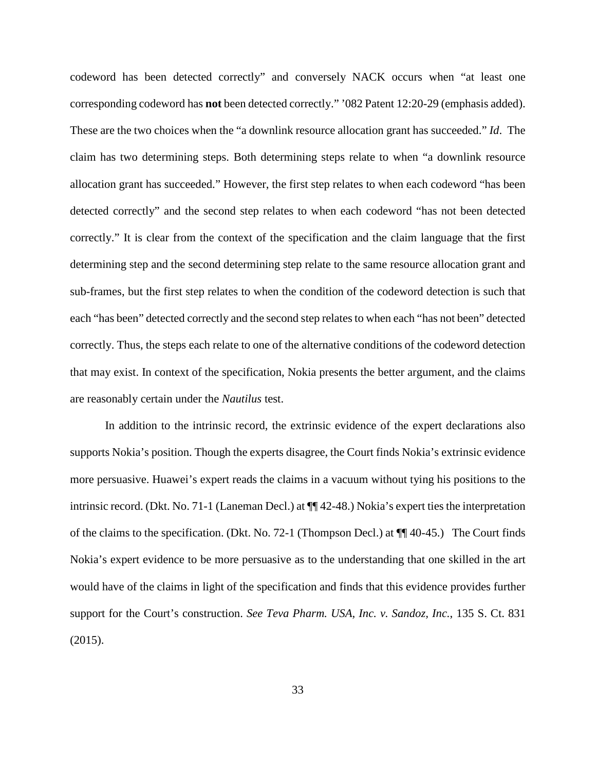codeword has been detected correctly" and conversely NACK occurs when "at least one corresponding codeword has **not** been detected correctly." '082 Patent 12:20-29 (emphasis added). These are the two choices when the "a downlink resource allocation grant has succeeded." *Id*. The claim has two determining steps. Both determining steps relate to when "a downlink resource allocation grant has succeeded." However, the first step relates to when each codeword "has been detected correctly" and the second step relates to when each codeword "has not been detected correctly." It is clear from the context of the specification and the claim language that the first determining step and the second determining step relate to the same resource allocation grant and sub-frames, but the first step relates to when the condition of the codeword detection is such that each "has been" detected correctly and the second step relates to when each "has not been" detected correctly. Thus, the steps each relate to one of the alternative conditions of the codeword detection that may exist. In context of the specification, Nokia presents the better argument, and the claims are reasonably certain under the *Nautilus* test.

In addition to the intrinsic record, the extrinsic evidence of the expert declarations also supports Nokia's position. Though the experts disagree, the Court finds Nokia's extrinsic evidence more persuasive. Huawei's expert reads the claims in a vacuum without tying his positions to the intrinsic record. (Dkt. No. 71-1 (Laneman Decl.) at ¶¶ 42-48.) Nokia's expert ties the interpretation of the claims to the specification. (Dkt. No. 72-1 (Thompson Decl.) at ¶¶ 40-45.) The Court finds Nokia's expert evidence to be more persuasive as to the understanding that one skilled in the art would have of the claims in light of the specification and finds that this evidence provides further support for the Court's construction. *See Teva Pharm. USA, Inc. v. Sandoz, Inc.*, 135 S. Ct. 831 (2015).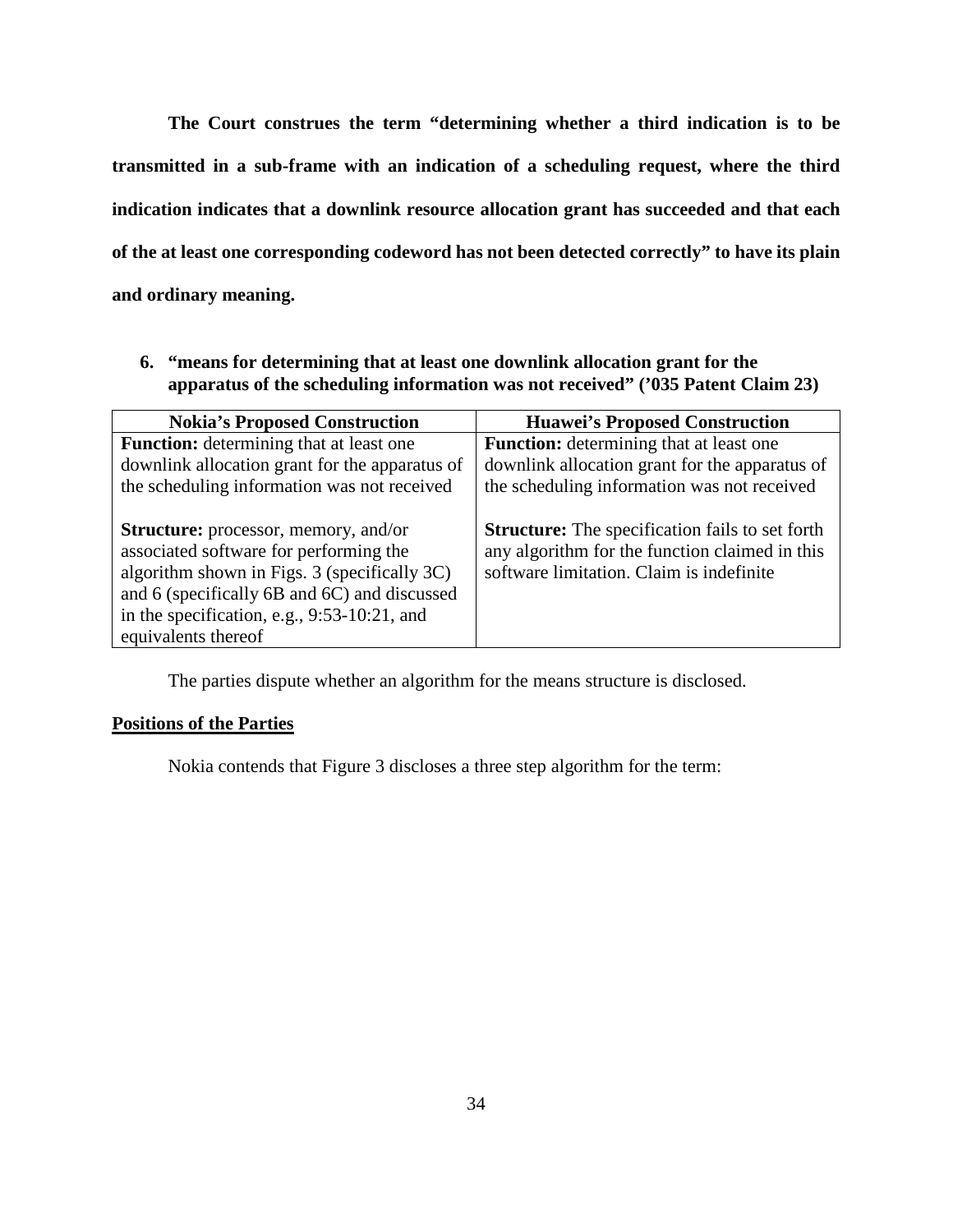**The Court construes the term "determining whether a third indication is to be transmitted in a sub-frame with an indication of a scheduling request, where the third indication indicates that a downlink resource allocation grant has succeeded and that each of the at least one corresponding codeword has not been detected correctly" to have its plain and ordinary meaning.**

### 6. "means for determining that at least one downlink allocation grant for the apparatus of the scheduling information was not received" ('035 Patent Claim 23)

| Nokia's Proposed Construction | Huawei's Proposed Construction |
|---|---|
| **Function:** determining that at least one downlink allocation grant for the apparatus of the scheduling information was not received<br><br>**Structure:** processor, memory, and/or associated software for performing the algorithm shown in Figs. 3 (specifically 3C) and 6 (specifically 6B and 6C) and discussed in the specification, e.g., 9:53-10:21, and equivalents thereof | **Function:** determining that at least one downlink allocation grant for the apparatus of the scheduling information was not received<br><br>**Structure:** The specification fails to set forth any algorithm for the function claimed in this software limitation. Claim is indefinite |

The parties dispute whether an algorithm for the means structure is disclosed.

**Positions of the Parties**

Nokia contends that Figure 3 discloses a three step algorithm for the term: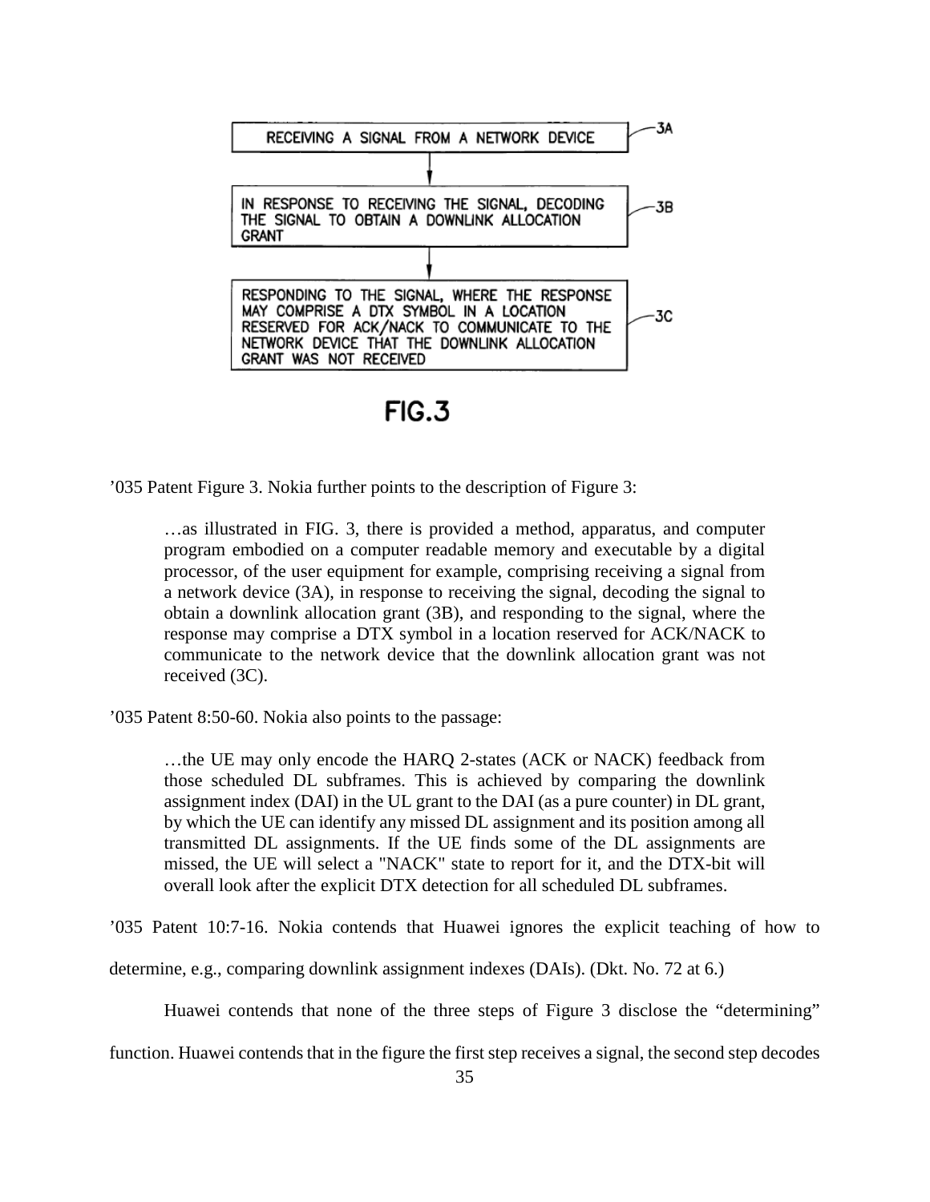RECEIVING A SIGNAL FROM A NETWORK DEVICE — 3A

IN RESPONSE TO RECEIVING THE SIGNAL, DECODING THE SIGNAL TO OBTAIN A DOWNLINK ALLOCATION GRANT — 3B

RESPONDING TO THE SIGNAL, WHERE THE RESPONSE MAY COMPRISE A DTX SYMBOL IN A LOCATION RESERVED FOR ACK/NACK TO COMMUNICATE TO THE NETWORK DEVICE THAT THE DOWNLINK ALLOCATION GRANT WAS NOT RECEIVED — 3C

**FIG.3**

’035 Patent Figure 3. Nokia further points to the description of Figure 3:

> …as illustrated in FIG. 3, there is provided a method, apparatus, and computer program embodied on a computer readable memory and executable by a digital processor, of the user equipment for example, comprising receiving a signal from a network device (3A), in response to receiving the signal, decoding the signal to obtain a downlink allocation grant (3B), and responding to the signal, where the response may comprise a DTX symbol in a location reserved for ACK/NACK to communicate to the network device that the downlink allocation grant was not received (3C).

’035 Patent 8:50-60. Nokia also points to the passage:

> …the UE may only encode the HARQ 2-states (ACK or NACK) feedback from those scheduled DL subframes. This is achieved by comparing the downlink assignment index (DAI) in the UL grant to the DAI (as a pure counter) in DL grant, by which the UE can identify any missed DL assignment and its position among all transmitted DL assignments. If the UE finds some of the DL assignments are missed, the UE will select a "NACK" state to report for it, and the DTX-bit will overall look after the explicit DTX detection for all scheduled DL subframes.

’035 Patent 10:7-16. Nokia contends that Huawei ignores the explicit teaching of how to determine, e.g., comparing downlink assignment indexes (DAIs). (Dkt. No. 72 at 6.)

Huawei contends that none of the three steps of Figure 3 disclose the “determining” function. Huawei contends that in the figure the first step receives a signal, the second step decodes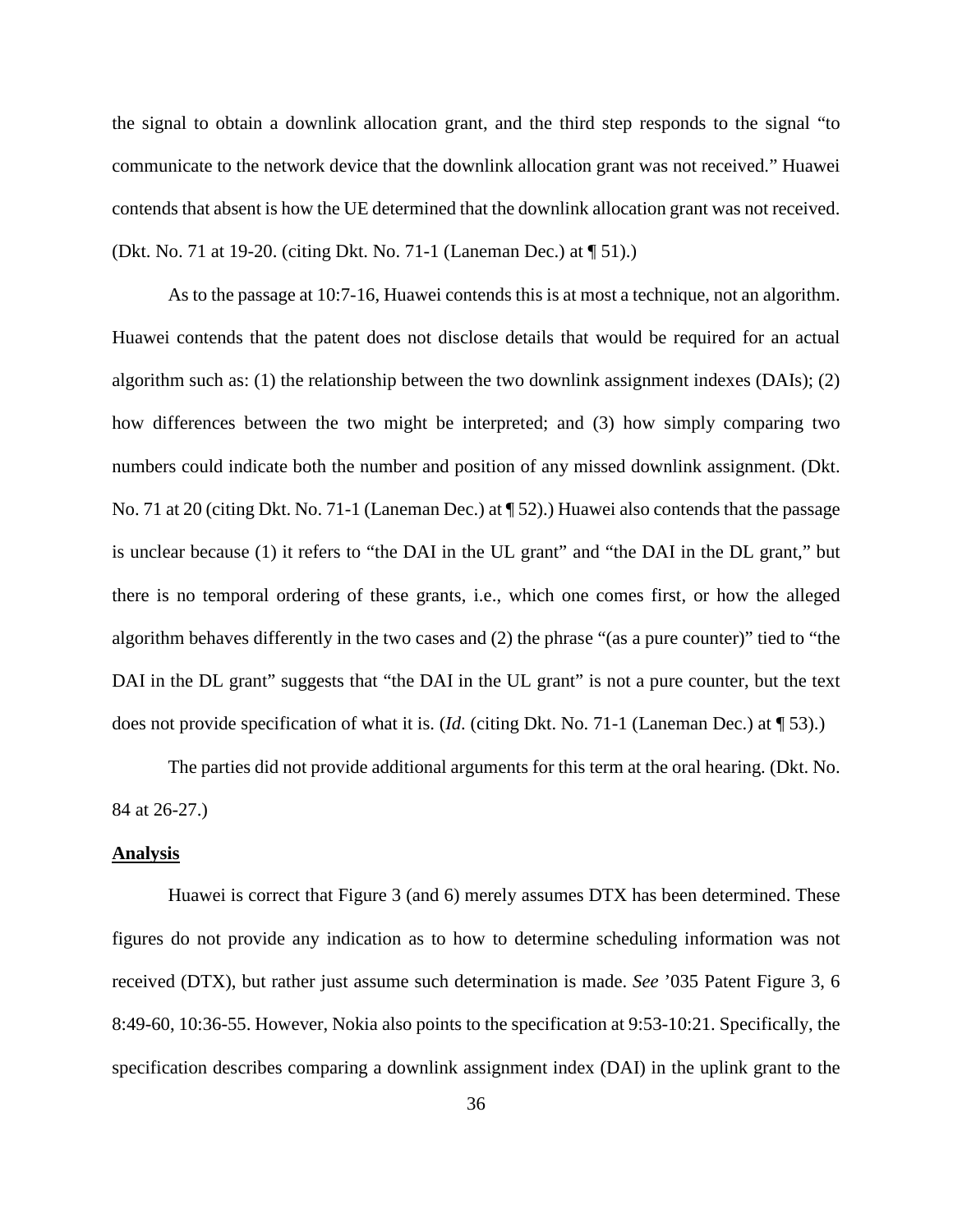the signal to obtain a downlink allocation grant, and the third step responds to the signal "to communicate to the network device that the downlink allocation grant was not received." Huawei contends that absent is how the UE determined that the downlink allocation grant was not received. (Dkt. No. 71 at 19-20. (citing Dkt. No. 71-1 (Laneman Dec.) at ¶ 51).)

As to the passage at 10:7-16, Huawei contends this is at most a technique, not an algorithm. Huawei contends that the patent does not disclose details that would be required for an actual algorithm such as: (1) the relationship between the two downlink assignment indexes (DAIs); (2) how differences between the two might be interpreted; and (3) how simply comparing two numbers could indicate both the number and position of any missed downlink assignment. (Dkt. No. 71 at 20 (citing Dkt. No. 71-1 (Laneman Dec.) at ¶ 52).) Huawei also contends that the passage is unclear because (1) it refers to "the DAI in the UL grant" and "the DAI in the DL grant," but there is no temporal ordering of these grants, i.e., which one comes first, or how the alleged algorithm behaves differently in the two cases and (2) the phrase "(as a pure counter)" tied to "the DAI in the DL grant" suggests that "the DAI in the UL grant" is not a pure counter, but the text does not provide specification of what it is. (*Id.* (citing Dkt. No. 71-1 (Laneman Dec.) at ¶ 53).)

The parties did not provide additional arguments for this term at the oral hearing. (Dkt. No. 84 at 26-27.)

**Analysis**

Huawei is correct that Figure 3 (and 6) merely assumes DTX has been determined. These figures do not provide any indication as to how to determine scheduling information was not received (DTX), but rather just assume such determination is made. *See* '035 Patent Figure 3, 6 8:49-60, 10:36-55. However, Nokia also points to the specification at 9:53-10:21. Specifically, the specification describes comparing a downlink assignment index (DAI) in the uplink grant to the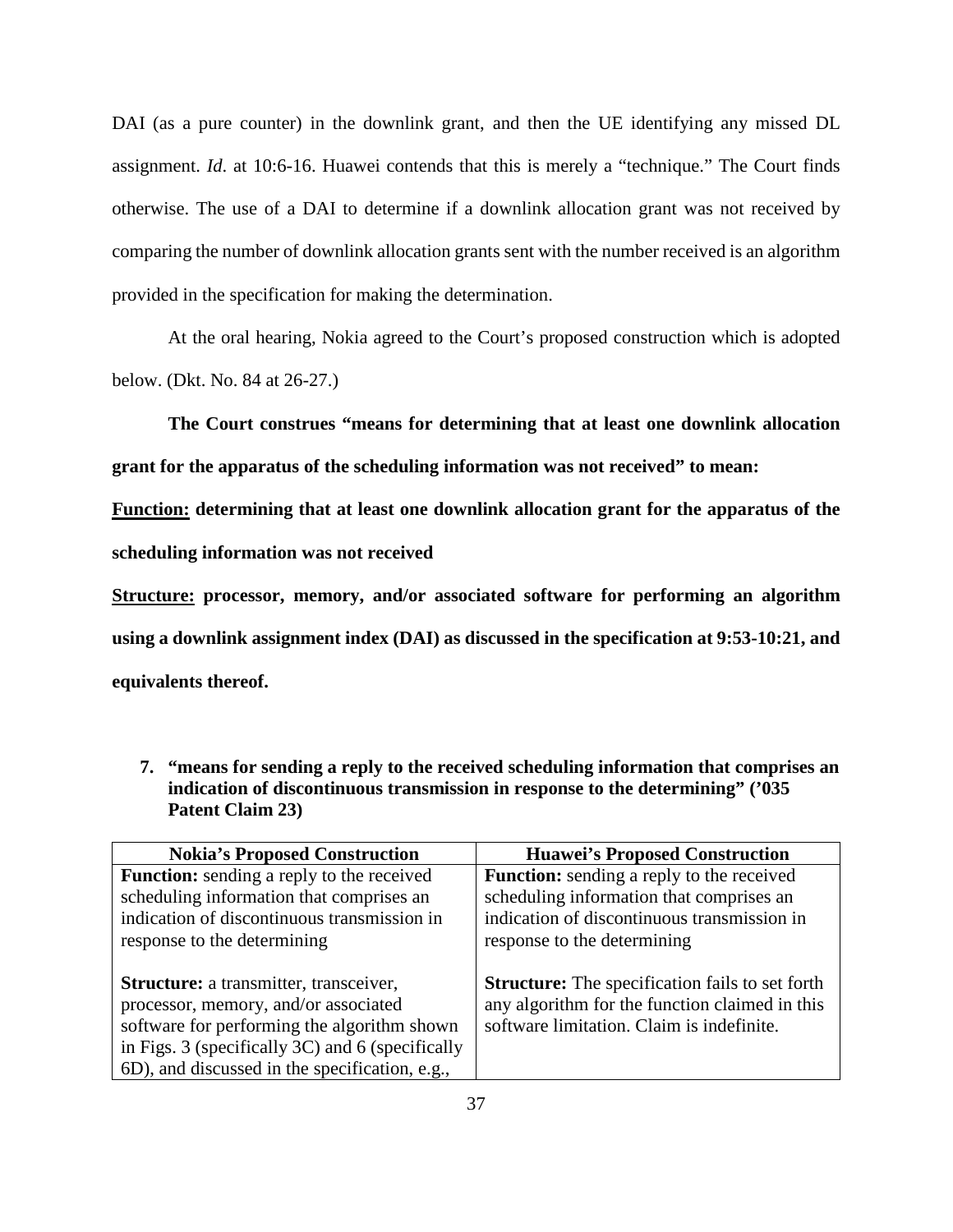DAI (as a pure counter) in the downlink grant, and then the UE identifying any missed DL assignment. *Id*. at 10:6-16. Huawei contends that this is merely a "technique." The Court finds otherwise. The use of a DAI to determine if a downlink allocation grant was not received by comparing the number of downlink allocation grants sent with the number received is an algorithm provided in the specification for making the determination.

At the oral hearing, Nokia agreed to the Court's proposed construction which is adopted below. (Dkt. No. 84 at 26-27.)

**The Court construes "means for determining that at least one downlink allocation grant for the apparatus of the scheduling information was not received" to mean:**

**<u>Function:</u> determining that at least one downlink allocation grant for the apparatus of the scheduling information was not received**

**<u>Structure:</u> processor, memory, and/or associated software for performing an algorithm using a downlink assignment index (DAI) as discussed in the specification at 9:53-10:21, and equivalents thereof.**

**7. "means for sending a reply to the received scheduling information that comprises an indication of discontinuous transmission in response to the determining" ('035 Patent Claim 23)**

| Nokia's Proposed Construction | Huawei's Proposed Construction |
| --- | --- |
| **Function:** sending a reply to the received scheduling information that comprises an indication of discontinuous transmission in response to the determining<br><br>**Structure:** a transmitter, transceiver, processor, memory, and/or associated software for performing the algorithm shown in Figs. 3 (specifically 3C) and 6 (specifically 6D), and discussed in the specification, e.g., | **Function:** sending a reply to the received scheduling information that comprises an indication of discontinuous transmission in response to the determining<br><br>**Structure:** The specification fails to set forth any algorithm for the function claimed in this software limitation. Claim is indefinite. |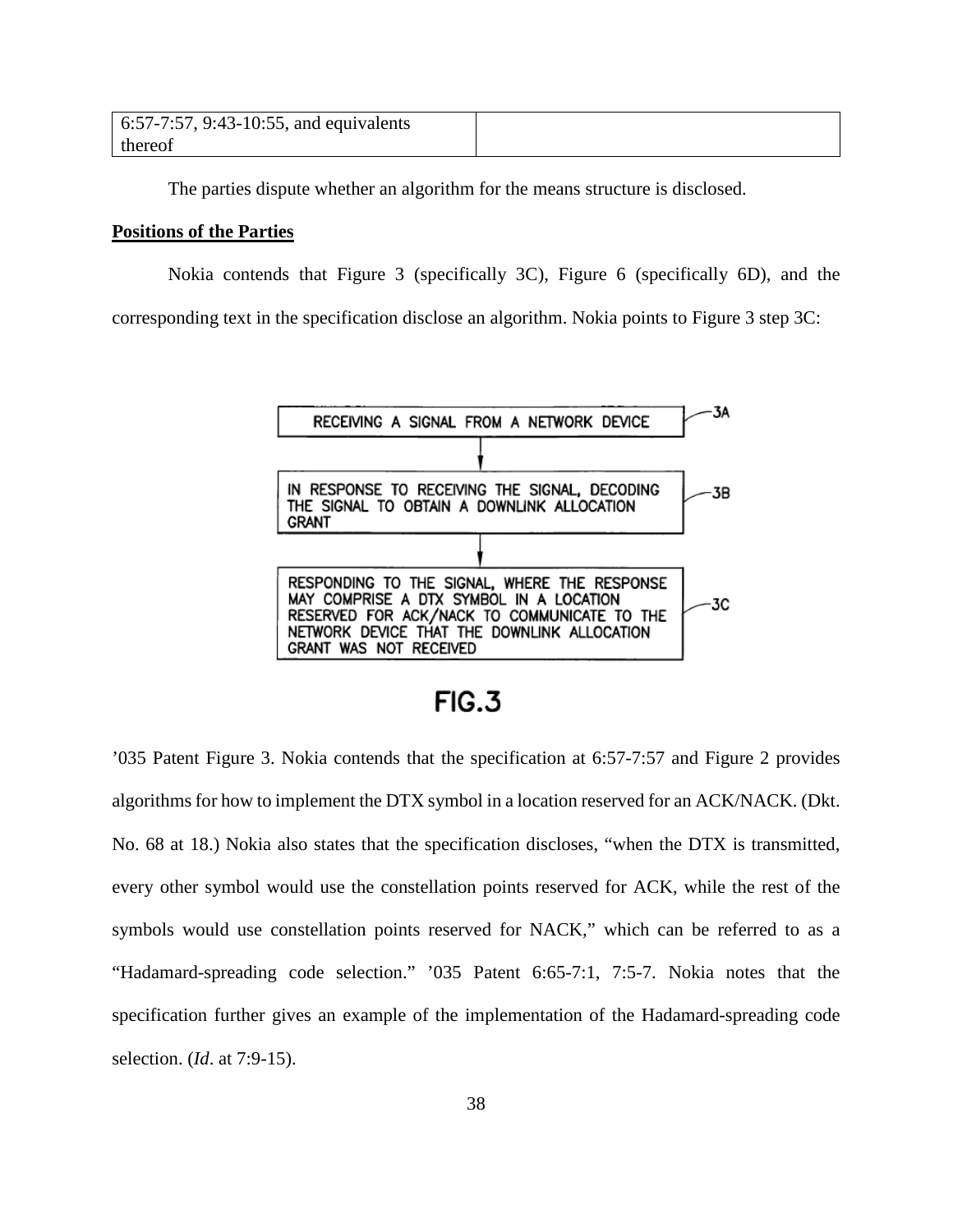| 6:57-7:57, 9:43-10:55, and equivalents thereof | |
|---|---|

The parties dispute whether an algorithm for the means structure is disclosed.

**Positions of the Parties**

Nokia contends that Figure 3 (specifically 3C), Figure 6 (specifically 6D), and the corresponding text in the specification disclose an algorithm. Nokia points to Figure 3 step 3C:

RECEIVING A SIGNAL FROM A NETWORK DEVICE — 3A

IN RESPONSE TO RECEIVING THE SIGNAL, DECODING THE SIGNAL TO OBTAIN A DOWNLINK ALLOCATION GRANT — 3B

RESPONDING TO THE SIGNAL, WHERE THE RESPONSE MAY COMPRISE A DTX SYMBOL IN A LOCATION RESERVED FOR ACK/NACK TO COMMUNICATE TO THE NETWORK DEVICE THAT THE DOWNLINK ALLOCATION GRANT WAS NOT RECEIVED — 3C

FIG.3

’035 Patent Figure 3. Nokia contends that the specification at 6:57-7:57 and Figure 2 provides algorithms for how to implement the DTX symbol in a location reserved for an ACK/NACK. (Dkt. No. 68 at 18.) Nokia also states that the specification discloses, “when the DTX is transmitted, every other symbol would use the constellation points reserved for ACK, while the rest of the symbols would use constellation points reserved for NACK,” which can be referred to as a “Hadamard-spreading code selection.” ’035 Patent 6:65-7:1, 7:5-7. Nokia notes that the specification further gives an example of the implementation of the Hadamard-spreading code selection. (*Id*. at 7:9-15).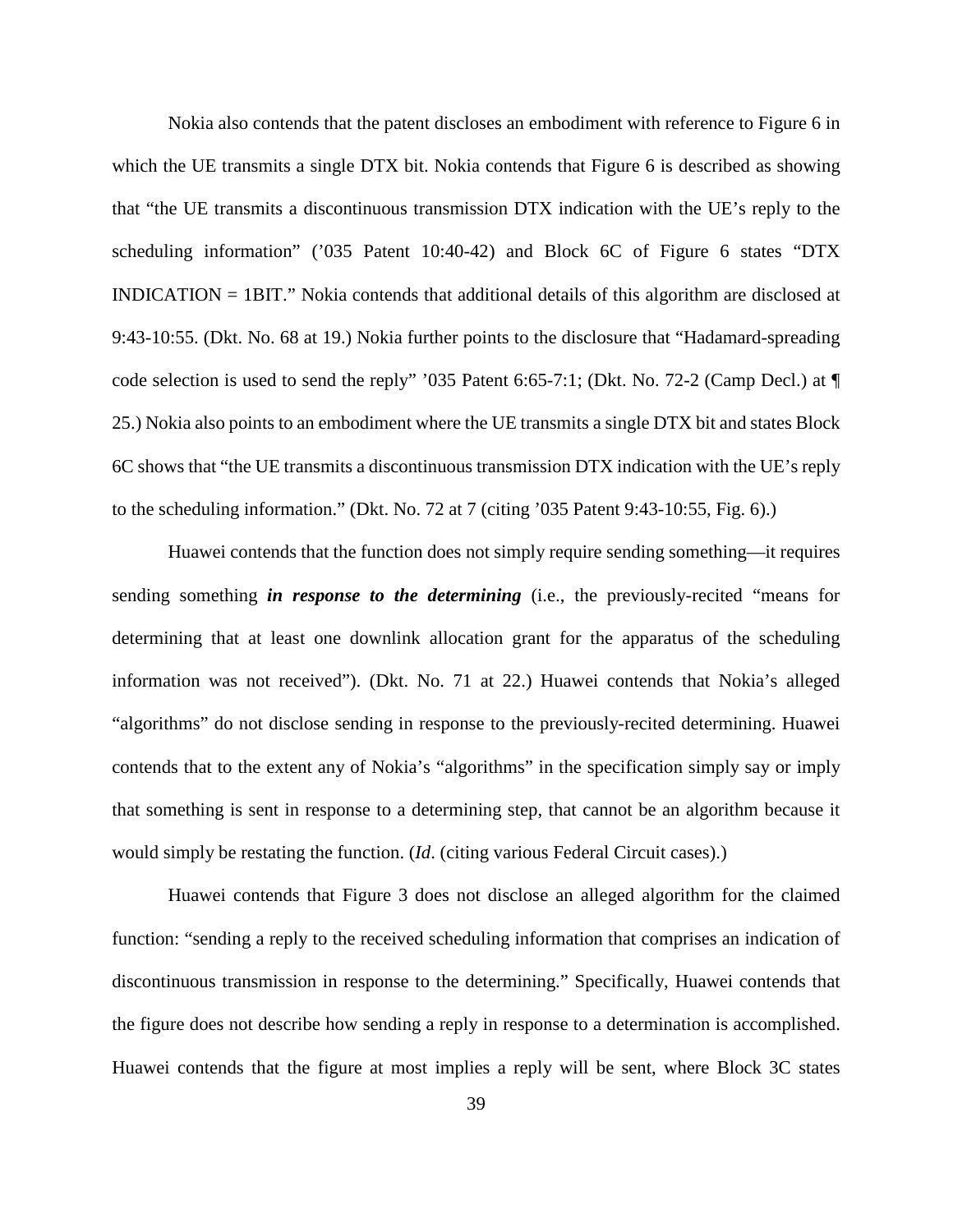Nokia also contends that the patent discloses an embodiment with reference to Figure 6 in which the UE transmits a single DTX bit. Nokia contends that Figure 6 is described as showing that "the UE transmits a discontinuous transmission DTX indication with the UE's reply to the scheduling information" ('035 Patent 10:40-42) and Block 6C of Figure 6 states "DTX INDICATION = 1BIT." Nokia contends that additional details of this algorithm are disclosed at 9:43-10:55. (Dkt. No. 68 at 19.) Nokia further points to the disclosure that "Hadamard-spreading code selection is used to send the reply" '035 Patent 6:65-7:1; (Dkt. No. 72-2 (Camp Decl.) at ¶ 25.) Nokia also points to an embodiment where the UE transmits a single DTX bit and states Block 6C shows that "the UE transmits a discontinuous transmission DTX indication with the UE's reply to the scheduling information." (Dkt. No. 72 at 7 (citing '035 Patent 9:43-10:55, Fig. 6).)

Huawei contends that the function does not simply require sending something—it requires sending something ***in response to the determining*** (i.e., the previously-recited "means for determining that at least one downlink allocation grant for the apparatus of the scheduling information was not received"). (Dkt. No. 71 at 22.) Huawei contends that Nokia's alleged "algorithms" do not disclose sending in response to the previously-recited determining. Huawei contends that to the extent any of Nokia's "algorithms" in the specification simply say or imply that something is sent in response to a determining step, that cannot be an algorithm because it would simply be restating the function. (*Id*. (citing various Federal Circuit cases).)

Huawei contends that Figure 3 does not disclose an alleged algorithm for the claimed function: "sending a reply to the received scheduling information that comprises an indication of discontinuous transmission in response to the determining." Specifically, Huawei contends that the figure does not describe how sending a reply in response to a determination is accomplished. Huawei contends that the figure at most implies a reply will be sent, where Block 3C states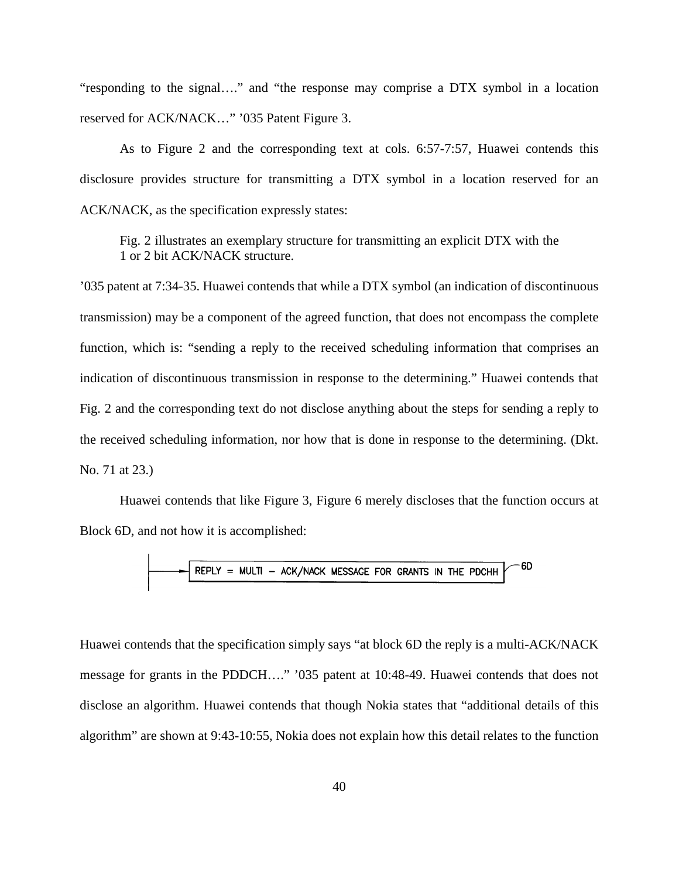"responding to the signal…." and "the response may comprise a DTX symbol in a location reserved for ACK/NACK…" '035 Patent Figure 3.

As to Figure 2 and the corresponding text at cols. 6:57-7:57, Huawei contends this disclosure provides structure for transmitting a DTX symbol in a location reserved for an ACK/NACK, as the specification expressly states:

> Fig. 2 illustrates an exemplary structure for transmitting an explicit DTX with the 1 or 2 bit ACK/NACK structure.

'035 patent at 7:34-35. Huawei contends that while a DTX symbol (an indication of discontinuous transmission) may be a component of the agreed function, that does not encompass the complete function, which is: "sending a reply to the received scheduling information that comprises an indication of discontinuous transmission in response to the determining." Huawei contends that Fig. 2 and the corresponding text do not disclose anything about the steps for sending a reply to the received scheduling information, nor how that is done in response to the determining. (Dkt. No. 71 at 23.)

Huawei contends that like Figure 3, Figure 6 merely discloses that the function occurs at Block 6D, and not how it is accomplished:

REPLY = MULTI – ACK/NACK MESSAGE FOR GRANTS IN THE PDCHH — 6D

Huawei contends that the specification simply says "at block 6D the reply is a multi-ACK/NACK message for grants in the PDDCH…." '035 patent at 10:48-49. Huawei contends that does not disclose an algorithm. Huawei contends that though Nokia states that "additional details of this algorithm" are shown at 9:43-10:55, Nokia does not explain how this detail relates to the function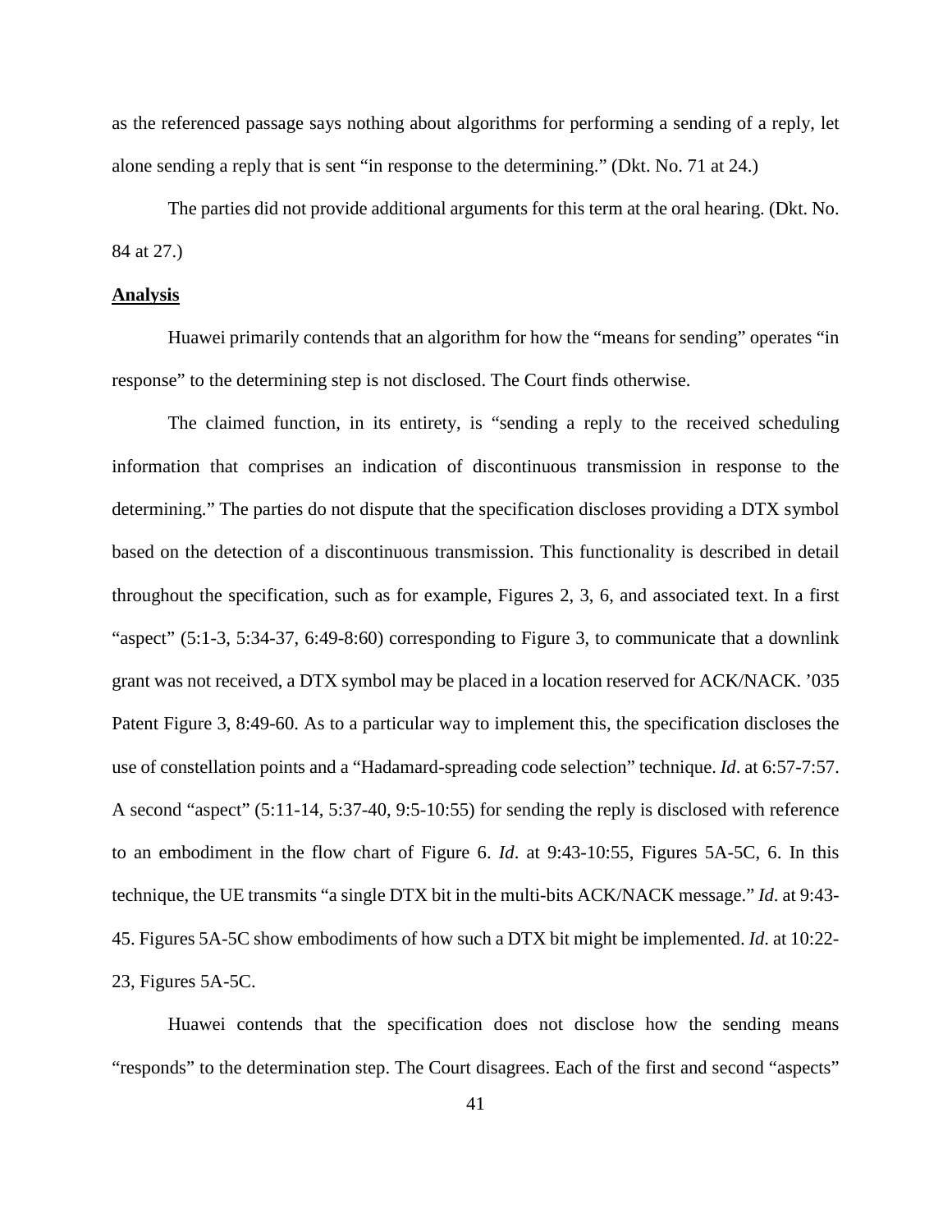as the referenced passage says nothing about algorithms for performing a sending of a reply, let alone sending a reply that is sent "in response to the determining." (Dkt. No. 71 at 24.)

The parties did not provide additional arguments for this term at the oral hearing. (Dkt. No. 84 at 27.)

**Analysis**

Huawei primarily contends that an algorithm for how the "means for sending" operates "in response" to the determining step is not disclosed. The Court finds otherwise.

The claimed function, in its entirety, is "sending a reply to the received scheduling information that comprises an indication of discontinuous transmission in response to the determining." The parties do not dispute that the specification discloses providing a DTX symbol based on the detection of a discontinuous transmission. This functionality is described in detail throughout the specification, such as for example, Figures 2, 3, 6, and associated text. In a first "aspect" (5:1-3, 5:34-37, 6:49-8:60) corresponding to Figure 3, to communicate that a downlink grant was not received, a DTX symbol may be placed in a location reserved for ACK/NACK. '035 Patent Figure 3, 8:49-60. As to a particular way to implement this, the specification discloses the use of constellation points and a "Hadamard-spreading code selection" technique. *Id*. at 6:57-7:57. A second "aspect" (5:11-14, 5:37-40, 9:5-10:55) for sending the reply is disclosed with reference to an embodiment in the flow chart of Figure 6. *Id*. at 9:43-10:55, Figures 5A-5C, 6. In this technique, the UE transmits "a single DTX bit in the multi-bits ACK/NACK message." *Id*. at 9:43-45. Figures 5A-5C show embodiments of how such a DTX bit might be implemented. *Id*. at 10:22-23, Figures 5A-5C.

Huawei contends that the specification does not disclose how the sending means "responds" to the determination step. The Court disagrees. Each of the first and second "aspects"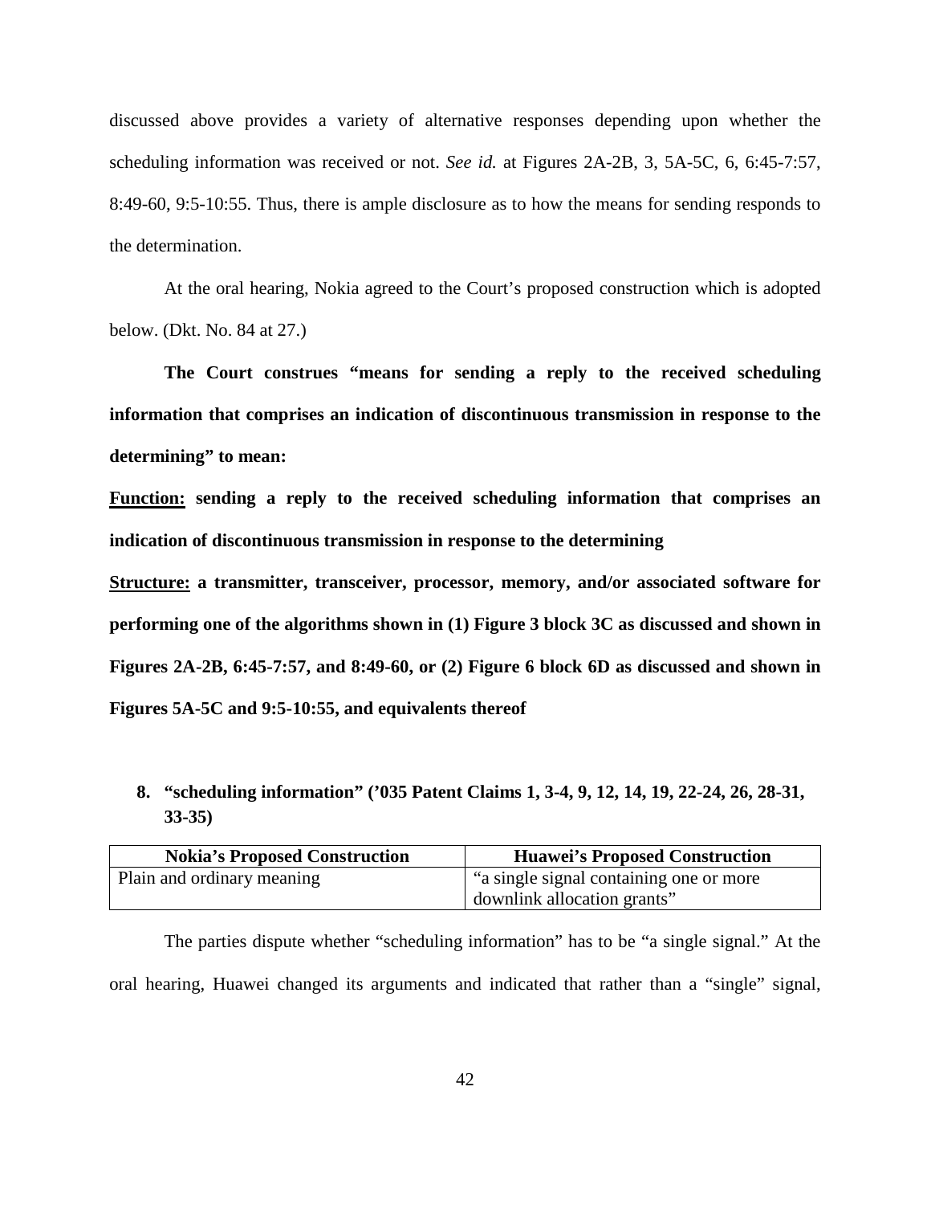discussed above provides a variety of alternative responses depending upon whether the scheduling information was received or not. *See id.* at Figures 2A-2B, 3, 5A-5C, 6, 6:45-7:57, 8:49-60, 9:5-10:55. Thus, there is ample disclosure as to how the means for sending responds to the determination.

At the oral hearing, Nokia agreed to the Court's proposed construction which is adopted below. (Dkt. No. 84 at 27.)

**The Court construes "means for sending a reply to the received scheduling information that comprises an indication of discontinuous transmission in response to the determining" to mean:**

**<u>Function:</u> sending a reply to the received scheduling information that comprises an indication of discontinuous transmission in response to the determining**

**<u>Structure:</u> a transmitter, transceiver, processor, memory, and/or associated software for performing one of the algorithms shown in (1) Figure 3 block 3C as discussed and shown in Figures 2A-2B, 6:45-7:57, and 8:49-60, or (2) Figure 6 block 6D as discussed and shown in Figures 5A-5C and 9:5-10:55, and equivalents thereof**

**8. "scheduling information" ('035 Patent Claims 1, 3-4, 9, 12, 14, 19, 22-24, 26, 28-31, 33-35)**

| Nokia's Proposed Construction | Huawei's Proposed Construction |
| --- | --- |
| Plain and ordinary meaning | "a single signal containing one or more downlink allocation grants" |

The parties dispute whether "scheduling information" has to be "a single signal." At the oral hearing, Huawei changed its arguments and indicated that rather than a "single" signal,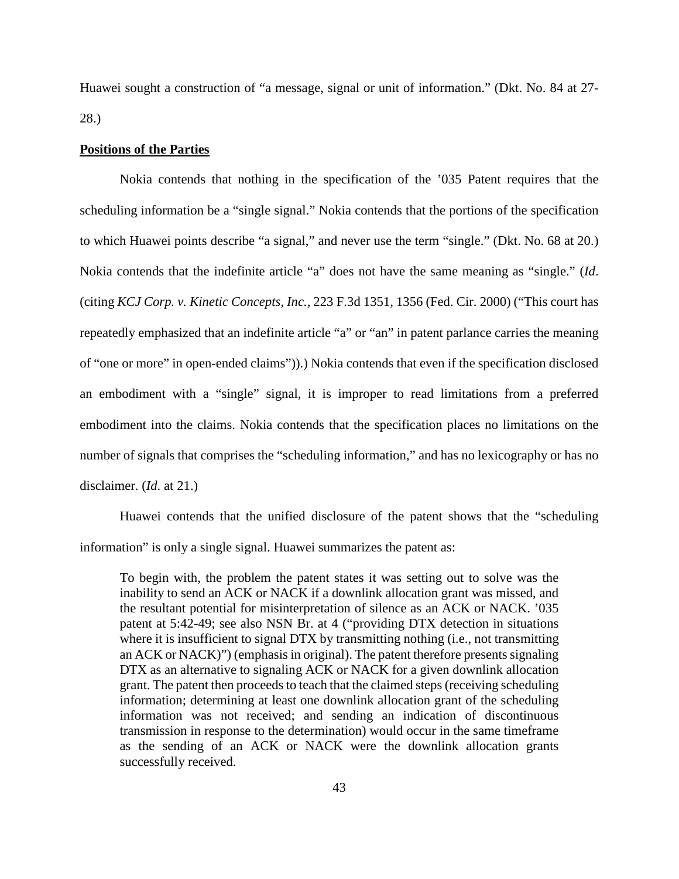Huawei sought a construction of "a message, signal or unit of information." (Dkt. No. 84 at 27-28.)

**<u>Positions of the Parties</u>**

Nokia contends that nothing in the specification of the '035 Patent requires that the scheduling information be a "single signal." Nokia contends that the portions of the specification to which Huawei points describe "a signal," and never use the term "single." (Dkt. No. 68 at 20.) Nokia contends that the indefinite article "a" does not have the same meaning as "single." (*Id*. (citing *KCJ Corp. v. Kinetic Concepts, Inc.*, 223 F.3d 1351, 1356 (Fed. Cir. 2000) ("This court has repeatedly emphasized that an indefinite article "a" or "an" in patent parlance carries the meaning of "one or more" in open-ended claims")).) Nokia contends that even if the specification disclosed an embodiment with a "single" signal, it is improper to read limitations from a preferred embodiment into the claims. Nokia contends that the specification places no limitations on the number of signals that comprises the "scheduling information," and has no lexicography or has no disclaimer. (*Id*. at 21.)

Huawei contends that the unified disclosure of the patent shows that the "scheduling information" is only a single signal. Huawei summarizes the patent as:

> To begin with, the problem the patent states it was setting out to solve was the inability to send an ACK or NACK if a downlink allocation grant was missed, and the resultant potential for misinterpretation of silence as an ACK or NACK. '035 patent at 5:42-49; see also NSN Br. at 4 ("providing DTX detection in situations where it is insufficient to signal DTX by transmitting nothing (i.e., not transmitting an ACK or NACK)") (emphasis in original). The patent therefore presents signaling DTX as an alternative to signaling ACK or NACK for a given downlink allocation grant. The patent then proceeds to teach that the claimed steps (receiving scheduling information; determining at least one downlink allocation grant of the scheduling information was not received; and sending an indication of discontinuous transmission in response to the determination) would occur in the same timeframe as the sending of an ACK or NACK were the downlink allocation grants successfully received.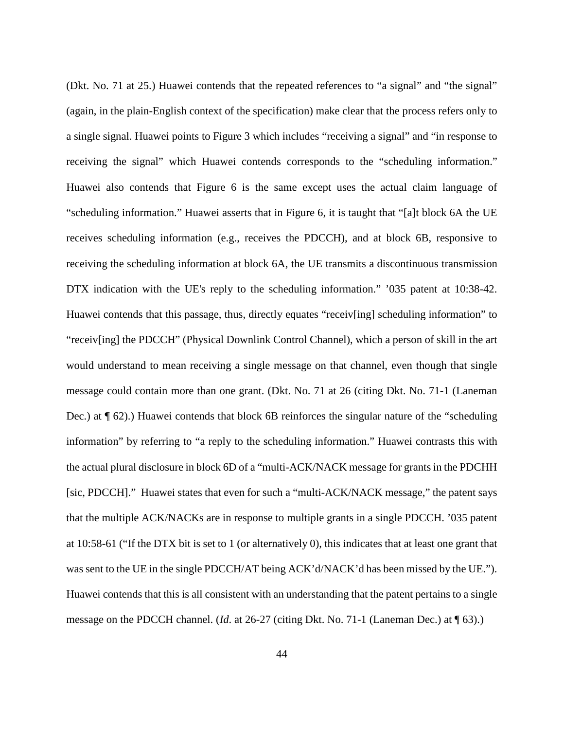(Dkt. No. 71 at 25.) Huawei contends that the repeated references to "a signal" and "the signal" (again, in the plain-English context of the specification) make clear that the process refers only to a single signal. Huawei points to Figure 3 which includes "receiving a signal" and "in response to receiving the signal" which Huawei contends corresponds to the "scheduling information." Huawei also contends that Figure 6 is the same except uses the actual claim language of "scheduling information." Huawei asserts that in Figure 6, it is taught that "[a]t block 6A the UE receives scheduling information (e.g., receives the PDCCH), and at block 6B, responsive to receiving the scheduling information at block 6A, the UE transmits a discontinuous transmission DTX indication with the UE's reply to the scheduling information." '035 patent at 10:38-42. Huawei contends that this passage, thus, directly equates "receiv[ing] scheduling information" to "receiv[ing] the PDCCH" (Physical Downlink Control Channel), which a person of skill in the art would understand to mean receiving a single message on that channel, even though that single message could contain more than one grant. (Dkt. No. 71 at 26 (citing Dkt. No. 71-1 (Laneman Dec.) at ¶ 62).) Huawei contends that block 6B reinforces the singular nature of the "scheduling information" by referring to "a reply to the scheduling information." Huawei contrasts this with the actual plural disclosure in block 6D of a "multi-ACK/NACK message for grants in the PDCHH [sic, PDCCH]." Huawei states that even for such a "multi-ACK/NACK message," the patent says that the multiple ACK/NACKs are in response to multiple grants in a single PDCCH. '035 patent at 10:58-61 ("If the DTX bit is set to 1 (or alternatively 0), this indicates that at least one grant that was sent to the UE in the single PDCCH/AT being ACK'd/NACK'd has been missed by the UE."). Huawei contends that this is all consistent with an understanding that the patent pertains to a single message on the PDCCH channel. (*Id*. at 26-27 (citing Dkt. No. 71-1 (Laneman Dec.) at ¶ 63).)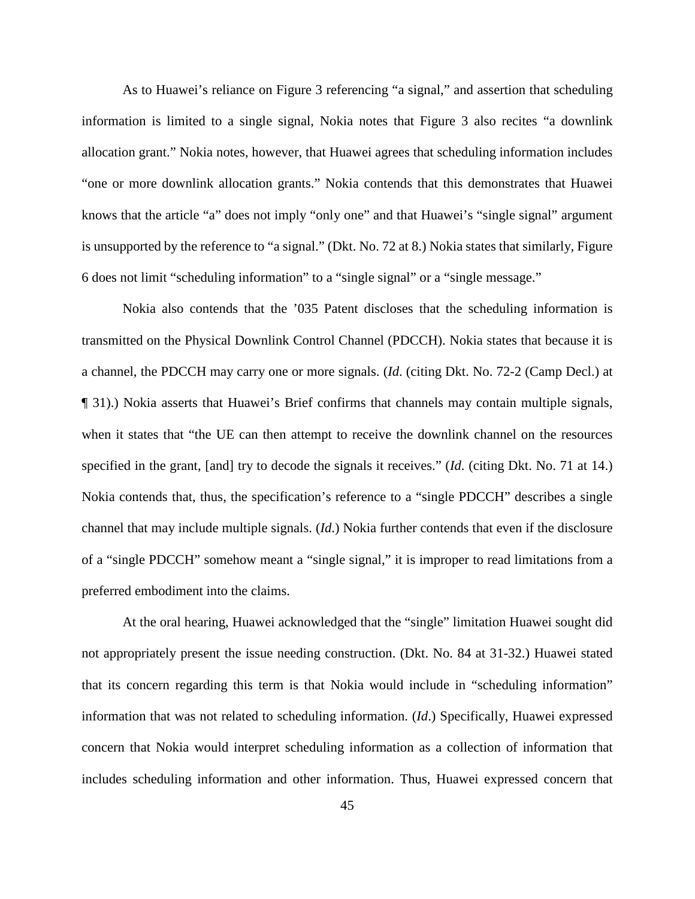As to Huawei's reliance on Figure 3 referencing "a signal," and assertion that scheduling information is limited to a single signal, Nokia notes that Figure 3 also recites "a downlink allocation grant." Nokia notes, however, that Huawei agrees that scheduling information includes "one or more downlink allocation grants." Nokia contends that this demonstrates that Huawei knows that the article "a" does not imply "only one" and that Huawei's "single signal" argument is unsupported by the reference to "a signal." (Dkt. No. 72 at 8.) Nokia states that similarly, Figure 6 does not limit "scheduling information" to a "single signal" or a "single message."

Nokia also contends that the '035 Patent discloses that the scheduling information is transmitted on the Physical Downlink Control Channel (PDCCH). Nokia states that because it is a channel, the PDCCH may carry one or more signals. (*Id*. (citing Dkt. No. 72-2 (Camp Decl.) at ¶ 31).) Nokia asserts that Huawei's Brief confirms that channels may contain multiple signals, when it states that "the UE can then attempt to receive the downlink channel on the resources specified in the grant, [and] try to decode the signals it receives." (*Id*. (citing Dkt. No. 71 at 14.) Nokia contends that, thus, the specification's reference to a "single PDCCH" describes a single channel that may include multiple signals. (*Id*.) Nokia further contends that even if the disclosure of a "single PDCCH" somehow meant a "single signal," it is improper to read limitations from a preferred embodiment into the claims.

At the oral hearing, Huawei acknowledged that the "single" limitation Huawei sought did not appropriately present the issue needing construction. (Dkt. No. 84 at 31-32.) Huawei stated that its concern regarding this term is that Nokia would include in "scheduling information" information that was not related to scheduling information. (*Id*.) Specifically, Huawei expressed concern that Nokia would interpret scheduling information as a collection of information that includes scheduling information and other information. Thus, Huawei expressed concern that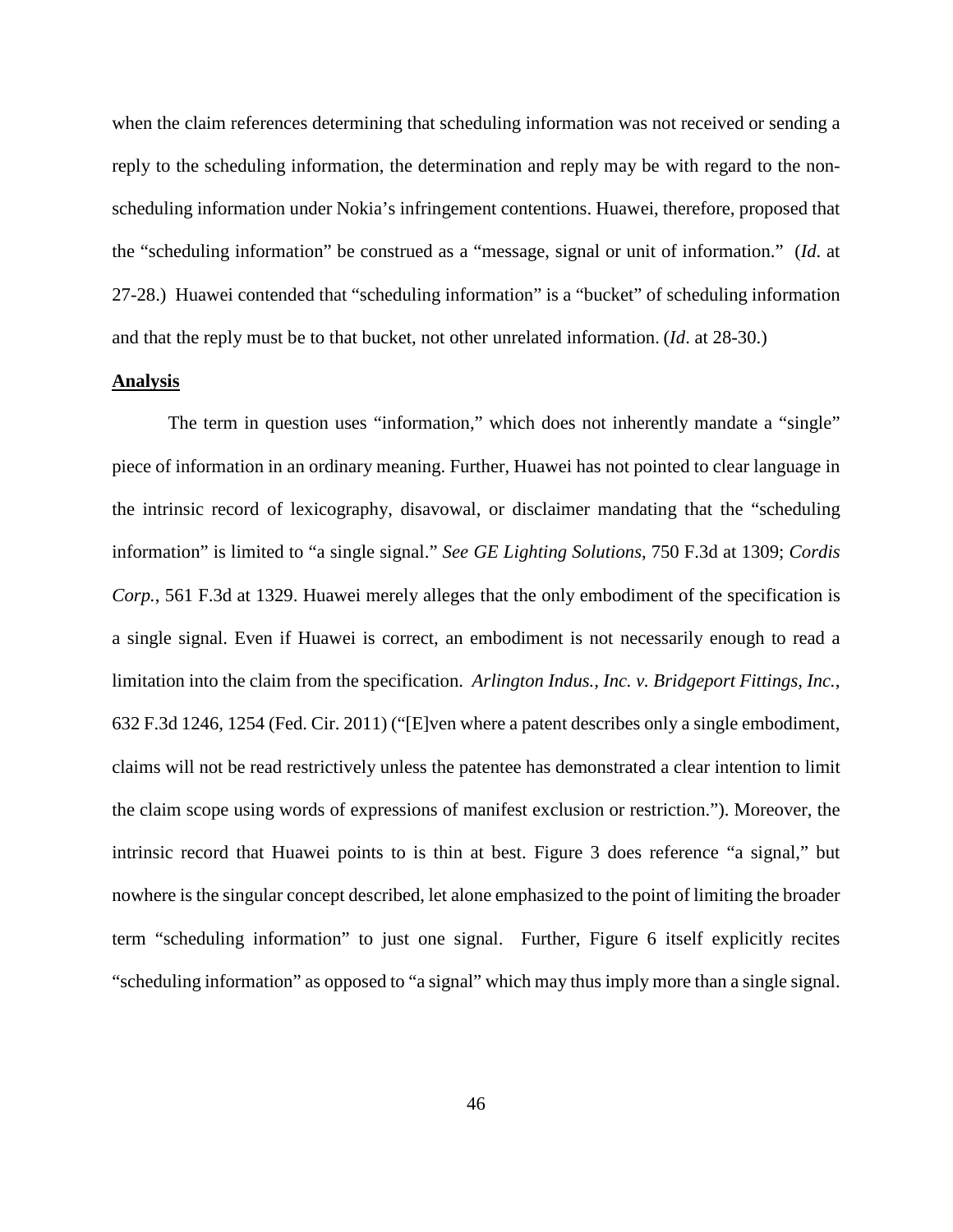when the claim references determining that scheduling information was not received or sending a reply to the scheduling information, the determination and reply may be with regard to the non-scheduling information under Nokia's infringement contentions. Huawei, therefore, proposed that the "scheduling information" be construed as a "message, signal or unit of information." (*Id*. at 27-28.) Huawei contended that "scheduling information" is a "bucket" of scheduling information and that the reply must be to that bucket, not other unrelated information. (*Id*. at 28-30.)

**<u>Analysis</u>**

The term in question uses "information," which does not inherently mandate a "single" piece of information in an ordinary meaning. Further, Huawei has not pointed to clear language in the intrinsic record of lexicography, disavowal, or disclaimer mandating that the "scheduling information" is limited to "a single signal." *See GE Lighting Solutions*, 750 F.3d at 1309; *Cordis Corp.*, 561 F.3d at 1329. Huawei merely alleges that the only embodiment of the specification is a single signal. Even if Huawei is correct, an embodiment is not necessarily enough to read a limitation into the claim from the specification. *Arlington Indus., Inc. v. Bridgeport Fittings, Inc.*, 632 F.3d 1246, 1254 (Fed. Cir. 2011) ("[E]ven where a patent describes only a single embodiment, claims will not be read restrictively unless the patentee has demonstrated a clear intention to limit the claim scope using words of expressions of manifest exclusion or restriction."). Moreover, the intrinsic record that Huawei points to is thin at best. Figure 3 does reference "a signal," but nowhere is the singular concept described, let alone emphasized to the point of limiting the broader term "scheduling information" to just one signal. Further, Figure 6 itself explicitly recites "scheduling information" as opposed to "a signal" which may thus imply more than a single signal.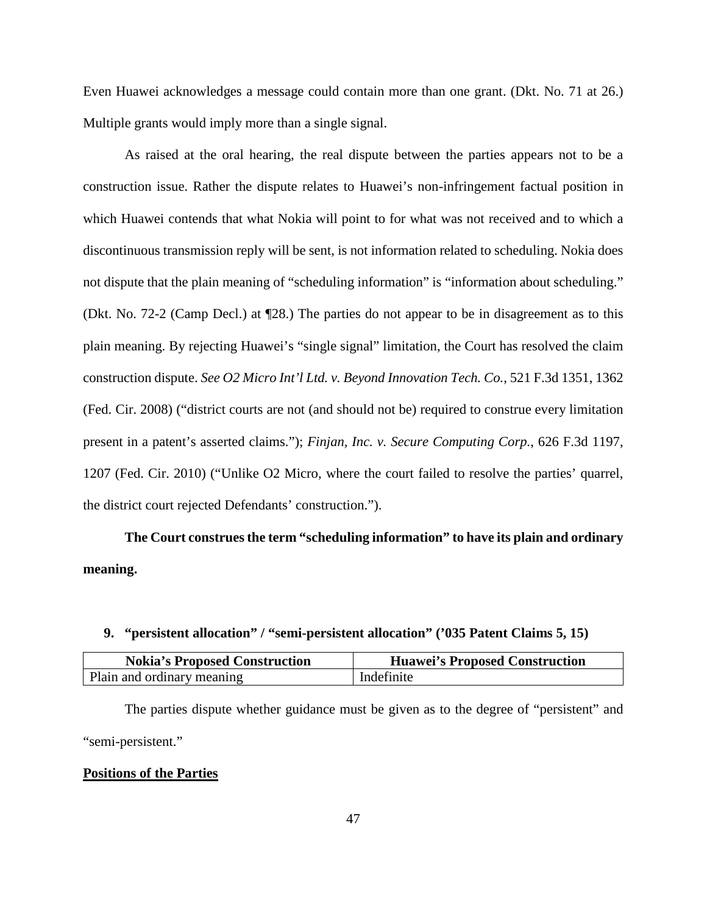Even Huawei acknowledges a message could contain more than one grant. (Dkt. No. 71 at 26.) Multiple grants would imply more than a single signal.

As raised at the oral hearing, the real dispute between the parties appears not to be a construction issue. Rather the dispute relates to Huawei's non-infringement factual position in which Huawei contends that what Nokia will point to for what was not received and to which a discontinuous transmission reply will be sent, is not information related to scheduling. Nokia does not dispute that the plain meaning of "scheduling information" is "information about scheduling." (Dkt. No. 72-2 (Camp Decl.) at ¶28.) The parties do not appear to be in disagreement as to this plain meaning. By rejecting Huawei's "single signal" limitation, the Court has resolved the claim construction dispute. *See O2 Micro Int'l Ltd. v. Beyond Innovation Tech. Co.*, 521 F.3d 1351, 1362 (Fed. Cir. 2008) ("district courts are not (and should not be) required to construe every limitation present in a patent's asserted claims."); *Finjan, Inc. v. Secure Computing Corp.*, 626 F.3d 1197, 1207 (Fed. Cir. 2010) ("Unlike O2 Micro, where the court failed to resolve the parties' quarrel, the district court rejected Defendants' construction.").

**The Court construes the term "scheduling information" to have its plain and ordinary meaning.**

### 9. "persistent allocation" / "semi-persistent allocation" ('035 Patent Claims 5, 15)

| Nokia's Proposed Construction | Huawei's Proposed Construction |
|---|---|
| Plain and ordinary meaning | Indefinite |

The parties dispute whether guidance must be given as to the degree of "persistent" and "semi-persistent."

**Positions of the Parties**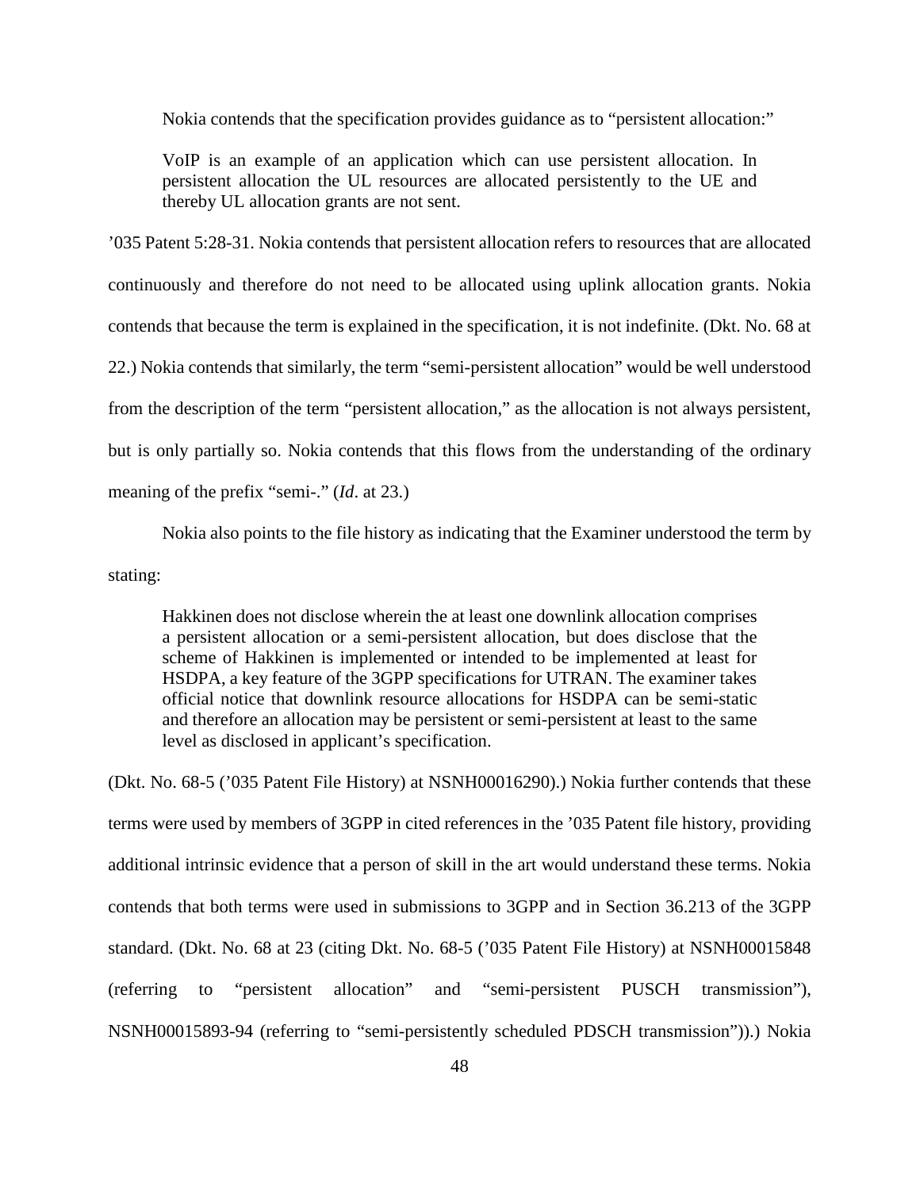Nokia contends that the specification provides guidance as to "persistent allocation:"

> VoIP is an example of an application which can use persistent allocation. In persistent allocation the UL resources are allocated persistently to the UE and thereby UL allocation grants are not sent.

'035 Patent 5:28-31. Nokia contends that persistent allocation refers to resources that are allocated continuously and therefore do not need to be allocated using uplink allocation grants. Nokia contends that because the term is explained in the specification, it is not indefinite. (Dkt. No. 68 at 22.) Nokia contends that similarly, the term "semi-persistent allocation" would be well understood from the description of the term "persistent allocation," as the allocation is not always persistent, but is only partially so. Nokia contends that this flows from the understanding of the ordinary meaning of the prefix "semi-." (*Id*. at 23.)

Nokia also points to the file history as indicating that the Examiner understood the term by stating:

> Hakkinen does not disclose wherein the at least one downlink allocation comprises a persistent allocation or a semi-persistent allocation, but does disclose that the scheme of Hakkinen is implemented or intended to be implemented at least for HSDPA, a key feature of the 3GPP specifications for UTRAN. The examiner takes official notice that downlink resource allocations for HSDPA can be semi-static and therefore an allocation may be persistent or semi-persistent at least to the same level as disclosed in applicant's specification.

(Dkt. No. 68-5 ('035 Patent File History) at NSNH00016290).) Nokia further contends that these terms were used by members of 3GPP in cited references in the '035 Patent file history, providing additional intrinsic evidence that a person of skill in the art would understand these terms. Nokia contends that both terms were used in submissions to 3GPP and in Section 36.213 of the 3GPP standard. (Dkt. No. 68 at 23 (citing Dkt. No. 68-5 ('035 Patent File History) at NSNH00015848 (referring to "persistent allocation" and "semi-persistent PUSCH transmission"), NSNH00015893-94 (referring to "semi-persistently scheduled PDSCH transmission")).) Nokia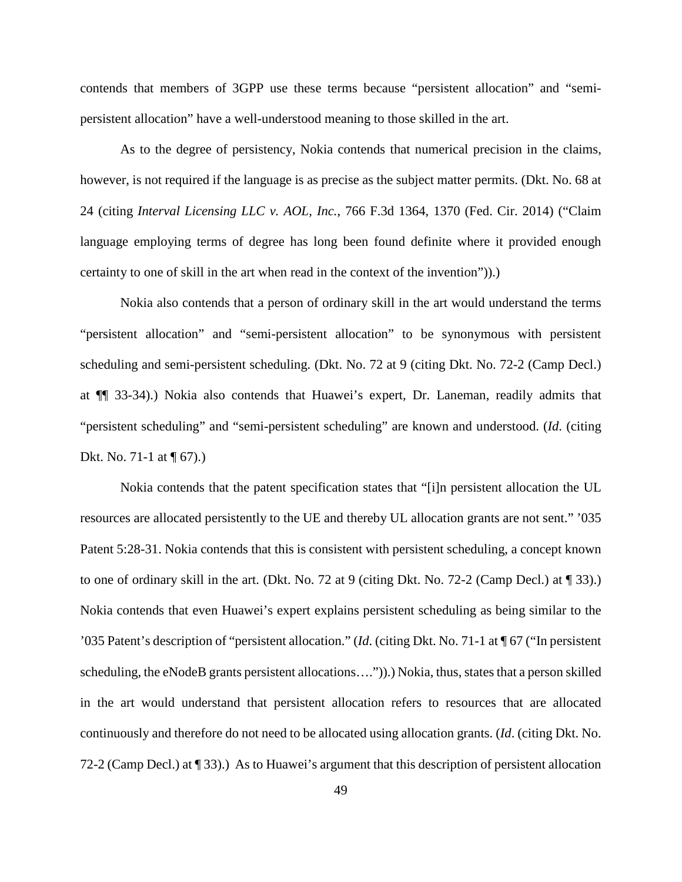contends that members of 3GPP use these terms because "persistent allocation" and "semi-persistent allocation" have a well-understood meaning to those skilled in the art.

As to the degree of persistency, Nokia contends that numerical precision in the claims, however, is not required if the language is as precise as the subject matter permits. (Dkt. No. 68 at 24 (citing *Interval Licensing LLC v. AOL, Inc.*, 766 F.3d 1364, 1370 (Fed. Cir. 2014) ("Claim language employing terms of degree has long been found definite where it provided enough certainty to one of skill in the art when read in the context of the invention")).)

Nokia also contends that a person of ordinary skill in the art would understand the terms "persistent allocation" and "semi-persistent allocation" to be synonymous with persistent scheduling and semi-persistent scheduling. (Dkt. No. 72 at 9 (citing Dkt. No. 72-2 (Camp Decl.) at ¶¶ 33-34).) Nokia also contends that Huawei's expert, Dr. Laneman, readily admits that "persistent scheduling" and "semi-persistent scheduling" are known and understood. (*Id*. (citing Dkt. No. 71-1 at ¶ 67).)

Nokia contends that the patent specification states that "[i]n persistent allocation the UL resources are allocated persistently to the UE and thereby UL allocation grants are not sent." '035 Patent 5:28-31. Nokia contends that this is consistent with persistent scheduling, a concept known to one of ordinary skill in the art. (Dkt. No. 72 at 9 (citing Dkt. No. 72-2 (Camp Decl.) at ¶ 33).) Nokia contends that even Huawei's expert explains persistent scheduling as being similar to the '035 Patent's description of "persistent allocation." (*Id*. (citing Dkt. No. 71-1 at ¶ 67 ("In persistent scheduling, the eNodeB grants persistent allocations….")).) Nokia, thus, states that a person skilled in the art would understand that persistent allocation refers to resources that are allocated continuously and therefore do not need to be allocated using allocation grants. (*Id*. (citing Dkt. No. 72-2 (Camp Decl.) at ¶ 33).) As to Huawei's argument that this description of persistent allocation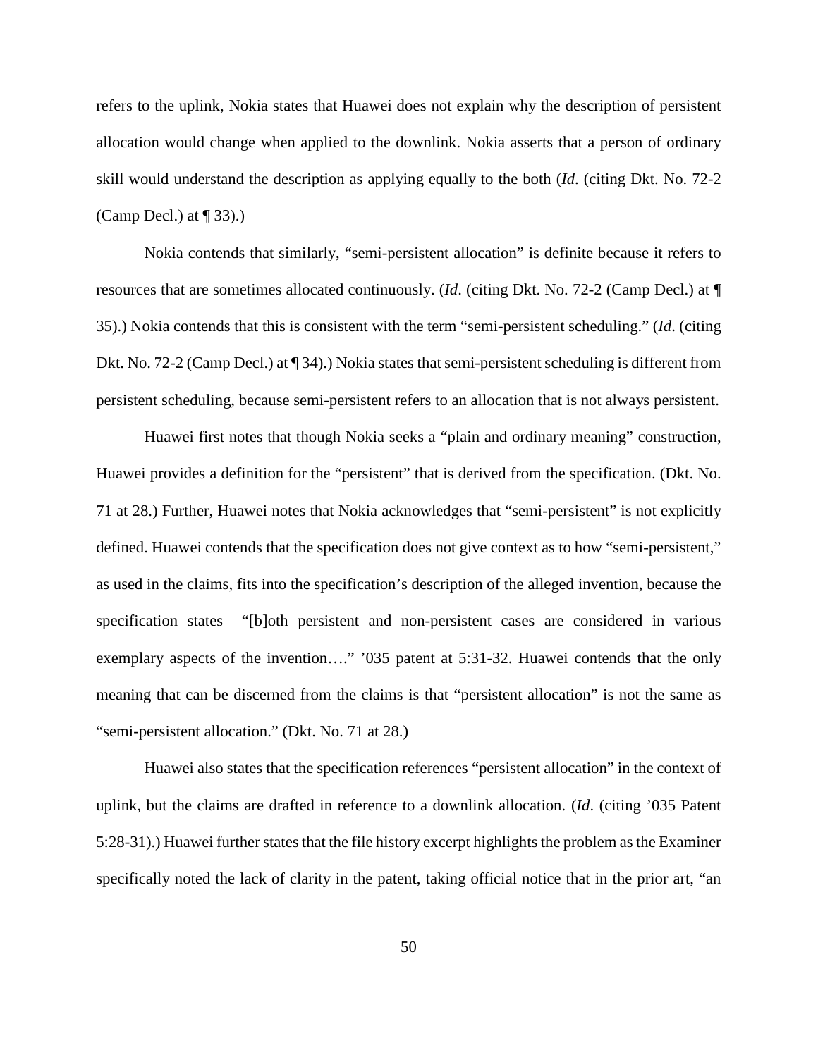refers to the uplink, Nokia states that Huawei does not explain why the description of persistent allocation would change when applied to the downlink. Nokia asserts that a person of ordinary skill would understand the description as applying equally to the both (*Id*. (citing Dkt. No. 72-2 (Camp Decl.) at ¶ 33).)

Nokia contends that similarly, "semi-persistent allocation" is definite because it refers to resources that are sometimes allocated continuously. (*Id*. (citing Dkt. No. 72-2 (Camp Decl.) at ¶ 35).) Nokia contends that this is consistent with the term "semi-persistent scheduling." (*Id*. (citing Dkt. No. 72-2 (Camp Decl.) at ¶ 34).) Nokia states that semi-persistent scheduling is different from persistent scheduling, because semi-persistent refers to an allocation that is not always persistent.

Huawei first notes that though Nokia seeks a "plain and ordinary meaning" construction, Huawei provides a definition for the "persistent" that is derived from the specification. (Dkt. No. 71 at 28.) Further, Huawei notes that Nokia acknowledges that "semi-persistent" is not explicitly defined. Huawei contends that the specification does not give context as to how "semi-persistent," as used in the claims, fits into the specification's description of the alleged invention, because the specification states "[b]oth persistent and non-persistent cases are considered in various exemplary aspects of the invention…." '035 patent at 5:31-32. Huawei contends that the only meaning that can be discerned from the claims is that "persistent allocation" is not the same as "semi-persistent allocation." (Dkt. No. 71 at 28.)

Huawei also states that the specification references "persistent allocation" in the context of uplink, but the claims are drafted in reference to a downlink allocation. (*Id*. (citing '035 Patent 5:28-31).) Huawei further states that the file history excerpt highlights the problem as the Examiner specifically noted the lack of clarity in the patent, taking official notice that in the prior art, "an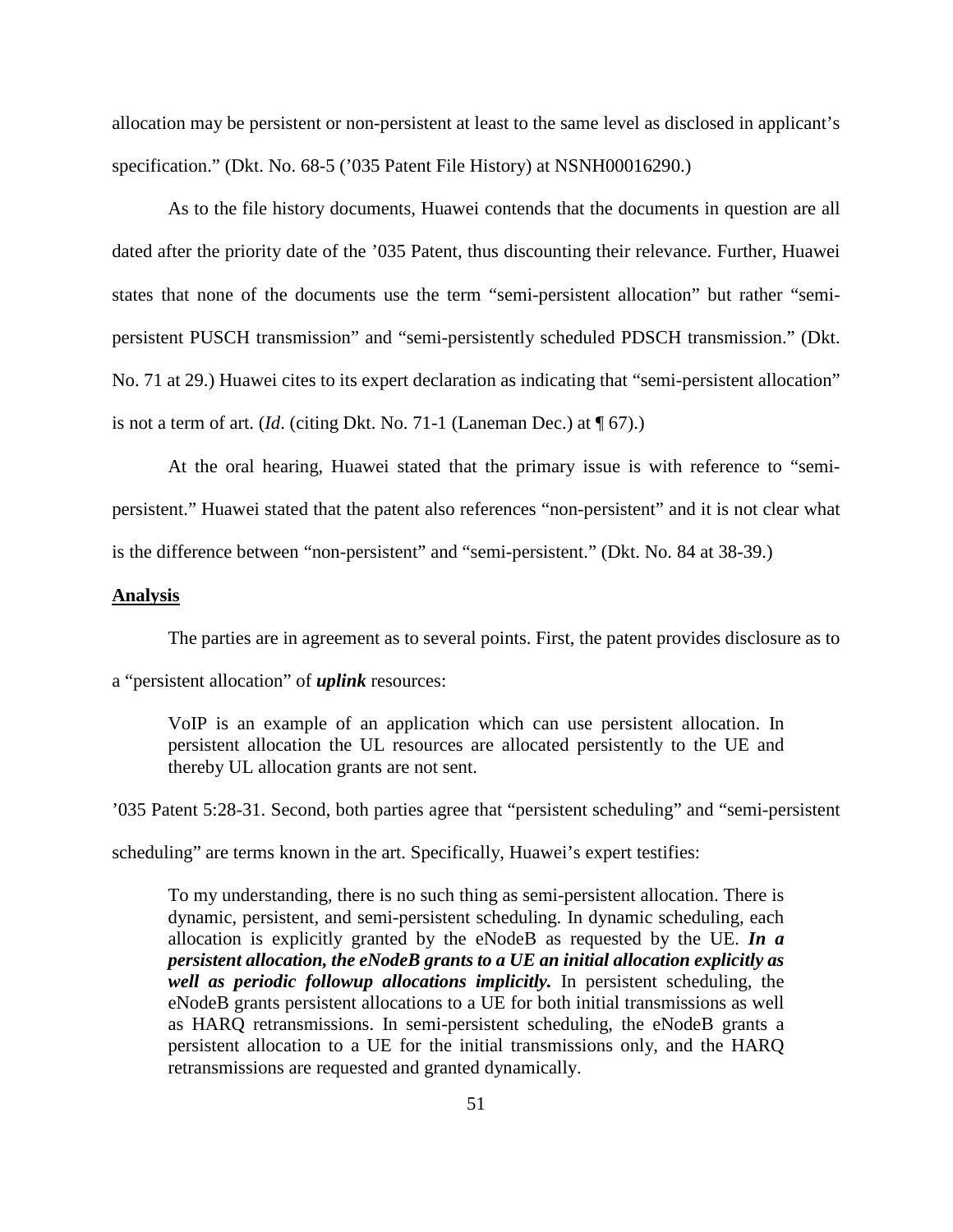allocation may be persistent or non-persistent at least to the same level as disclosed in applicant's specification." (Dkt. No. 68-5 ('035 Patent File History) at NSNH00016290.)

As to the file history documents, Huawei contends that the documents in question are all dated after the priority date of the '035 Patent, thus discounting their relevance. Further, Huawei states that none of the documents use the term "semi-persistent allocation" but rather "semi-persistent PUSCH transmission" and "semi-persistently scheduled PDSCH transmission." (Dkt. No. 71 at 29.) Huawei cites to its expert declaration as indicating that "semi-persistent allocation" is not a term of art. (*Id*. (citing Dkt. No. 71-1 (Laneman Dec.) at ¶ 67).)

At the oral hearing, Huawei stated that the primary issue is with reference to "semi-persistent." Huawei stated that the patent also references "non-persistent" and it is not clear what is the difference between "non-persistent" and "semi-persistent." (Dkt. No. 84 at 38-39.)

<u>**Analysis**</u>

The parties are in agreement as to several points. First, the patent provides disclosure as to a "persistent allocation" of ***uplink*** resources:

> VoIP is an example of an application which can use persistent allocation. In persistent allocation the UL resources are allocated persistently to the UE and thereby UL allocation grants are not sent.

'035 Patent 5:28-31. Second, both parties agree that "persistent scheduling" and "semi-persistent scheduling" are terms known in the art. Specifically, Huawei's expert testifies:

> To my understanding, there is no such thing as semi-persistent allocation. There is dynamic, persistent, and semi-persistent scheduling. In dynamic scheduling, each allocation is explicitly granted by the eNodeB as requested by the UE. ***In a persistent allocation, the eNodeB grants to a UE an initial allocation explicitly as well as periodic followup allocations implicitly.*** In persistent scheduling, the eNodeB grants persistent allocations to a UE for both initial transmissions as well as HARQ retransmissions. In semi-persistent scheduling, the eNodeB grants a persistent allocation to a UE for the initial transmissions only, and the HARQ retransmissions are requested and granted dynamically.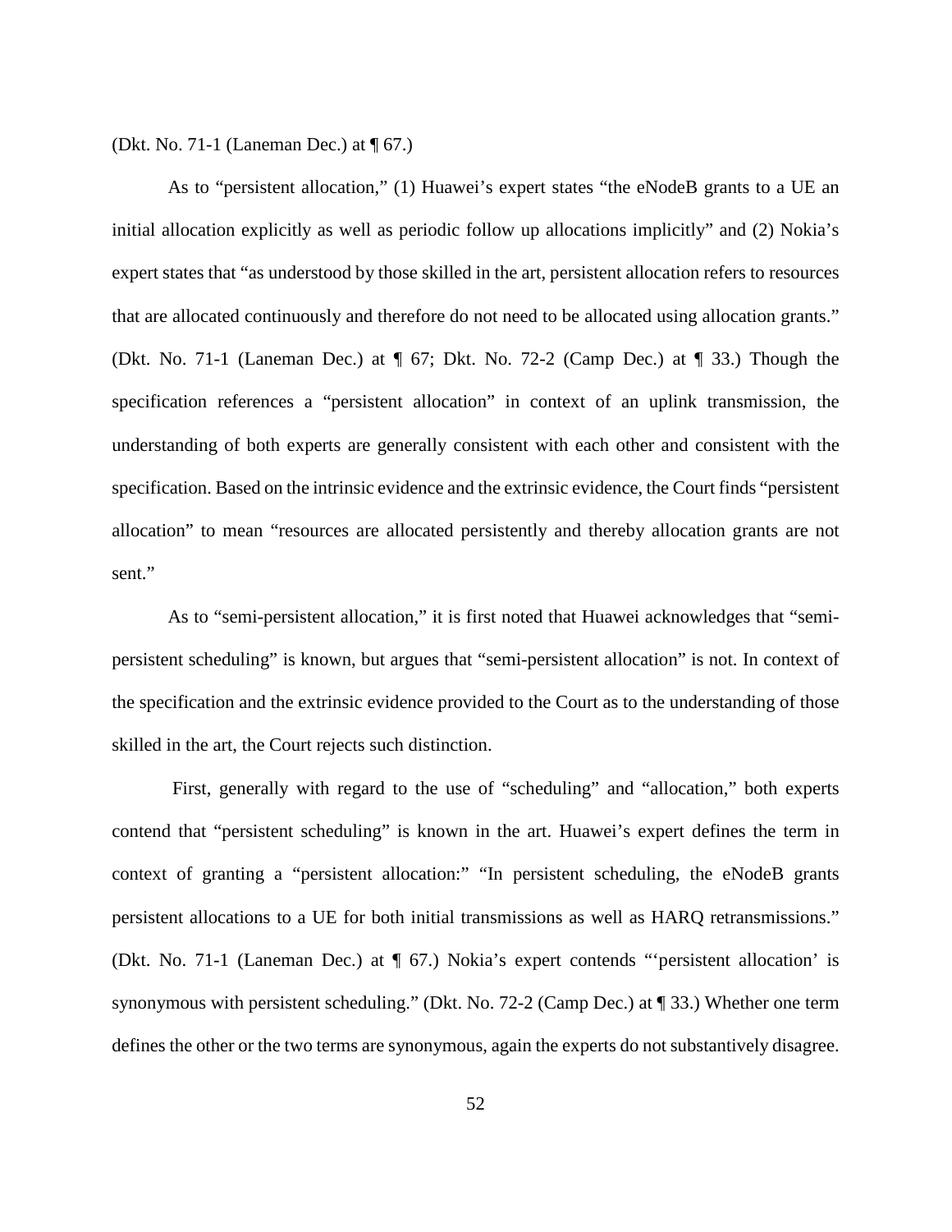(Dkt. No. 71-1 (Laneman Dec.) at ¶ 67.)

As to "persistent allocation," (1) Huawei's expert states "the eNodeB grants to a UE an initial allocation explicitly as well as periodic follow up allocations implicitly" and (2) Nokia's expert states that "as understood by those skilled in the art, persistent allocation refers to resources that are allocated continuously and therefore do not need to be allocated using allocation grants." (Dkt. No. 71-1 (Laneman Dec.) at ¶ 67; Dkt. No. 72-2 (Camp Dec.) at ¶ 33.) Though the specification references a "persistent allocation" in context of an uplink transmission, the understanding of both experts are generally consistent with each other and consistent with the specification. Based on the intrinsic evidence and the extrinsic evidence, the Court finds "persistent allocation" to mean "resources are allocated persistently and thereby allocation grants are not sent."

As to "semi-persistent allocation," it is first noted that Huawei acknowledges that "semi-persistent scheduling" is known, but argues that "semi-persistent allocation" is not. In context of the specification and the extrinsic evidence provided to the Court as to the understanding of those skilled in the art, the Court rejects such distinction.

First, generally with regard to the use of "scheduling" and "allocation," both experts contend that "persistent scheduling" is known in the art. Huawei's expert defines the term in context of granting a "persistent allocation:" "In persistent scheduling, the eNodeB grants persistent allocations to a UE for both initial transmissions as well as HARQ retransmissions." (Dkt. No. 71-1 (Laneman Dec.) at ¶ 67.) Nokia's expert contends "'persistent allocation' is synonymous with persistent scheduling." (Dkt. No. 72-2 (Camp Dec.) at ¶ 33.) Whether one term defines the other or the two terms are synonymous, again the experts do not substantively disagree.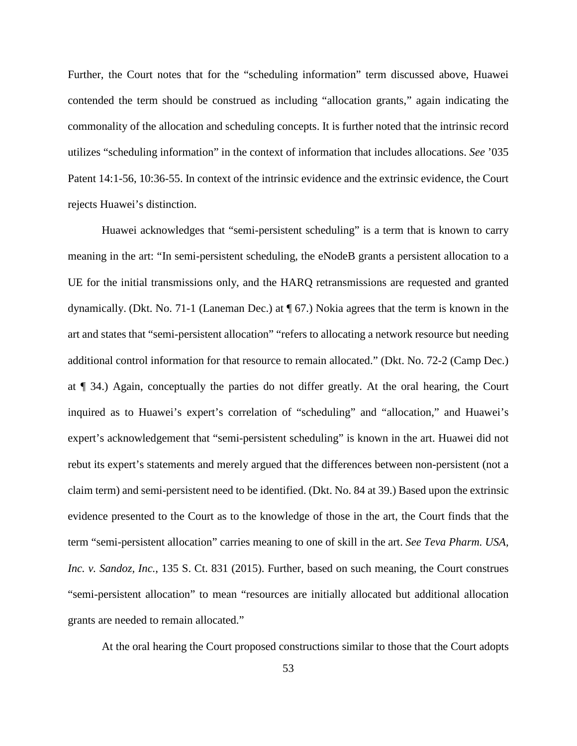Further, the Court notes that for the "scheduling information" term discussed above, Huawei contended the term should be construed as including "allocation grants," again indicating the commonality of the allocation and scheduling concepts. It is further noted that the intrinsic record utilizes "scheduling information" in the context of information that includes allocations. *See* '035 Patent 14:1-56, 10:36-55. In context of the intrinsic evidence and the extrinsic evidence, the Court rejects Huawei's distinction.

Huawei acknowledges that "semi-persistent scheduling" is a term that is known to carry meaning in the art: "In semi-persistent scheduling, the eNodeB grants a persistent allocation to a UE for the initial transmissions only, and the HARQ retransmissions are requested and granted dynamically. (Dkt. No. 71-1 (Laneman Dec.) at ¶ 67.) Nokia agrees that the term is known in the art and states that "semi-persistent allocation" "refers to allocating a network resource but needing additional control information for that resource to remain allocated." (Dkt. No. 72-2 (Camp Dec.) at ¶ 34.) Again, conceptually the parties do not differ greatly. At the oral hearing, the Court inquired as to Huawei's expert's correlation of "scheduling" and "allocation," and Huawei's expert's acknowledgement that "semi-persistent scheduling" is known in the art. Huawei did not rebut its expert's statements and merely argued that the differences between non-persistent (not a claim term) and semi-persistent need to be identified. (Dkt. No. 84 at 39.) Based upon the extrinsic evidence presented to the Court as to the knowledge of those in the art, the Court finds that the term "semi-persistent allocation" carries meaning to one of skill in the art. *See Teva Pharm. USA, Inc. v. Sandoz, Inc.*, 135 S. Ct. 831 (2015). Further, based on such meaning, the Court construes "semi-persistent allocation" to mean "resources are initially allocated but additional allocation grants are needed to remain allocated."

At the oral hearing the Court proposed constructions similar to those that the Court adopts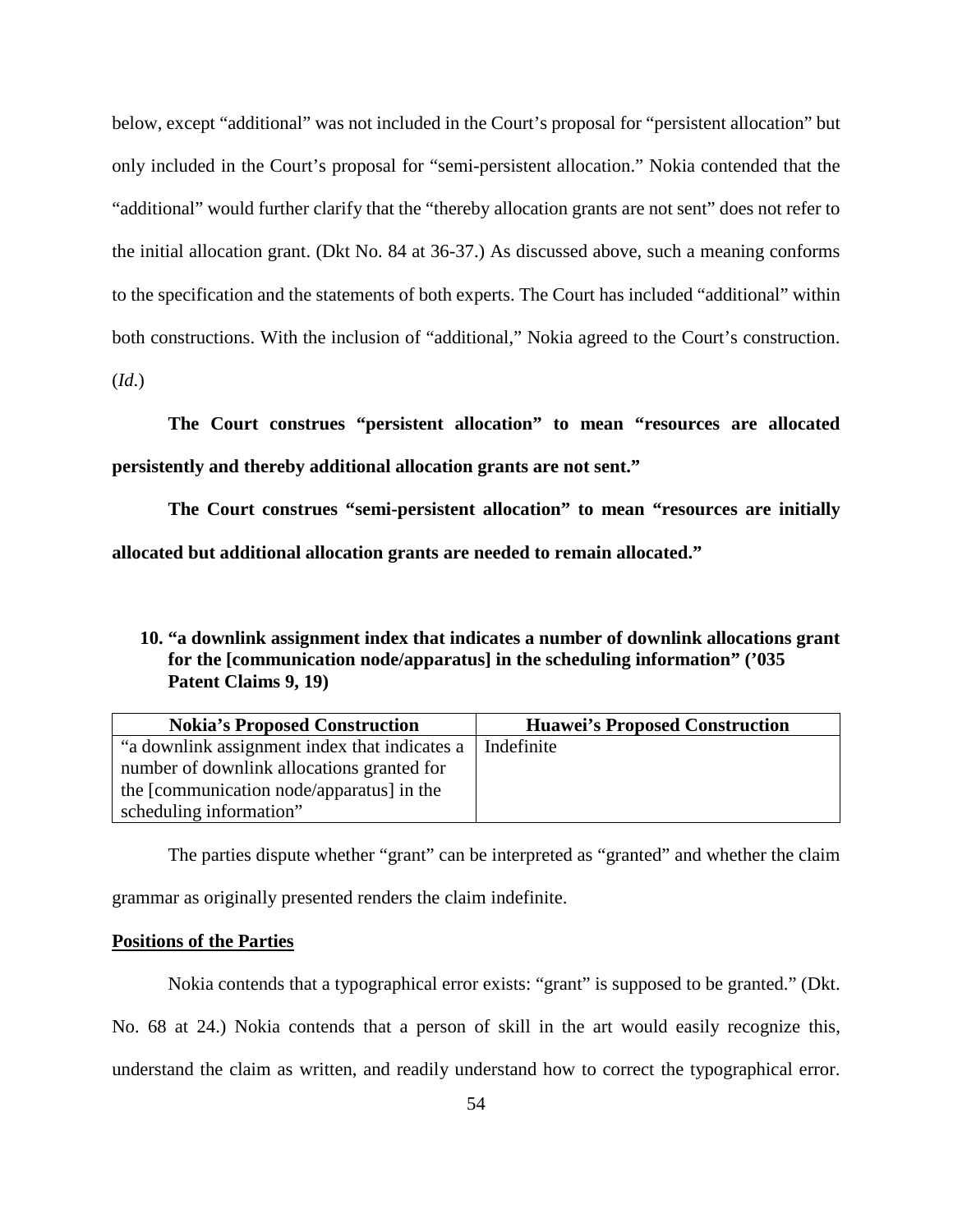below, except "additional" was not included in the Court's proposal for "persistent allocation" but only included in the Court's proposal for "semi-persistent allocation." Nokia contended that the "additional" would further clarify that the "thereby allocation grants are not sent" does not refer to the initial allocation grant. (Dkt No. 84 at 36-37.) As discussed above, such a meaning conforms to the specification and the statements of both experts. The Court has included "additional" within both constructions. With the inclusion of "additional," Nokia agreed to the Court's construction. (*Id*.)

**The Court construes "persistent allocation" to mean "resources are allocated persistently and thereby additional allocation grants are not sent."**

**The Court construes "semi-persistent allocation" to mean "resources are initially allocated but additional allocation grants are needed to remain allocated."**

**10. "a downlink assignment index that indicates a number of downlink allocations grant for the [communication node/apparatus] in the scheduling information" ('035 Patent Claims 9, 19)**

| Nokia's Proposed Construction | Huawei's Proposed Construction |
|---|---|
| "a downlink assignment index that indicates a number of downlink allocations granted for the [communication node/apparatus] in the scheduling information" | Indefinite |

The parties dispute whether "grant" can be interpreted as "granted" and whether the claim grammar as originally presented renders the claim indefinite.

**Positions of the Parties**

Nokia contends that a typographical error exists: "grant" is supposed to be granted." (Dkt. No. 68 at 24.) Nokia contends that a person of skill in the art would easily recognize this, understand the claim as written, and readily understand how to correct the typographical error.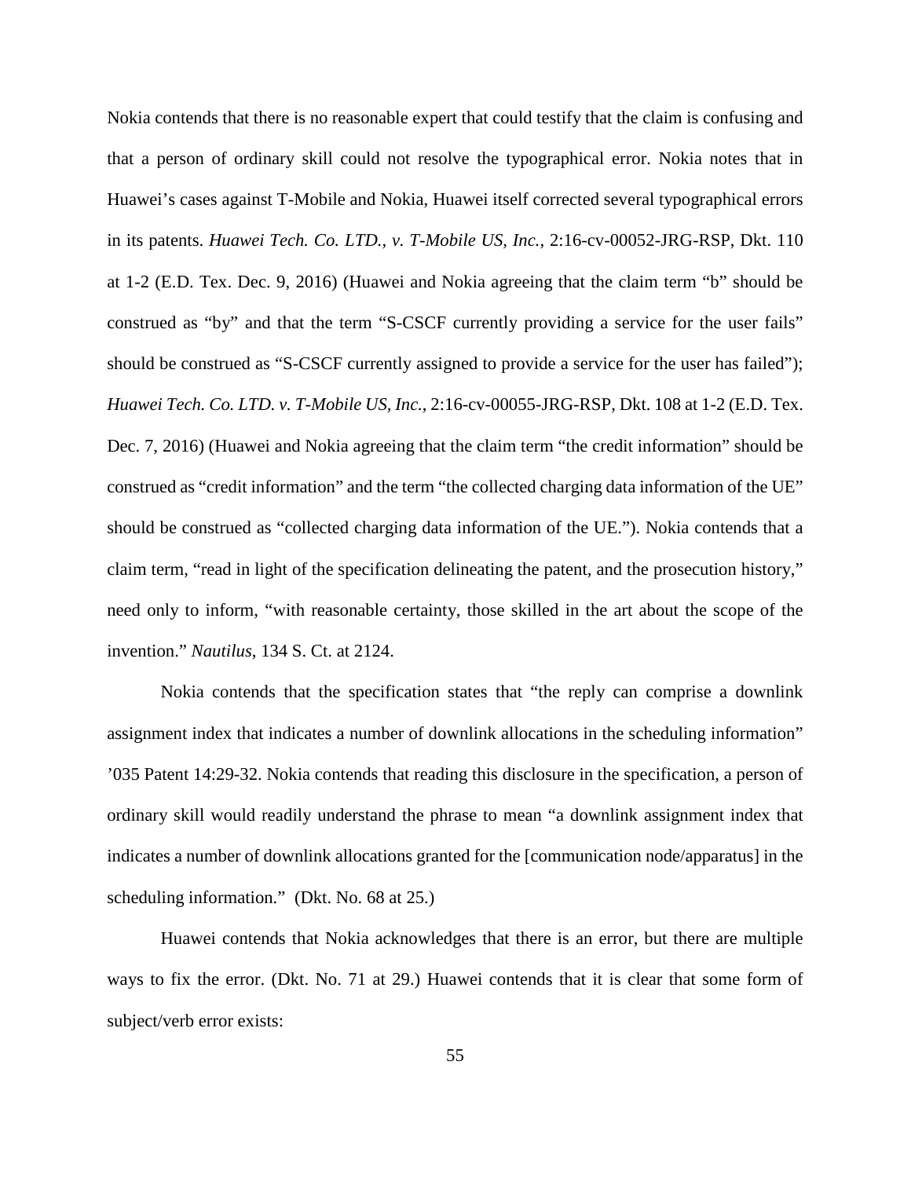Nokia contends that there is no reasonable expert that could testify that the claim is confusing and that a person of ordinary skill could not resolve the typographical error. Nokia notes that in Huawei's cases against T-Mobile and Nokia, Huawei itself corrected several typographical errors in its patents. *Huawei Tech. Co. LTD., v. T-Mobile US, Inc.*, 2:16-cv-00052-JRG-RSP, Dkt. 110 at 1-2 (E.D. Tex. Dec. 9, 2016) (Huawei and Nokia agreeing that the claim term "b" should be construed as "by" and that the term "S-CSCF currently providing a service for the user fails" should be construed as "S-CSCF currently assigned to provide a service for the user has failed"); *Huawei Tech. Co. LTD. v. T-Mobile US, Inc.*, 2:16-cv-00055-JRG-RSP, Dkt. 108 at 1-2 (E.D. Tex. Dec. 7, 2016) (Huawei and Nokia agreeing that the claim term "the credit information" should be construed as "credit information" and the term "the collected charging data information of the UE" should be construed as "collected charging data information of the UE."). Nokia contends that a claim term, "read in light of the specification delineating the patent, and the prosecution history," need only to inform, "with reasonable certainty, those skilled in the art about the scope of the invention." *Nautilus*, 134 S. Ct. at 2124.

Nokia contends that the specification states that "the reply can comprise a downlink assignment index that indicates a number of downlink allocations in the scheduling information" '035 Patent 14:29-32. Nokia contends that reading this disclosure in the specification, a person of ordinary skill would readily understand the phrase to mean "a downlink assignment index that indicates a number of downlink allocations granted for the [communication node/apparatus] in the scheduling information." (Dkt. No. 68 at 25.)

Huawei contends that Nokia acknowledges that there is an error, but there are multiple ways to fix the error. (Dkt. No. 71 at 29.) Huawei contends that it is clear that some form of subject/verb error exists: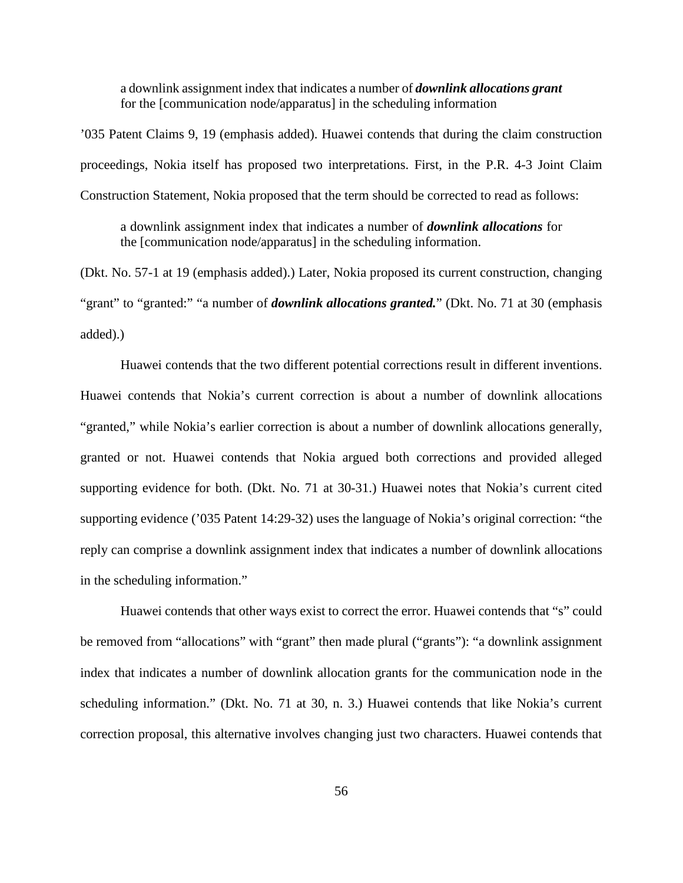> a downlink assignment index that indicates a number of ***downlink allocations grant*** for the [communication node/apparatus] in the scheduling information

’035 Patent Claims 9, 19 (emphasis added). Huawei contends that during the claim construction proceedings, Nokia itself has proposed two interpretations. First, in the P.R. 4-3 Joint Claim Construction Statement, Nokia proposed that the term should be corrected to read as follows:

> a downlink assignment index that indicates a number of ***downlink allocations*** for the [communication node/apparatus] in the scheduling information.

(Dkt. No. 57-1 at 19 (emphasis added).) Later, Nokia proposed its current construction, changing “grant” to “granted:” “a number of ***downlink allocations granted.***” (Dkt. No. 71 at 30 (emphasis added).)

Huawei contends that the two different potential corrections result in different inventions. Huawei contends that Nokia’s current correction is about a number of downlink allocations “granted,” while Nokia’s earlier correction is about a number of downlink allocations generally, granted or not. Huawei contends that Nokia argued both corrections and provided alleged supporting evidence for both. (Dkt. No. 71 at 30-31.) Huawei notes that Nokia’s current cited supporting evidence (’035 Patent 14:29-32) uses the language of Nokia’s original correction: “the reply can comprise a downlink assignment index that indicates a number of downlink allocations in the scheduling information.”

Huawei contends that other ways exist to correct the error. Huawei contends that “s” could be removed from “allocations” with “grant” then made plural (“grants”): “a downlink assignment index that indicates a number of downlink allocation grants for the communication node in the scheduling information.” (Dkt. No. 71 at 30, n. 3.) Huawei contends that like Nokia’s current correction proposal, this alternative involves changing just two characters. Huawei contends that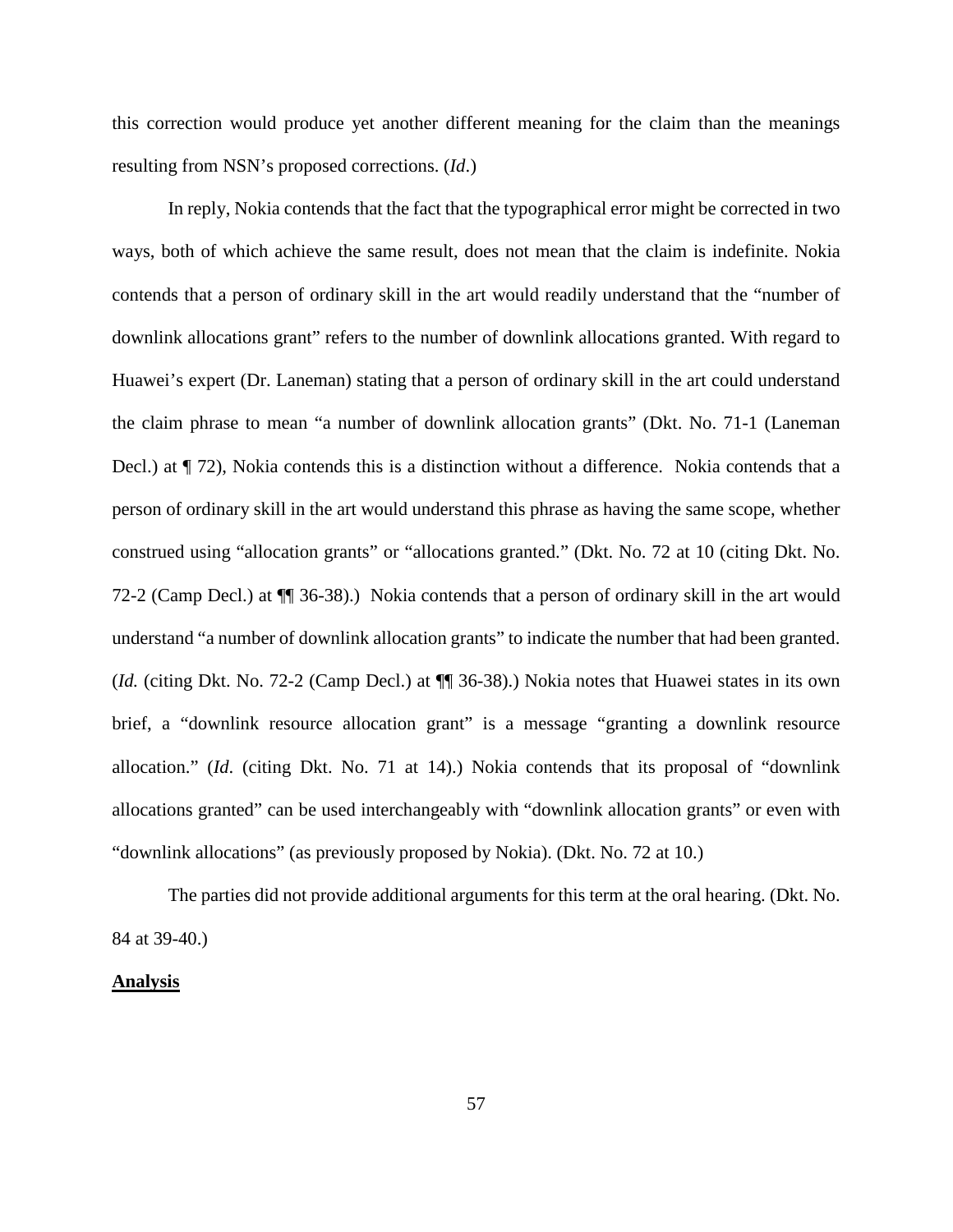this correction would produce yet another different meaning for the claim than the meanings resulting from NSN's proposed corrections. (*Id*.)

In reply, Nokia contends that the fact that the typographical error might be corrected in two ways, both of which achieve the same result, does not mean that the claim is indefinite. Nokia contends that a person of ordinary skill in the art would readily understand that the "number of downlink allocations grant" refers to the number of downlink allocations granted. With regard to Huawei's expert (Dr. Laneman) stating that a person of ordinary skill in the art could understand the claim phrase to mean "a number of downlink allocation grants" (Dkt. No. 71-1 (Laneman Decl.) at ¶ 72), Nokia contends this is a distinction without a difference. Nokia contends that a person of ordinary skill in the art would understand this phrase as having the same scope, whether construed using "allocation grants" or "allocations granted." (Dkt. No. 72 at 10 (citing Dkt. No. 72-2 (Camp Decl.) at ¶¶ 36-38).) Nokia contends that a person of ordinary skill in the art would understand "a number of downlink allocation grants" to indicate the number that had been granted. (*Id.* (citing Dkt. No. 72-2 (Camp Decl.) at ¶¶ 36-38).) Nokia notes that Huawei states in its own brief, a "downlink resource allocation grant" is a message "granting a downlink resource allocation." (*Id*. (citing Dkt. No. 71 at 14).) Nokia contends that its proposal of "downlink allocations granted" can be used interchangeably with "downlink allocation grants" or even with "downlink allocations" (as previously proposed by Nokia). (Dkt. No. 72 at 10.)

The parties did not provide additional arguments for this term at the oral hearing. (Dkt. No. 84 at 39-40.)

**Analysis**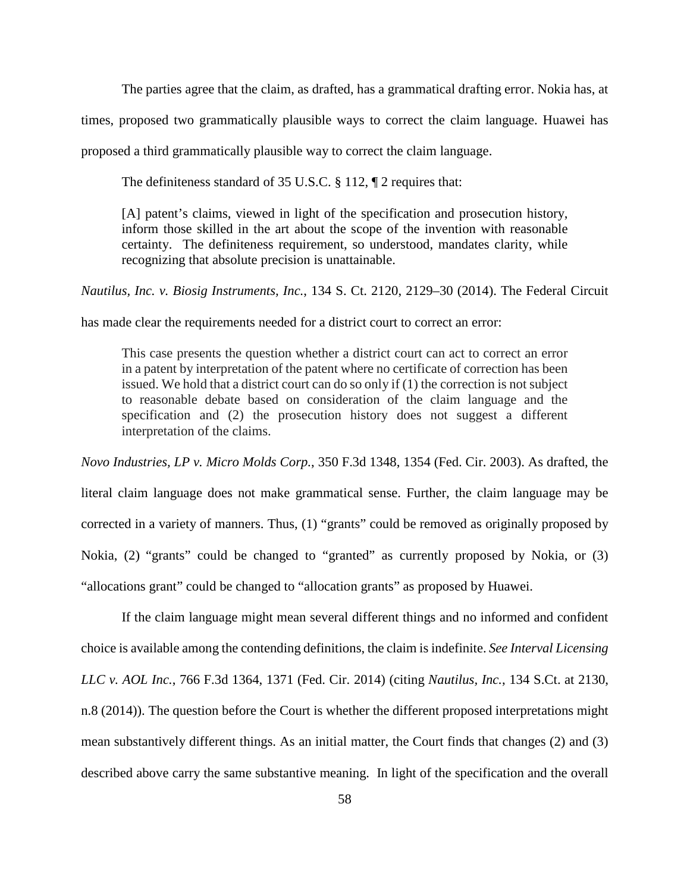The parties agree that the claim, as drafted, has a grammatical drafting error. Nokia has, at times, proposed two grammatically plausible ways to correct the claim language. Huawei has proposed a third grammatically plausible way to correct the claim language.

The definiteness standard of 35 U.S.C. § 112, ¶ 2 requires that:

> [A] patent's claims, viewed in light of the specification and prosecution history, inform those skilled in the art about the scope of the invention with reasonable certainty. The definiteness requirement, so understood, mandates clarity, while recognizing that absolute precision is unattainable.

*Nautilus, Inc. v. Biosig Instruments, Inc.*, 134 S. Ct. 2120, 2129–30 (2014). The Federal Circuit has made clear the requirements needed for a district court to correct an error:

> This case presents the question whether a district court can act to correct an error in a patent by interpretation of the patent where no certificate of correction has been issued. We hold that a district court can do so only if (1) the correction is not subject to reasonable debate based on consideration of the claim language and the specification and (2) the prosecution history does not suggest a different interpretation of the claims.

*Novo Industries, LP v. Micro Molds Corp.*, 350 F.3d 1348, 1354 (Fed. Cir. 2003). As drafted, the literal claim language does not make grammatical sense. Further, the claim language may be corrected in a variety of manners. Thus, (1) "grants" could be removed as originally proposed by Nokia, (2) "grants" could be changed to "granted" as currently proposed by Nokia, or (3) "allocations grant" could be changed to "allocation grants" as proposed by Huawei.

If the claim language might mean several different things and no informed and confident choice is available among the contending definitions, the claim is indefinite. *See Interval Licensing LLC v. AOL Inc.*, 766 F.3d 1364, 1371 (Fed. Cir. 2014) (citing *Nautilus, Inc.*, 134 S.Ct. at 2130, n.8 (2014)). The question before the Court is whether the different proposed interpretations might mean substantively different things. As an initial matter, the Court finds that changes (2) and (3) described above carry the same substantive meaning. In light of the specification and the overall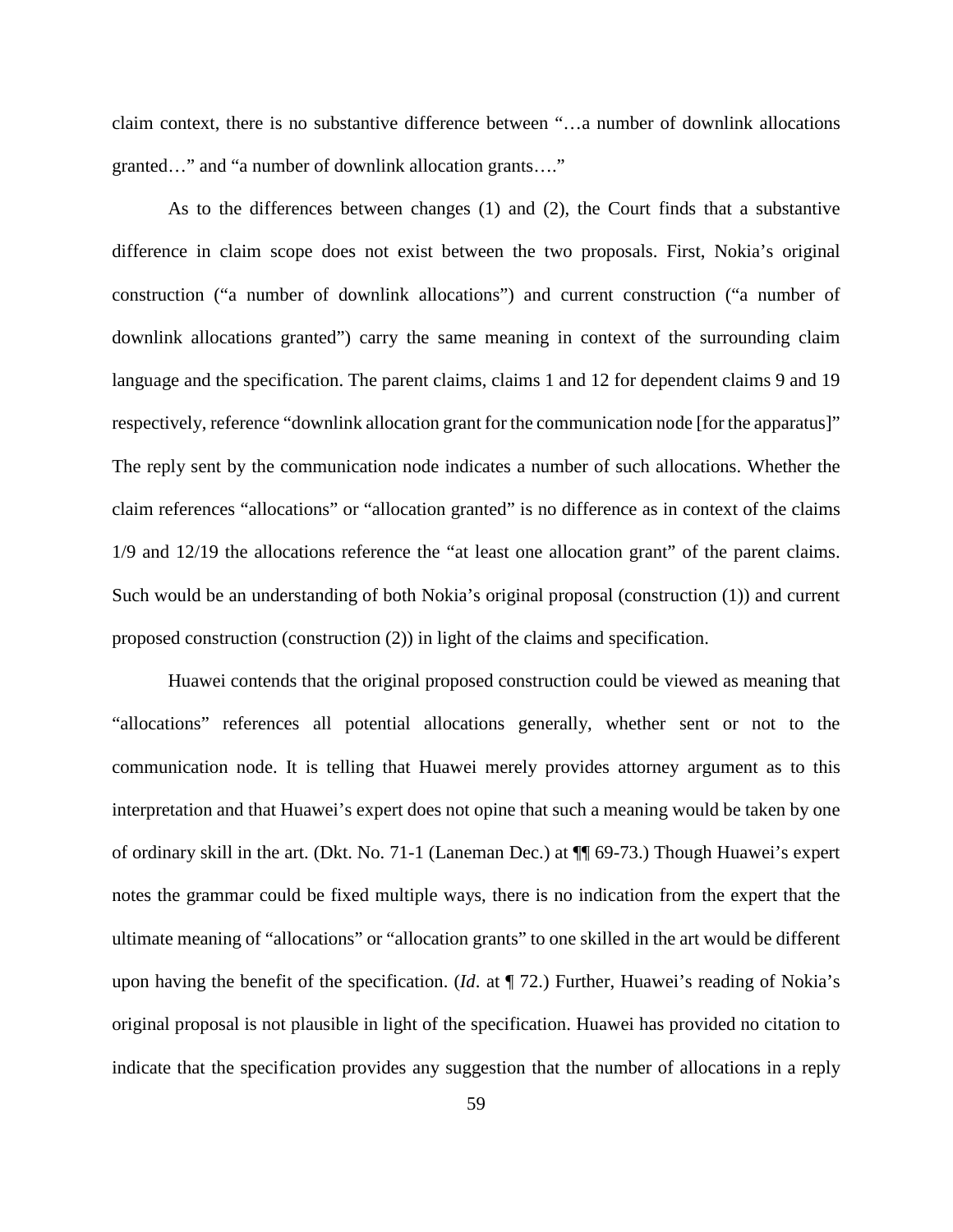claim context, there is no substantive difference between "…a number of downlink allocations granted…" and "a number of downlink allocation grants…."

As to the differences between changes (1) and (2), the Court finds that a substantive difference in claim scope does not exist between the two proposals. First, Nokia's original construction ("a number of downlink allocations") and current construction ("a number of downlink allocations granted") carry the same meaning in context of the surrounding claim language and the specification. The parent claims, claims 1 and 12 for dependent claims 9 and 19 respectively, reference "downlink allocation grant for the communication node [for the apparatus]" The reply sent by the communication node indicates a number of such allocations. Whether the claim references "allocations" or "allocation granted" is no difference as in context of the claims 1/9 and 12/19 the allocations reference the "at least one allocation grant" of the parent claims. Such would be an understanding of both Nokia's original proposal (construction (1)) and current proposed construction (construction (2)) in light of the claims and specification.

Huawei contends that the original proposed construction could be viewed as meaning that "allocations" references all potential allocations generally, whether sent or not to the communication node. It is telling that Huawei merely provides attorney argument as to this interpretation and that Huawei's expert does not opine that such a meaning would be taken by one of ordinary skill in the art. (Dkt. No. 71-1 (Laneman Dec.) at ¶¶ 69-73.) Though Huawei's expert notes the grammar could be fixed multiple ways, there is no indication from the expert that the ultimate meaning of "allocations" or "allocation grants" to one skilled in the art would be different upon having the benefit of the specification. (*Id*. at ¶ 72.) Further, Huawei's reading of Nokia's original proposal is not plausible in light of the specification. Huawei has provided no citation to indicate that the specification provides any suggestion that the number of allocations in a reply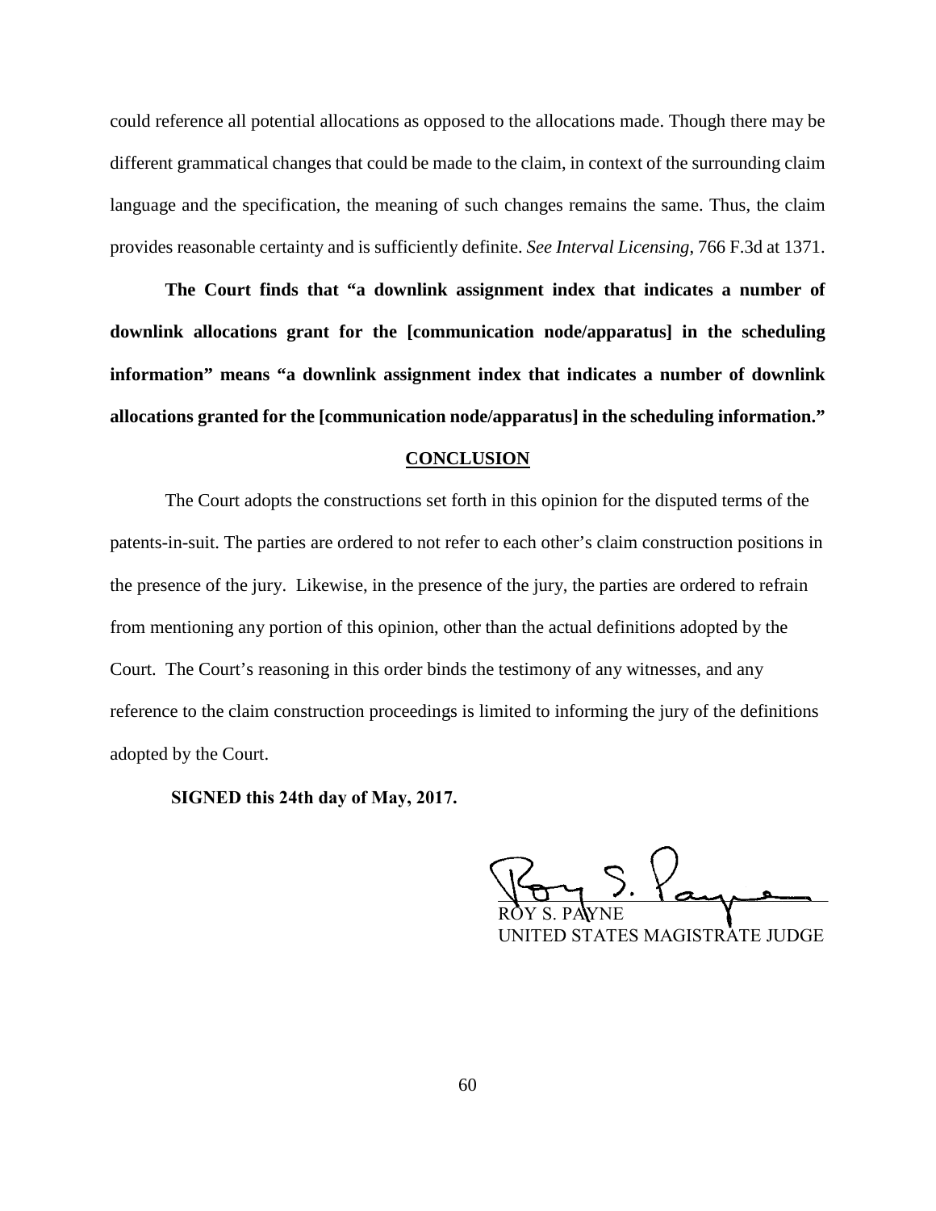could reference all potential allocations as opposed to the allocations made. Though there may be different grammatical changes that could be made to the claim, in context of the surrounding claim language and the specification, the meaning of such changes remains the same. Thus, the claim provides reasonable certainty and is sufficiently definite. *See Interval Licensing*, 766 F.3d at 1371.

**The Court finds that "a downlink assignment index that indicates a number of downlink allocations grant for the [communication node/apparatus] in the scheduling information" means "a downlink assignment index that indicates a number of downlink allocations granted for the [communication node/apparatus] in the scheduling information."**

## CONCLUSION

The Court adopts the constructions set forth in this opinion for the disputed terms of the patents-in-suit. The parties are ordered to not refer to each other's claim construction positions in the presence of the jury. Likewise, in the presence of the jury, the parties are ordered to refrain from mentioning any portion of this opinion, other than the actual definitions adopted by the Court. The Court's reasoning in this order binds the testimony of any witnesses, and any reference to the claim construction proceedings is limited to informing the jury of the definitions adopted by the Court.

**SIGNED this 24th day of May, 2017.**

ROY S. PAYNE
UNITED STATES MAGISTRATE JUDGE